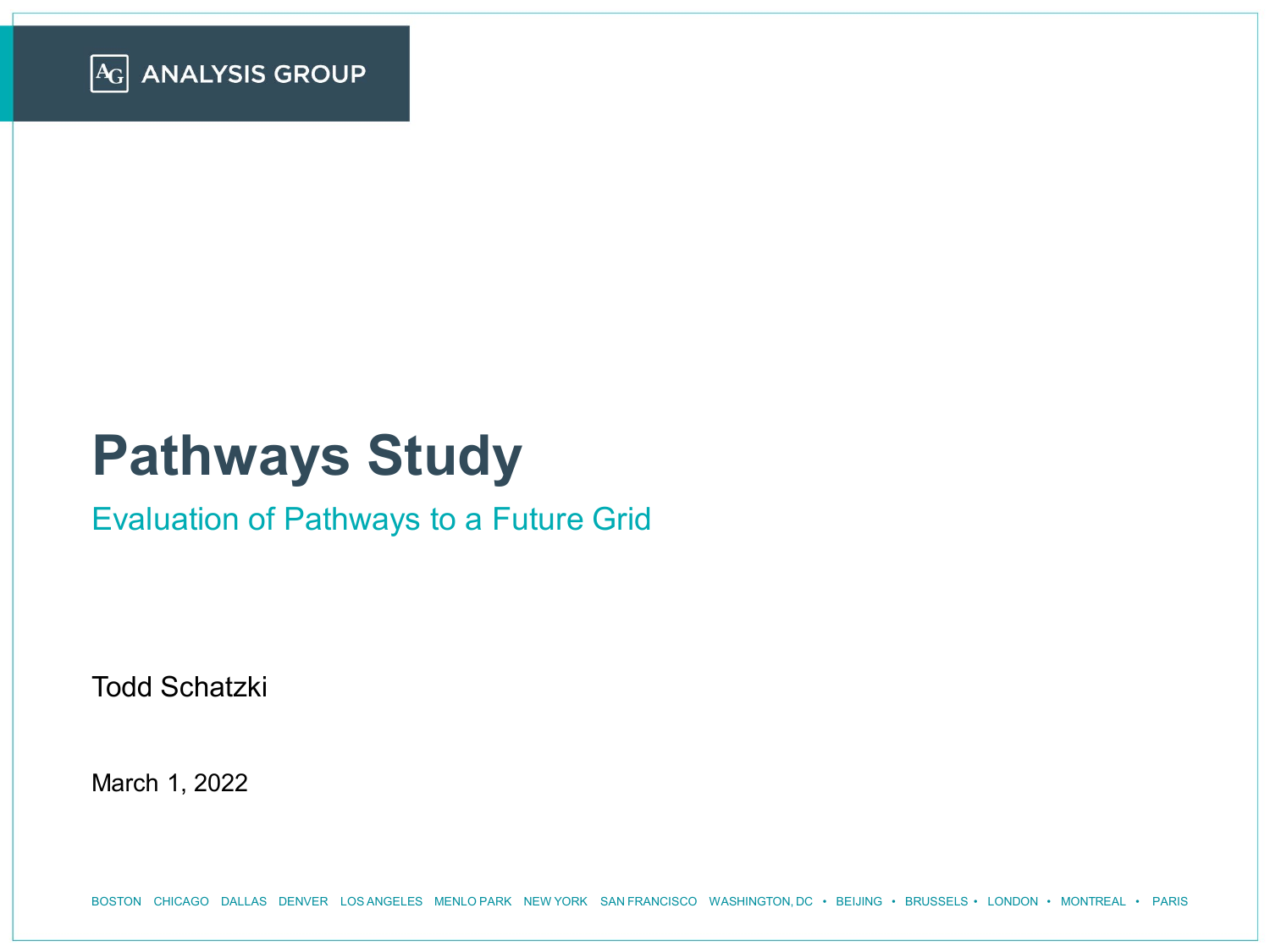ANALYSIS GROUP

# Pathways Study

## Evaluation of Pathways to a Future Grid

Todd Schatzki

March 1, 2022

BOSTON CHICAGO DALLAS DENVER LOS ANGELES MENLO PARK NEW YORK SAN FRANCISCO WASHINGTON, DC • BEIJING • BRUSSELS • LONDON • MONTREAL • PARIS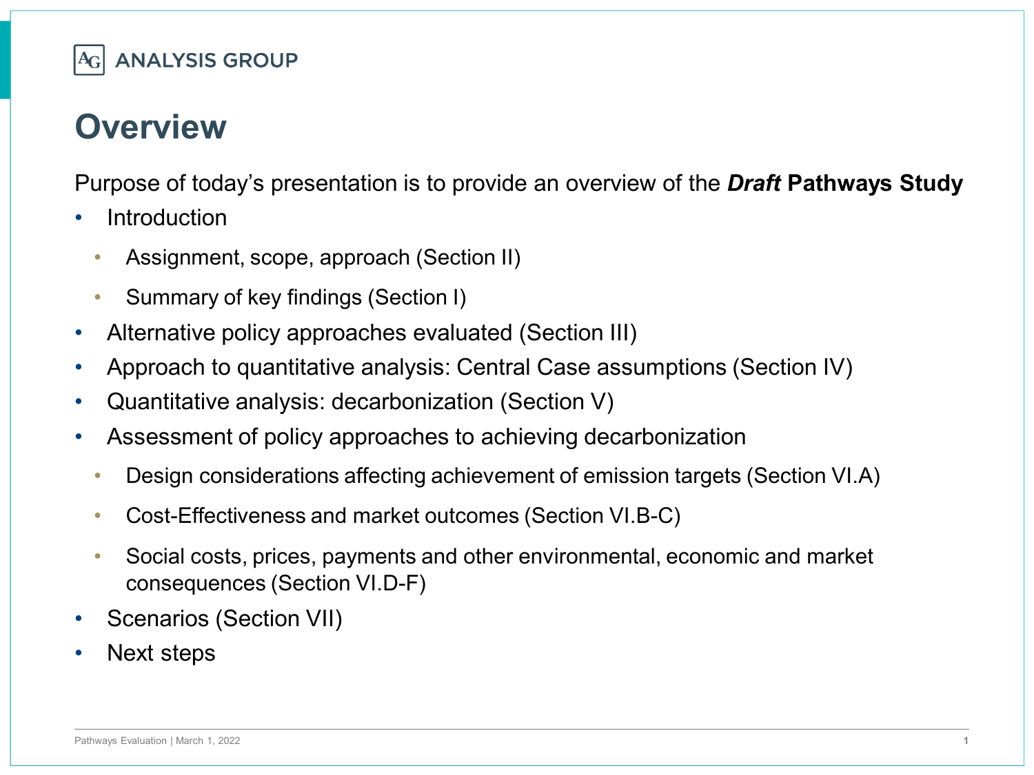# Overview

Purpose of today's presentation is to provide an overview of the ***Draft* Pathways Study**

- Introduction
  - Assignment, scope, approach (Section II)
  - Summary of key findings (Section I)
- Alternative policy approaches evaluated (Section III)
- Approach to quantitative analysis: Central Case assumptions (Section IV)
- Quantitative analysis: decarbonization (Section V)
- Assessment of policy approaches to achieving decarbonization
  - Design considerations affecting achievement of emission targets (Section VI.A)
  - Cost-Effectiveness and market outcomes (Section VI.B-C)
  - Social costs, prices, payments and other environmental, economic and market consequences (Section VI.D-F)
- Scenarios (Section VII)
- Next steps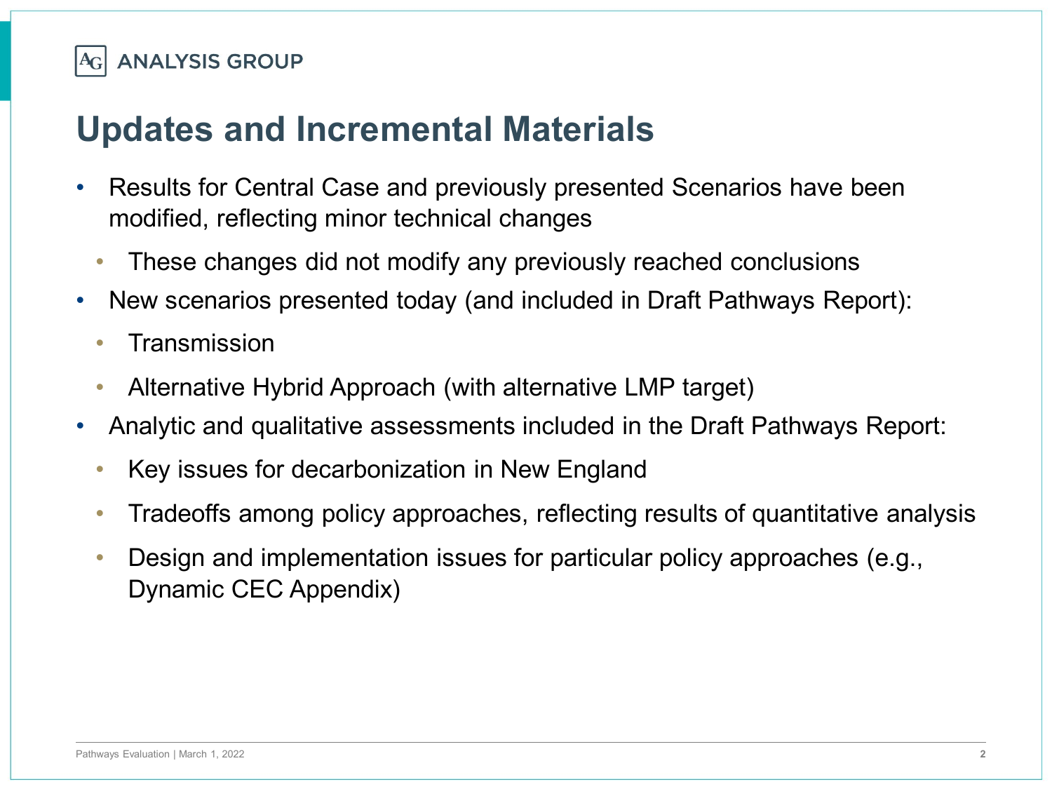# Updates and Incremental Materials

- Results for Central Case and previously presented Scenarios have been modified, reflecting minor technical changes
  - These changes did not modify any previously reached conclusions
- New scenarios presented today (and included in Draft Pathways Report):
  - Transmission
  - Alternative Hybrid Approach (with alternative LMP target)
- Analytic and qualitative assessments included in the Draft Pathways Report:
  - Key issues for decarbonization in New England
  - Tradeoffs among policy approaches, reflecting results of quantitative analysis
  - Design and implementation issues for particular policy approaches (e.g., Dynamic CEC Appendix)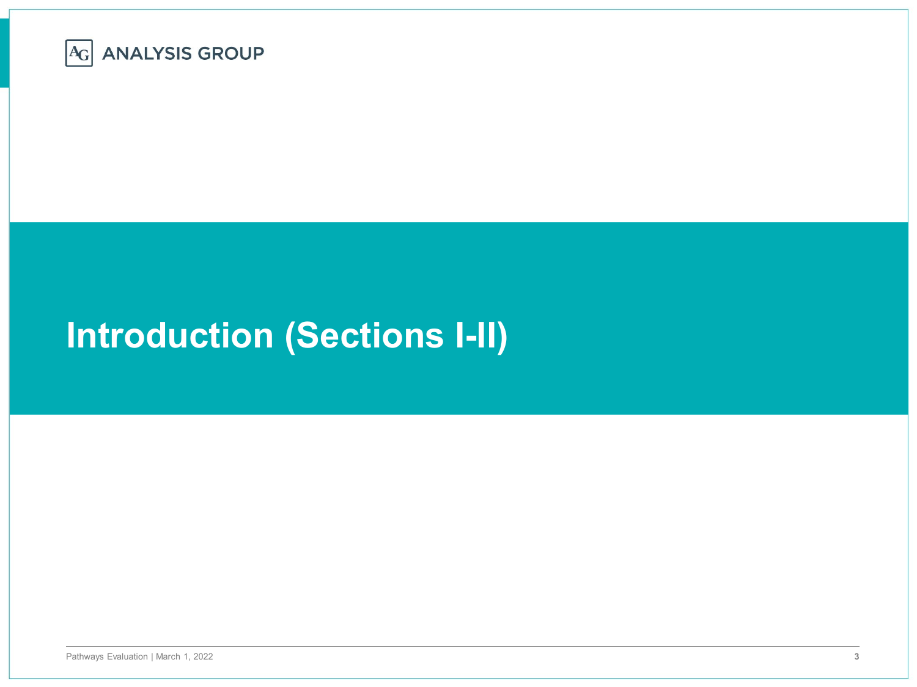# Introduction (Sections I-II)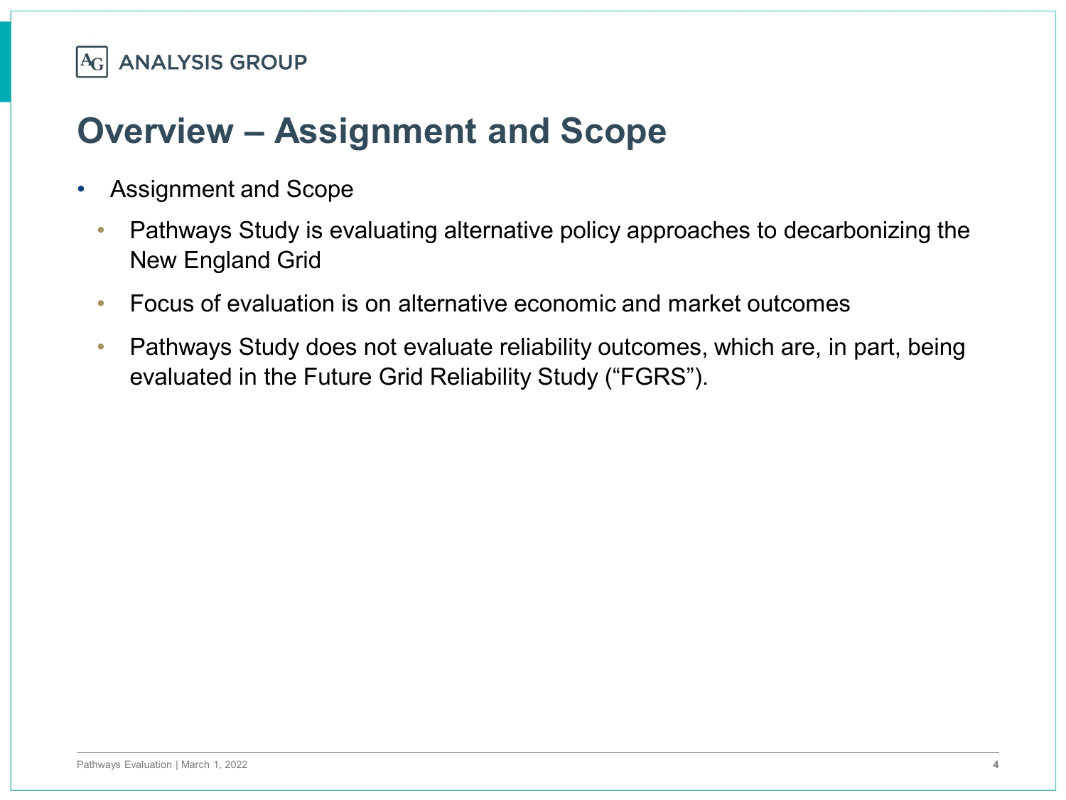# Overview – Assignment and Scope

- Assignment and Scope
  - Pathways Study is evaluating alternative policy approaches to decarbonizing the New England Grid
  - Focus of evaluation is on alternative economic and market outcomes
  - Pathways Study does not evaluate reliability outcomes, which are, in part, being evaluated in the Future Grid Reliability Study ("FGRS").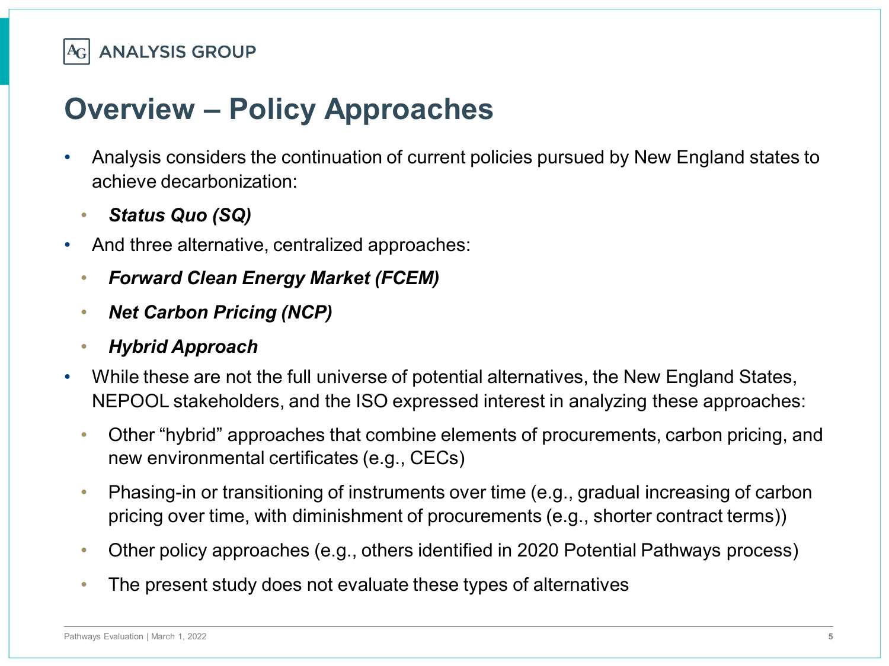# Overview – Policy Approaches

- Analysis considers the continuation of current policies pursued by New England states to achieve decarbonization:
  - ***Status Quo (SQ)***
- And three alternative, centralized approaches:
  - ***Forward Clean Energy Market (FCEM)***
  - ***Net Carbon Pricing (NCP)***
  - ***Hybrid Approach***
- While these are not the full universe of potential alternatives, the New England States, NEPOOL stakeholders, and the ISO expressed interest in analyzing these approaches:
  - Other "hybrid" approaches that combine elements of procurements, carbon pricing, and new environmental certificates (e.g., CECs)
  - Phasing-in or transitioning of instruments over time (e.g., gradual increasing of carbon pricing over time, with diminishment of procurements (e.g., shorter contract terms))
  - Other policy approaches (e.g., others identified in 2020 Potential Pathways process)
  - The present study does not evaluate these types of alternatives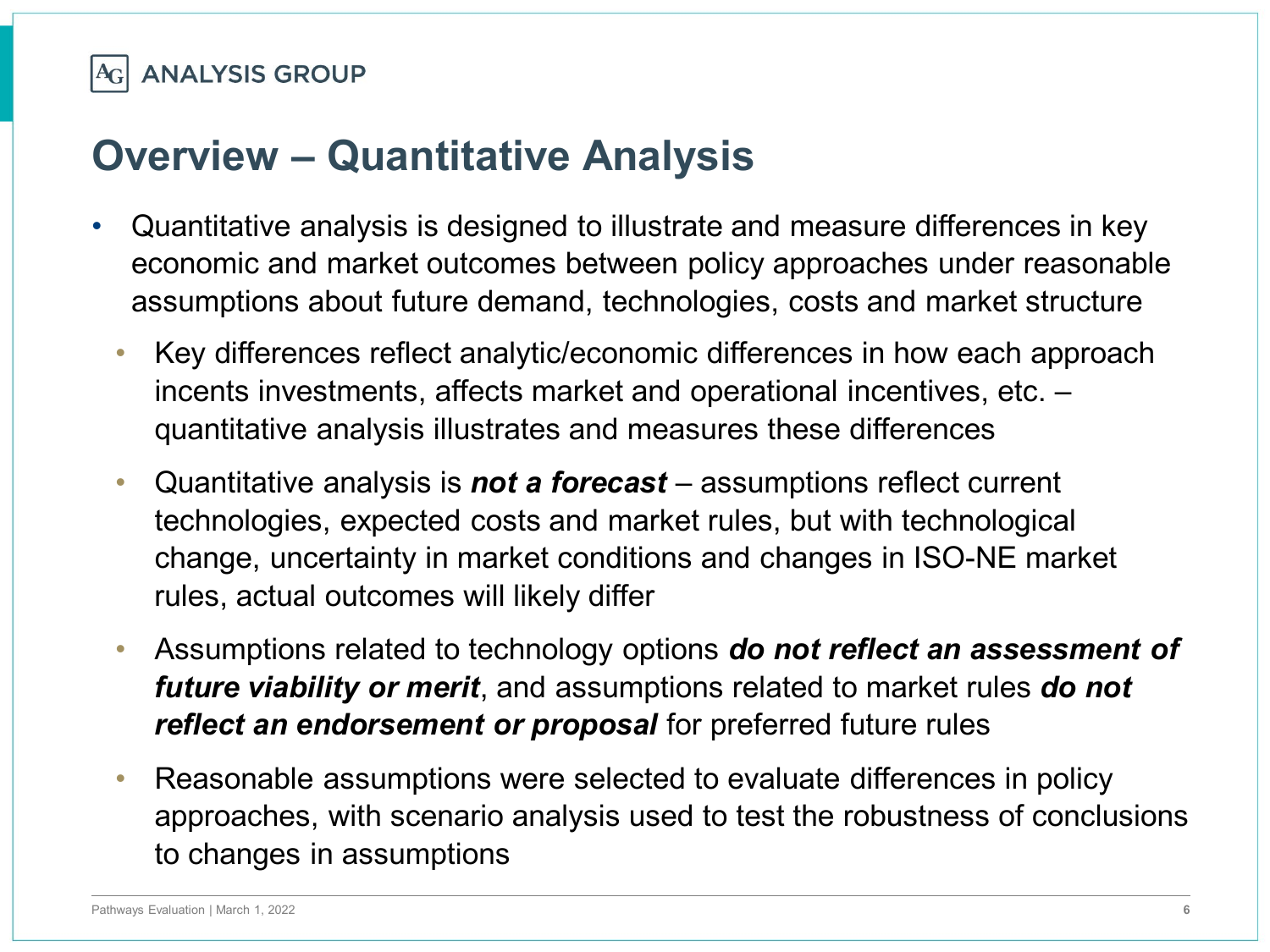# Overview – Quantitative Analysis

- Quantitative analysis is designed to illustrate and measure differences in key economic and market outcomes between policy approaches under reasonable assumptions about future demand, technologies, costs and market structure
  - Key differences reflect analytic/economic differences in how each approach incents investments, affects market and operational incentives, etc. – quantitative analysis illustrates and measures these differences
  - Quantitative analysis is ***not a forecast*** – assumptions reflect current technologies, expected costs and market rules, but with technological change, uncertainty in market conditions and changes in ISO-NE market rules, actual outcomes will likely differ
  - Assumptions related to technology options ***do not reflect an assessment of future viability or merit***, and assumptions related to market rules ***do not reflect an endorsement or proposal*** for preferred future rules
  - Reasonable assumptions were selected to evaluate differences in policy approaches, with scenario analysis used to test the robustness of conclusions to changes in assumptions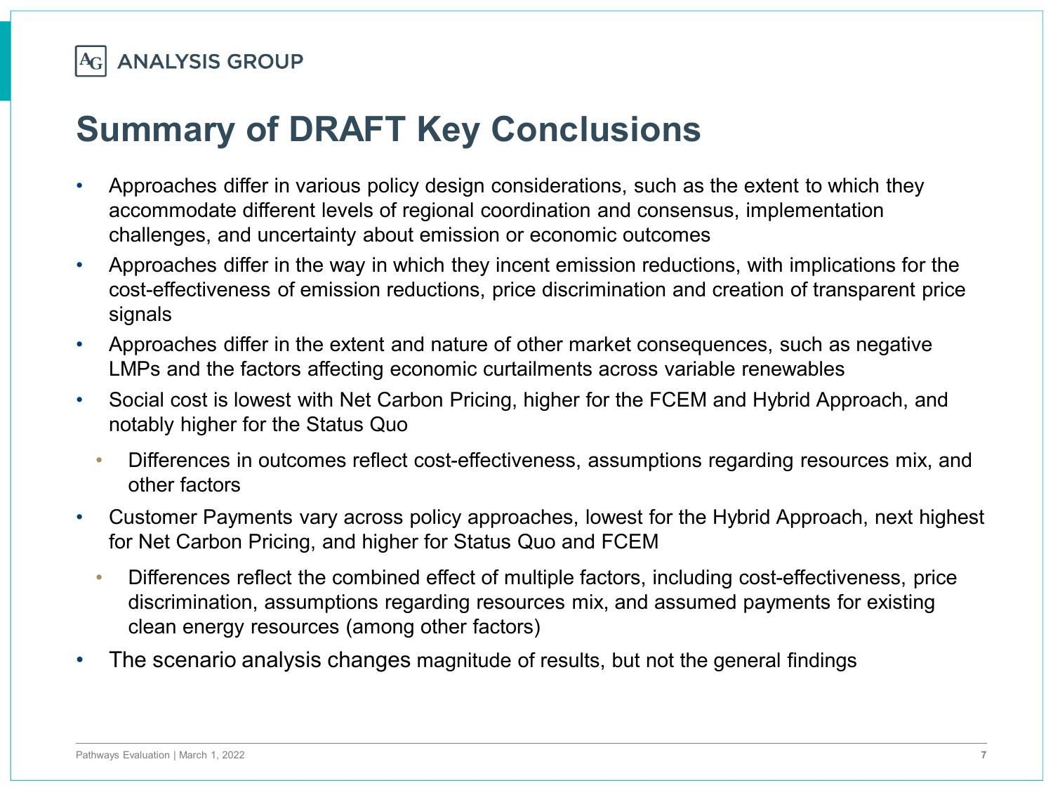# Summary of DRAFT Key Conclusions

- Approaches differ in various policy design considerations, such as the extent to which they accommodate different levels of regional coordination and consensus, implementation challenges, and uncertainty about emission or economic outcomes
- Approaches differ in the way in which they incent emission reductions, with implications for the cost-effectiveness of emission reductions, price discrimination and creation of transparent price signals
- Approaches differ in the extent and nature of other market consequences, such as negative LMPs and the factors affecting economic curtailments across variable renewables
- Social cost is lowest with Net Carbon Pricing, higher for the FCEM and Hybrid Approach, and notably higher for the Status Quo
  - Differences in outcomes reflect cost-effectiveness, assumptions regarding resources mix, and other factors
- Customer Payments vary across policy approaches, lowest for the Hybrid Approach, next highest for Net Carbon Pricing, and higher for Status Quo and FCEM
  - Differences reflect the combined effect of multiple factors, including cost-effectiveness, price discrimination, assumptions regarding resources mix, and assumed payments for existing clean energy resources (among other factors)
- The scenario analysis changes magnitude of results, but not the general findings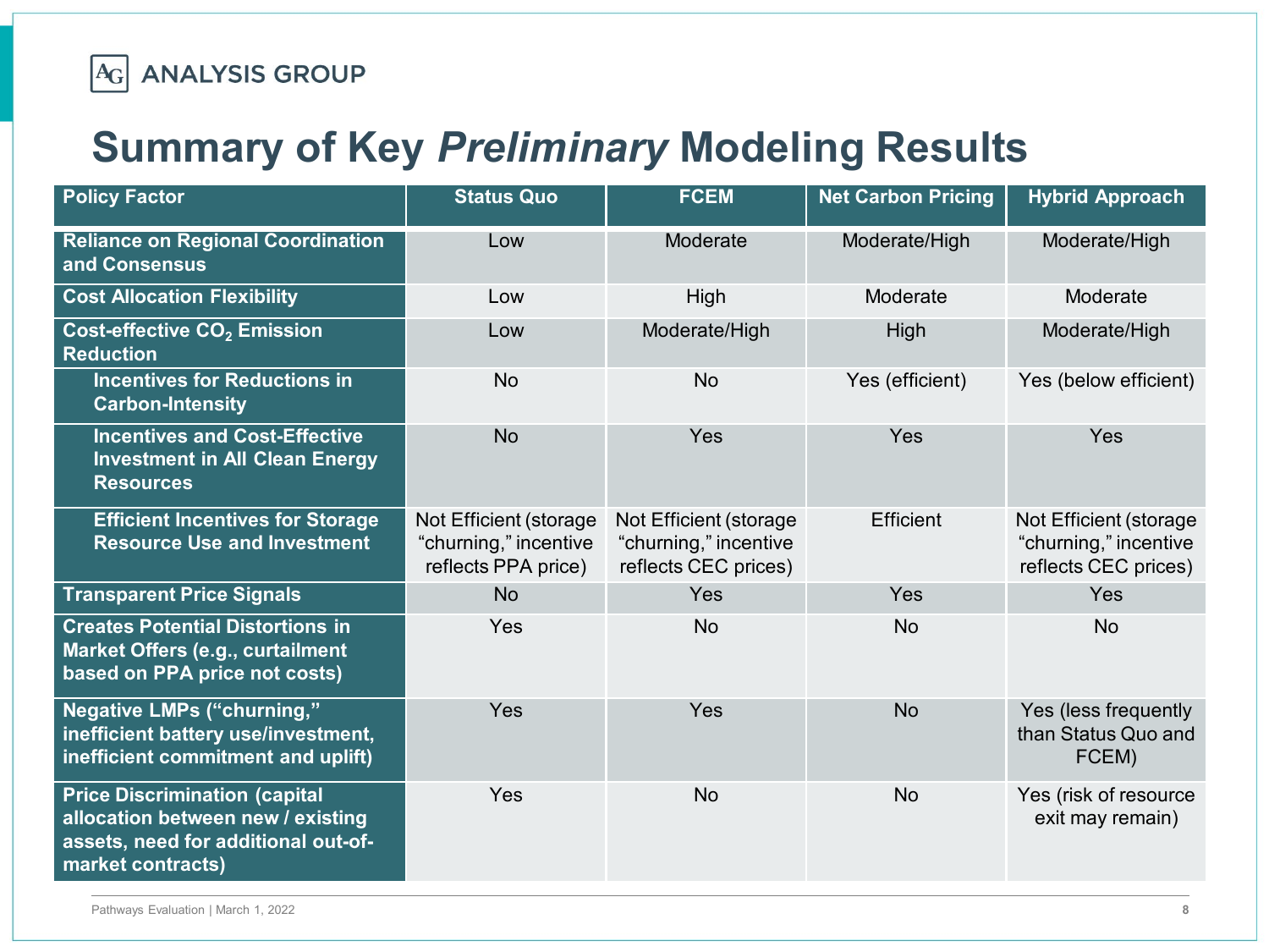# Summary of Key *Preliminary* Modeling Results

| Policy Factor | Status Quo | FCEM | Net Carbon Pricing | Hybrid Approach |
|---|---|---|---|---|
| **Reliance on Regional Coordination and Consensus** | Low | Moderate | Moderate/High | Moderate/High |
| **Cost Allocation Flexibility** | Low | High | Moderate | Moderate |
| **Cost-effective $CO_2$ Emission Reduction** | Low | Moderate/High | High | Moderate/High |
| **Incentives for Reductions in Carbon-Intensity** | No | No | Yes (efficient) | Yes (below efficient) |
| **Incentives and Cost-Effective Investment in All Clean Energy Resources** | No | Yes | Yes | Yes |
| **Efficient Incentives for Storage Resource Use and Investment** | Not Efficient (storage "churning," incentive reflects PPA price) | Not Efficient (storage "churning," incentive reflects CEC prices) | Efficient | Not Efficient (storage "churning," incentive reflects CEC prices) |
| **Transparent Price Signals** | No | Yes | Yes | Yes |
| **Creates Potential Distortions in Market Offers (e.g., curtailment based on PPA price not costs)** | Yes | No | No | No |
| **Negative LMPs ("churning," inefficient battery use/investment, inefficient commitment and uplift)** | Yes | Yes | No | Yes (less frequently than Status Quo and FCEM) |
| **Price Discrimination (capital allocation between new / existing assets, need for additional out-of-market contracts)** | Yes | No | No | Yes (risk of resource exit may remain) |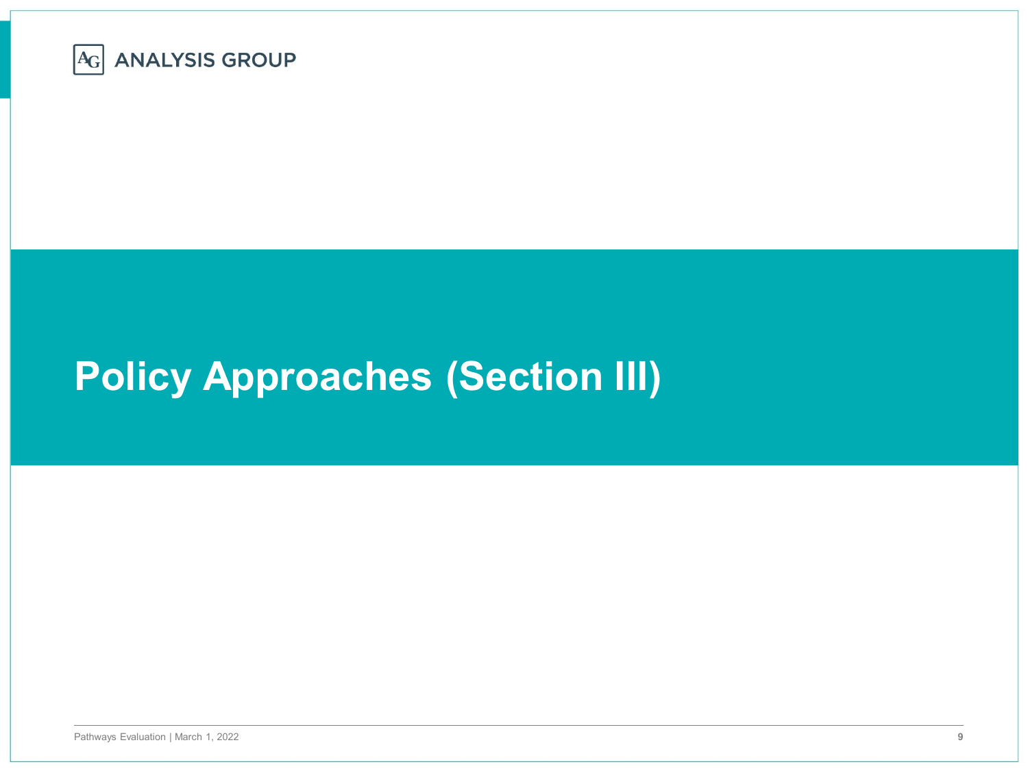# Policy Approaches (Section III)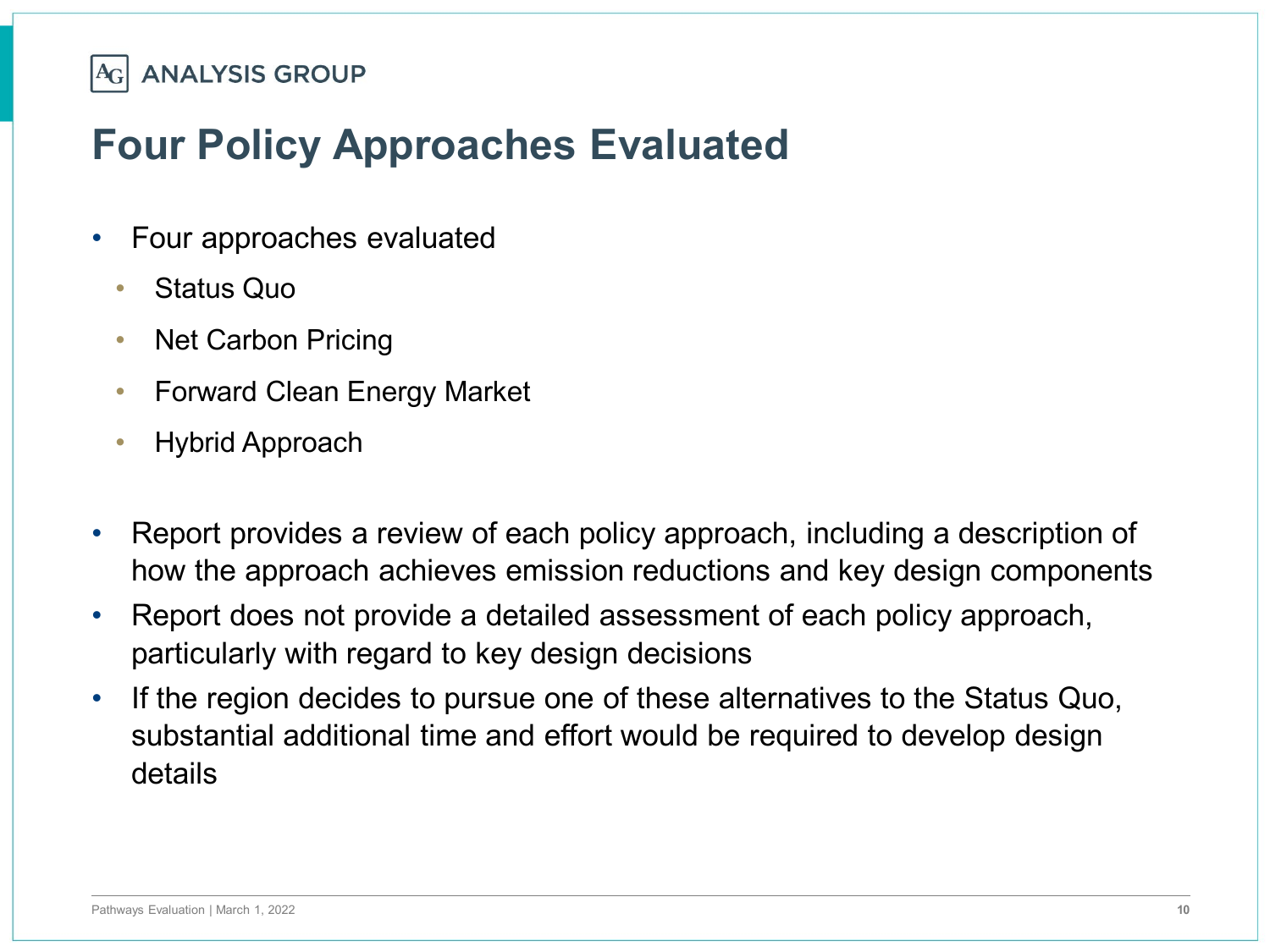# Four Policy Approaches Evaluated

- Four approaches evaluated
  - Status Quo
  - Net Carbon Pricing
  - Forward Clean Energy Market
  - Hybrid Approach

- Report provides a review of each policy approach, including a description of how the approach achieves emission reductions and key design components
- Report does not provide a detailed assessment of each policy approach, particularly with regard to key design decisions
- If the region decides to pursue one of these alternatives to the Status Quo, substantial additional time and effort would be required to develop design details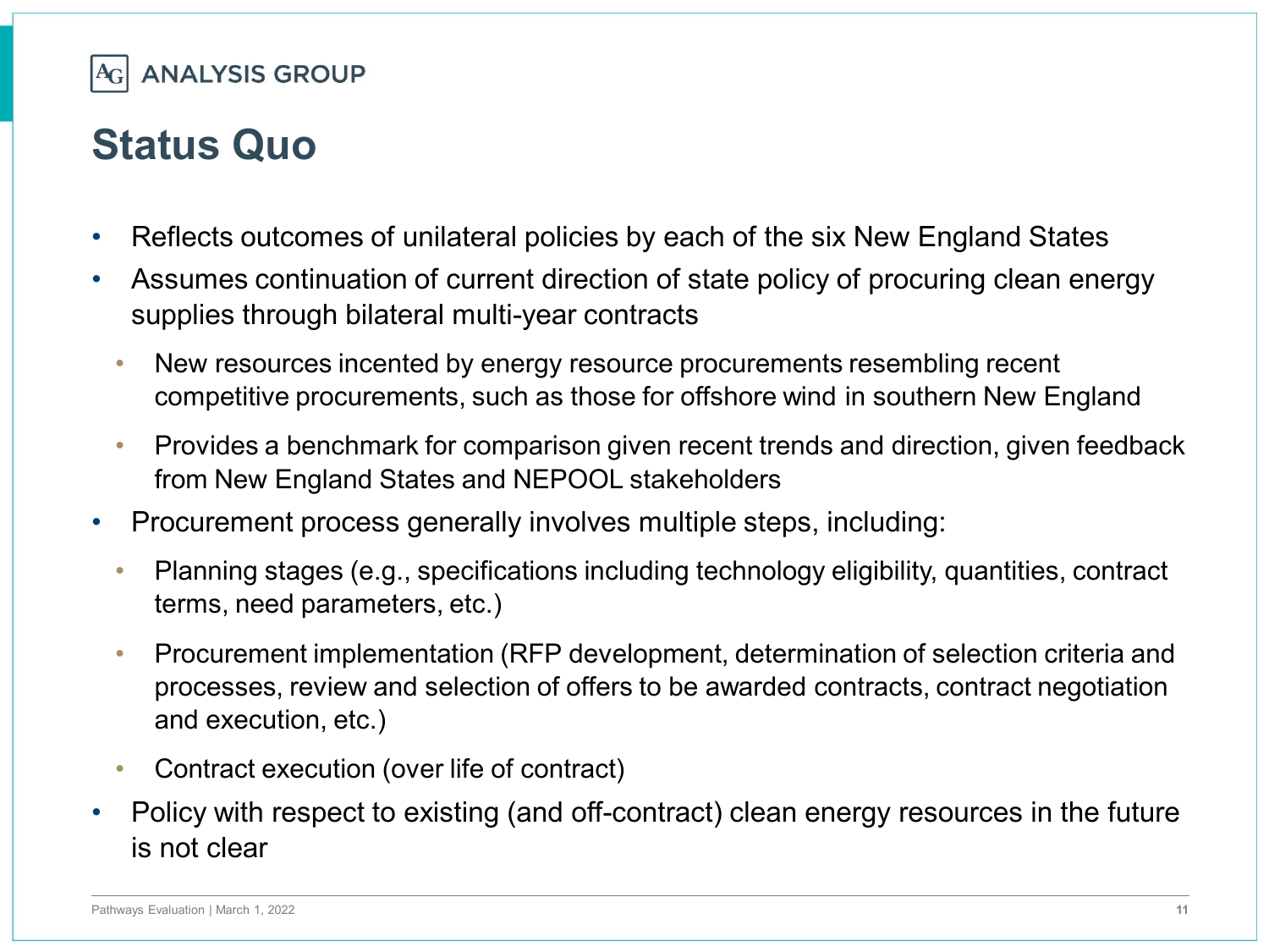# Status Quo

- Reflects outcomes of unilateral policies by each of the six New England States
- Assumes continuation of current direction of state policy of procuring clean energy supplies through bilateral multi-year contracts
  - New resources incented by energy resource procurements resembling recent competitive procurements, such as those for offshore wind in southern New England
  - Provides a benchmark for comparison given recent trends and direction, given feedback from New England States and NEPOOL stakeholders
- Procurement process generally involves multiple steps, including:
  - Planning stages (e.g., specifications including technology eligibility, quantities, contract terms, need parameters, etc.)
  - Procurement implementation (RFP development, determination of selection criteria and processes, review and selection of offers to be awarded contracts, contract negotiation and execution, etc.)
  - Contract execution (over life of contract)
- Policy with respect to existing (and off-contract) clean energy resources in the future is not clear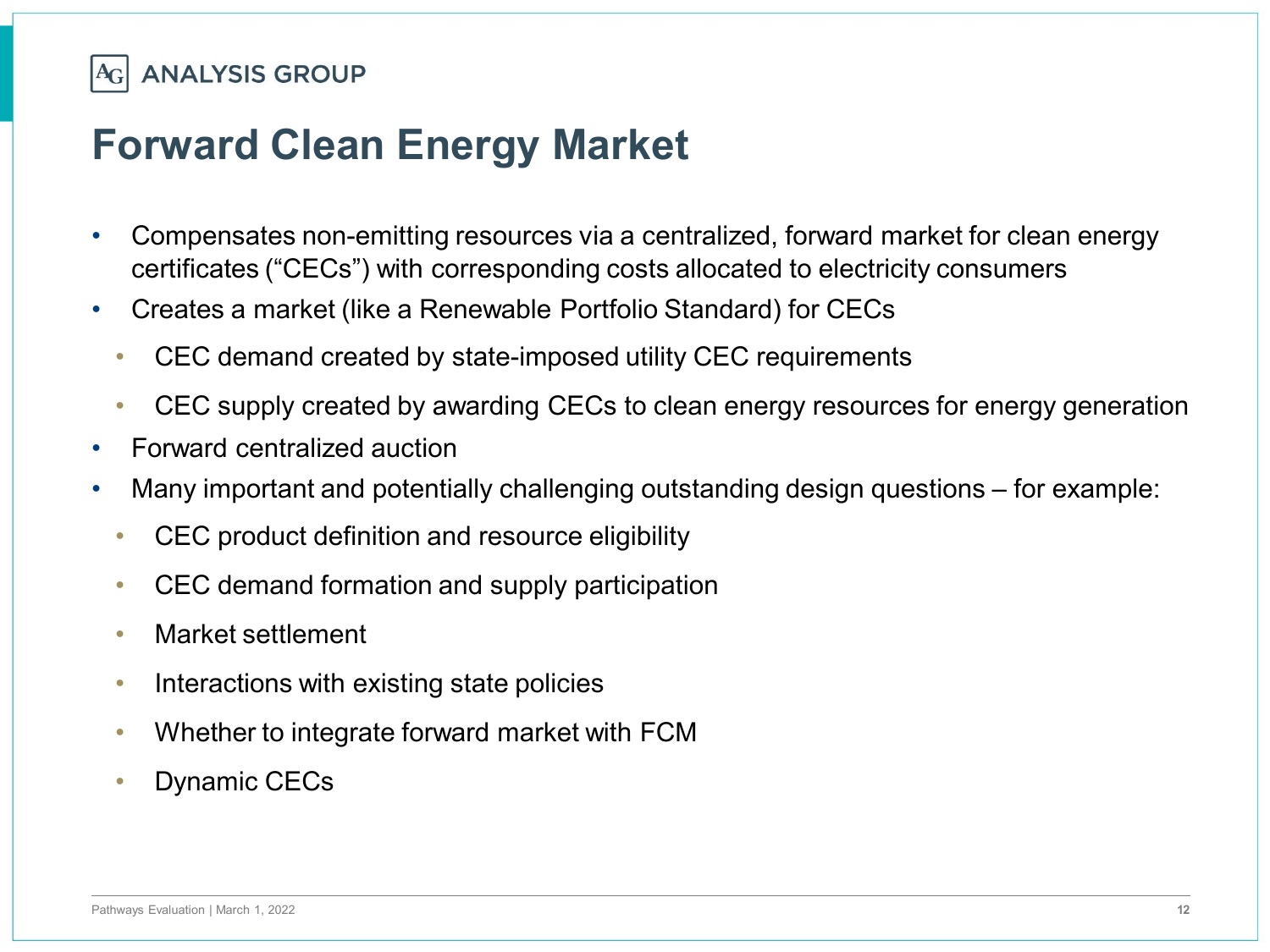# Forward Clean Energy Market

- Compensates non-emitting resources via a centralized, forward market for clean energy certificates ("CECs") with corresponding costs allocated to electricity consumers
- Creates a market (like a Renewable Portfolio Standard) for CECs
  - CEC demand created by state-imposed utility CEC requirements
  - CEC supply created by awarding CECs to clean energy resources for energy generation
- Forward centralized auction
- Many important and potentially challenging outstanding design questions – for example:
  - CEC product definition and resource eligibility
  - CEC demand formation and supply participation
  - Market settlement
  - Interactions with existing state policies
  - Whether to integrate forward market with FCM
  - Dynamic CECs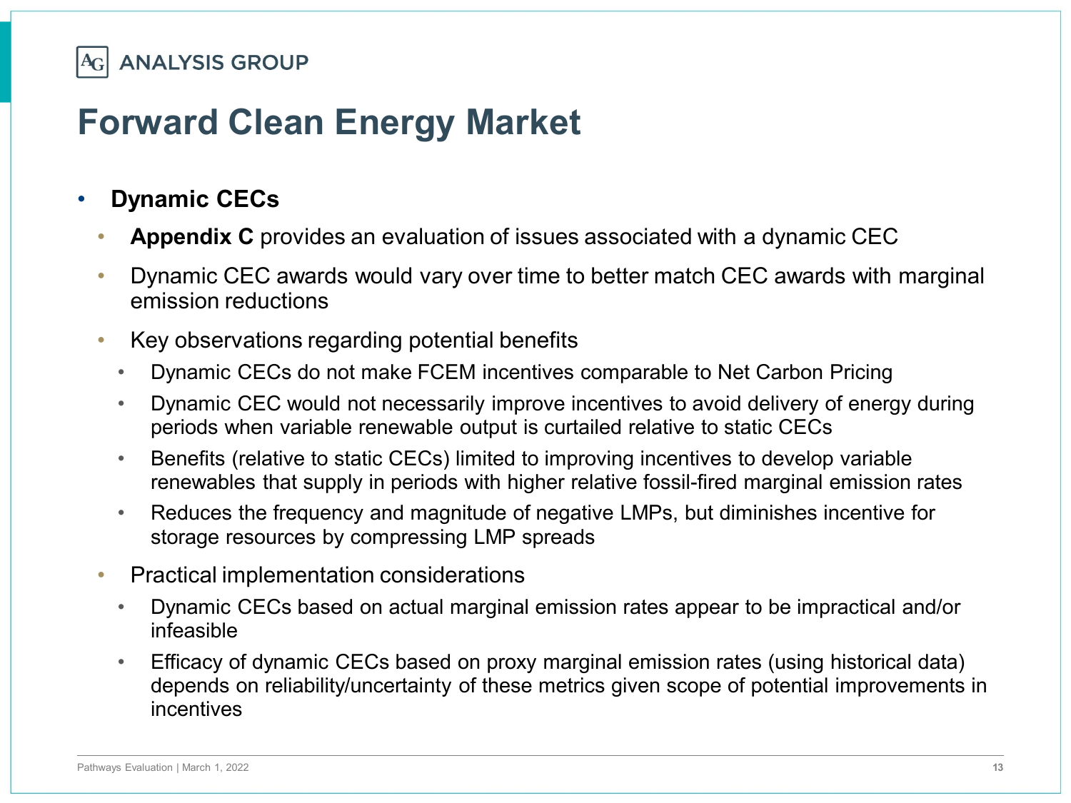# Forward Clean Energy Market

- **Dynamic CECs**
  - **Appendix C** provides an evaluation of issues associated with a dynamic CEC
  - Dynamic CEC awards would vary over time to better match CEC awards with marginal emission reductions
  - Key observations regarding potential benefits
    - Dynamic CECs do not make FCEM incentives comparable to Net Carbon Pricing
    - Dynamic CEC would not necessarily improve incentives to avoid delivery of energy during periods when variable renewable output is curtailed relative to static CECs
    - Benefits (relative to static CECs) limited to improving incentives to develop variable renewables that supply in periods with higher relative fossil-fired marginal emission rates
    - Reduces the frequency and magnitude of negative LMPs, but diminishes incentive for storage resources by compressing LMP spreads
  - Practical implementation considerations
    - Dynamic CECs based on actual marginal emission rates appear to be impractical and/or infeasible
    - Efficacy of dynamic CECs based on proxy marginal emission rates (using historical data) depends on reliability/uncertainty of these metrics given scope of potential improvements in incentives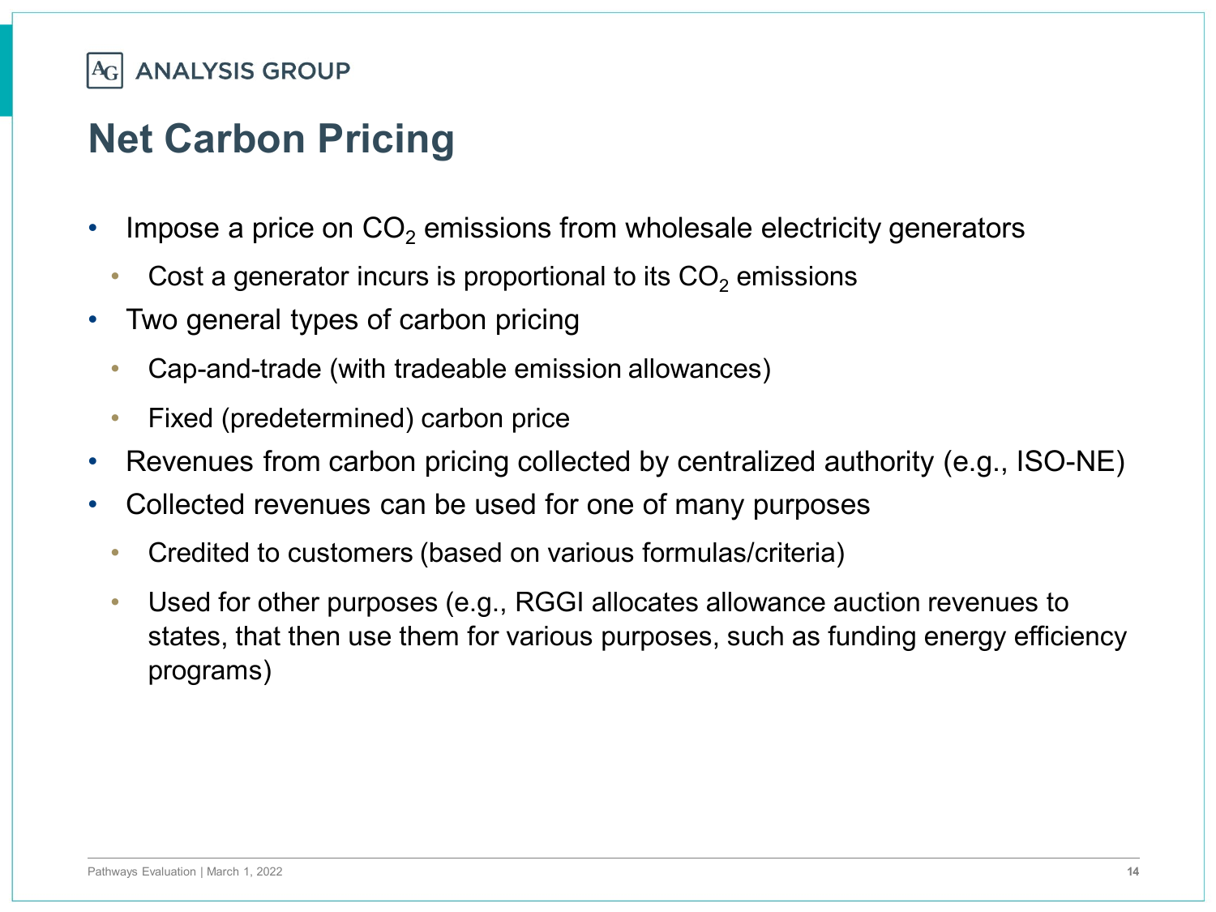# Net Carbon Pricing

- Impose a price on $CO_2$ emissions from wholesale electricity generators
  - Cost a generator incurs is proportional to its $CO_2$ emissions
- Two general types of carbon pricing
  - Cap-and-trade (with tradeable emission allowances)
  - Fixed (predetermined) carbon price
- Revenues from carbon pricing collected by centralized authority (e.g., ISO-NE)
- Collected revenues can be used for one of many purposes
  - Credited to customers (based on various formulas/criteria)
  - Used for other purposes (e.g., RGGI allocates allowance auction revenues to states, that then use them for various purposes, such as funding energy efficiency programs)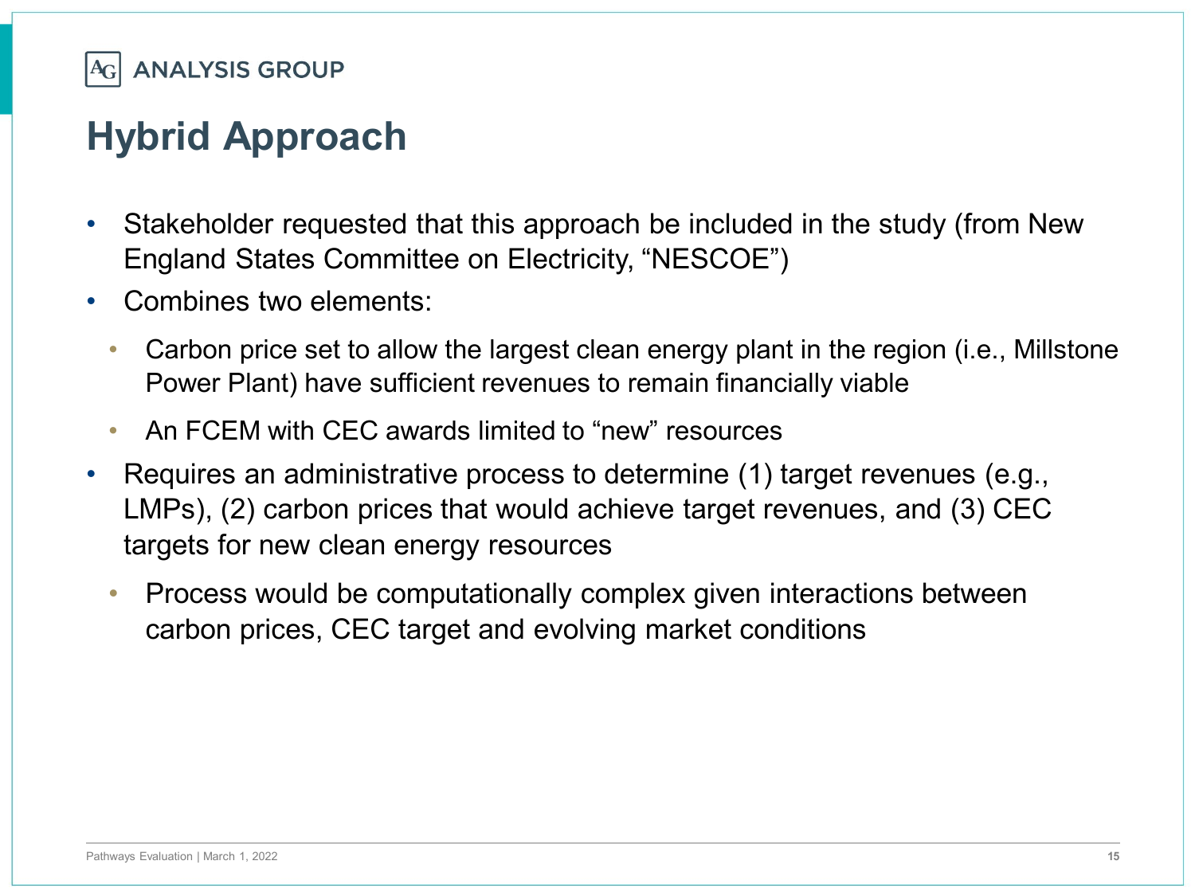# Hybrid Approach

- Stakeholder requested that this approach be included in the study (from New England States Committee on Electricity, "NESCOE")
- Combines two elements:
  - Carbon price set to allow the largest clean energy plant in the region (i.e., Millstone Power Plant) have sufficient revenues to remain financially viable
  - An FCEM with CEC awards limited to "new" resources
- Requires an administrative process to determine (1) target revenues (e.g., LMPs), (2) carbon prices that would achieve target revenues, and (3) CEC targets for new clean energy resources
  - Process would be computationally complex given interactions between carbon prices, CEC target and evolving market conditions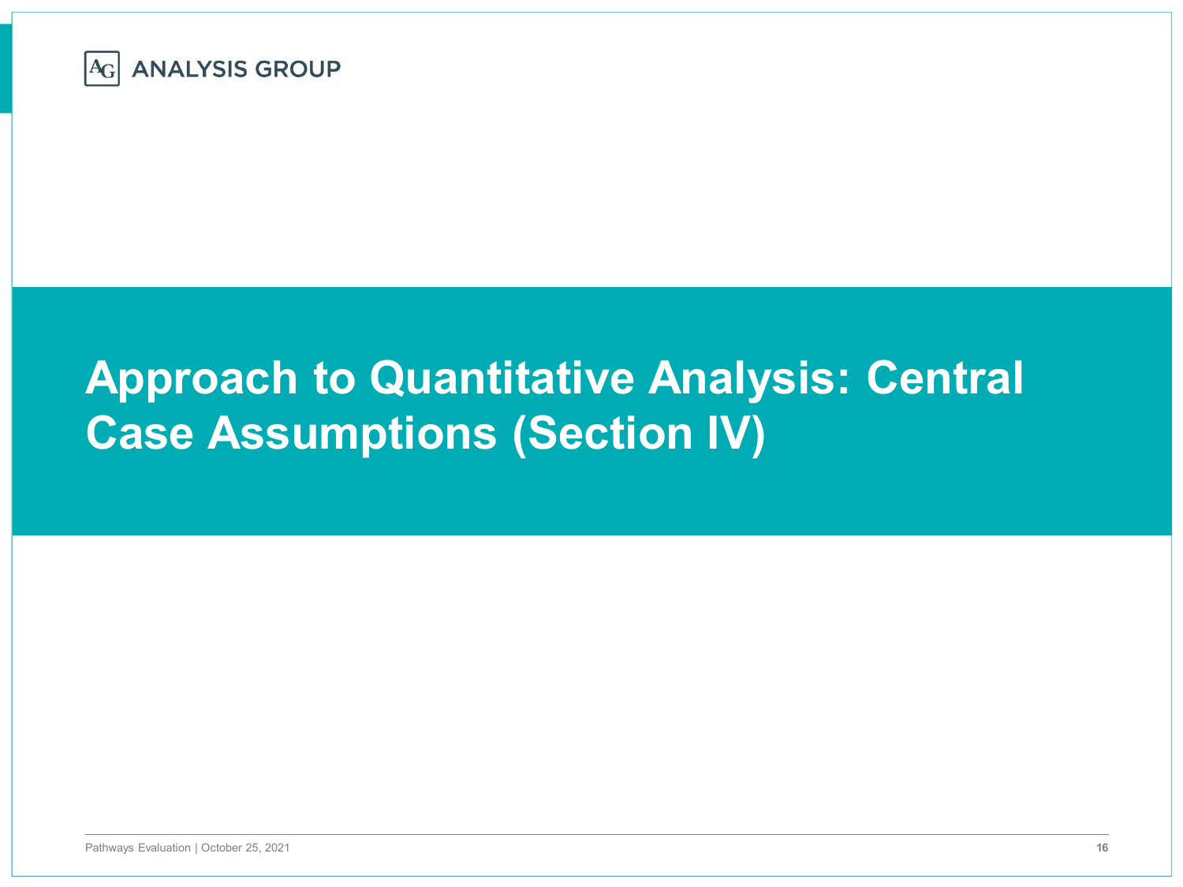# Approach to Quantitative Analysis: Central Case Assumptions (Section IV)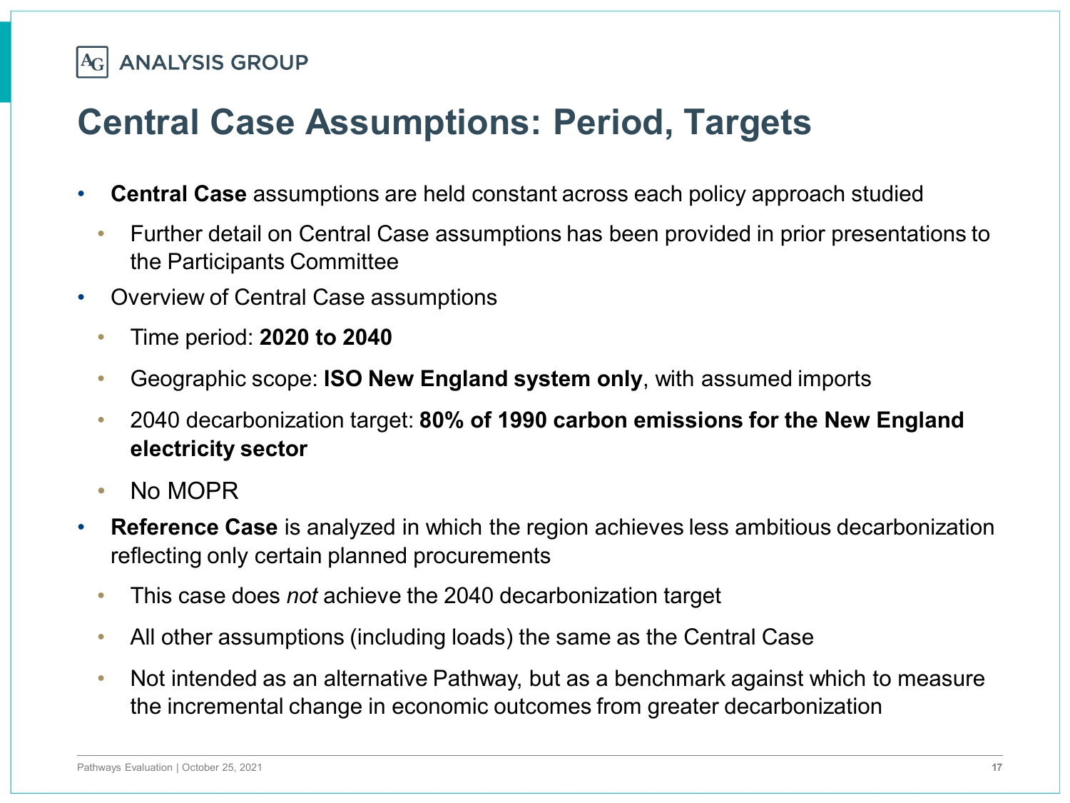# Central Case Assumptions: Period, Targets

- **Central Case** assumptions are held constant across each policy approach studied
  - Further detail on Central Case assumptions has been provided in prior presentations to the Participants Committee
- Overview of Central Case assumptions
  - Time period: **2020 to 2040**
  - Geographic scope: **ISO New England system only**, with assumed imports
  - 2040 decarbonization target: **80% of 1990 carbon emissions for the New England electricity sector**
  - No MOPR
- **Reference Case** is analyzed in which the region achieves less ambitious decarbonization reflecting only certain planned procurements
  - This case does *not* achieve the 2040 decarbonization target
  - All other assumptions (including loads) the same as the Central Case
  - Not intended as an alternative Pathway, but as a benchmark against which to measure the incremental change in economic outcomes from greater decarbonization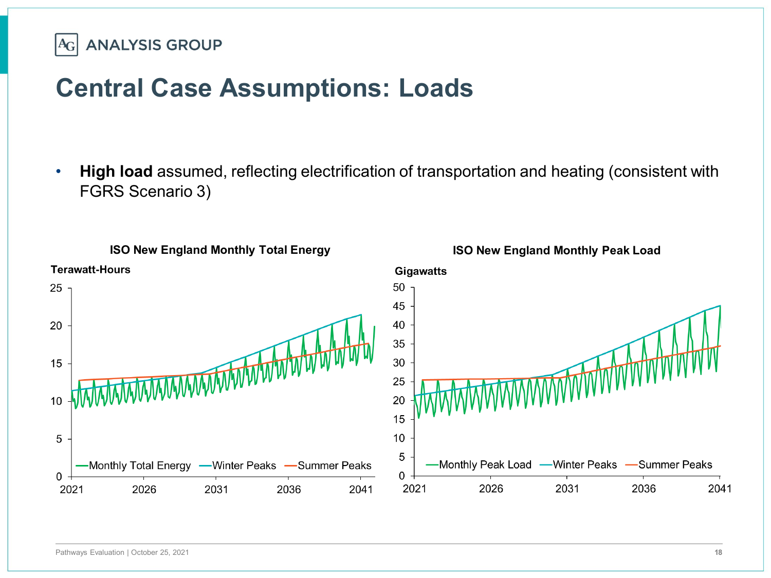# Central Case Assumptions: Loads

- **High load** assumed, reflecting electrification of transportation and heating (consistent with FGRS Scenario 3)

**ISO New England Monthly Total Energy**

Terawatt-Hours

Monthly Total Energy — Winter Peaks — Summer Peaks

**ISO New England Monthly Peak Load**

Gigawatts

Monthly Peak Load — Winter Peaks — Summer Peaks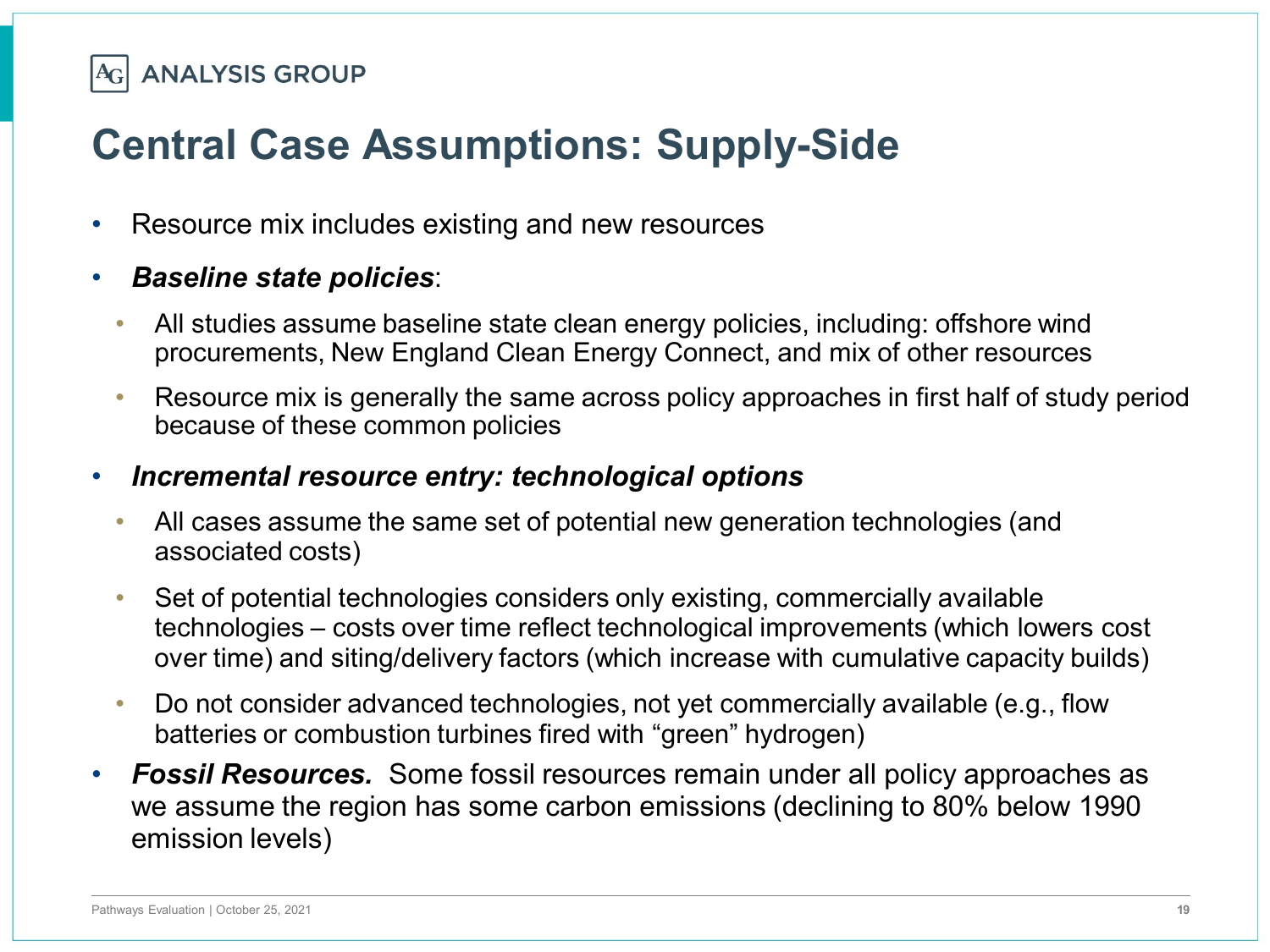# Central Case Assumptions: Supply-Side

- Resource mix includes existing and new resources
- ***Baseline state policies***:
  - All studies assume baseline state clean energy policies, including: offshore wind procurements, New England Clean Energy Connect, and mix of other resources
  - Resource mix is generally the same across policy approaches in first half of study period because of these common policies
- ***Incremental resource entry: technological options***
  - All cases assume the same set of potential new generation technologies (and associated costs)
  - Set of potential technologies considers only existing, commercially available technologies – costs over time reflect technological improvements (which lowers cost over time) and siting/delivery factors (which increase with cumulative capacity builds)
  - Do not consider advanced technologies, not yet commercially available (e.g., flow batteries or combustion turbines fired with "green" hydrogen)
- ***Fossil Resources.*** Some fossil resources remain under all policy approaches as we assume the region has some carbon emissions (declining to 80% below 1990 emission levels)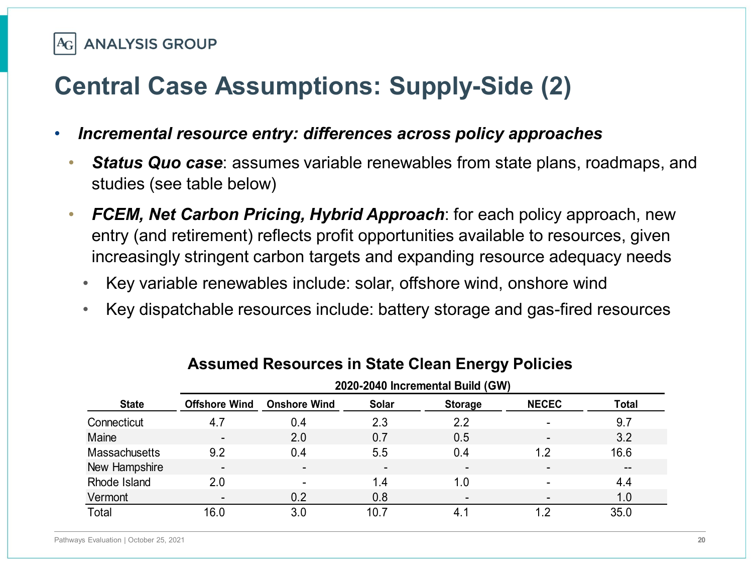# Central Case Assumptions: Supply-Side (2)

- ***Incremental resource entry: differences across policy approaches***
  - ***Status Quo case***: assumes variable renewables from state plans, roadmaps, and studies (see table below)
  - ***FCEM, Net Carbon Pricing, Hybrid Approach***: for each policy approach, new entry (and retirement) reflects profit opportunities available to resources, given increasingly stringent carbon targets and expanding resource adequacy needs
    - Key variable renewables include: solar, offshore wind, onshore wind
    - Key dispatchable resources include: battery storage and gas-fired resources

### Assumed Resources in State Clean Energy Policies

| | 2020-2040 Incremental Build (GW) | | | | | |
|---|---|---|---|---|---|---|
| **State** | **Offshore Wind** | **Onshore Wind** | **Solar** | **Storage** | **NECEC** | **Total** |
| Connecticut | 4.7 | 0.4 | 2.3 | 2.2 | - | 9.7 |
| Maine | - | 2.0 | 0.7 | 0.5 | - | 3.2 |
| Massachusetts | 9.2 | 0.4 | 5.5 | 0.4 | 1.2 | 16.6 |
| New Hampshire | - | - | - | - | - | -- |
| Rhode Island | 2.0 | - | 1.4 | 1.0 | - | 4.4 |
| Vermont | - | 0.2 | 0.8 | - | - | 1.0 |
| Total | 16.0 | 3.0 | 10.7 | 4.1 | 1.2 | 35.0 |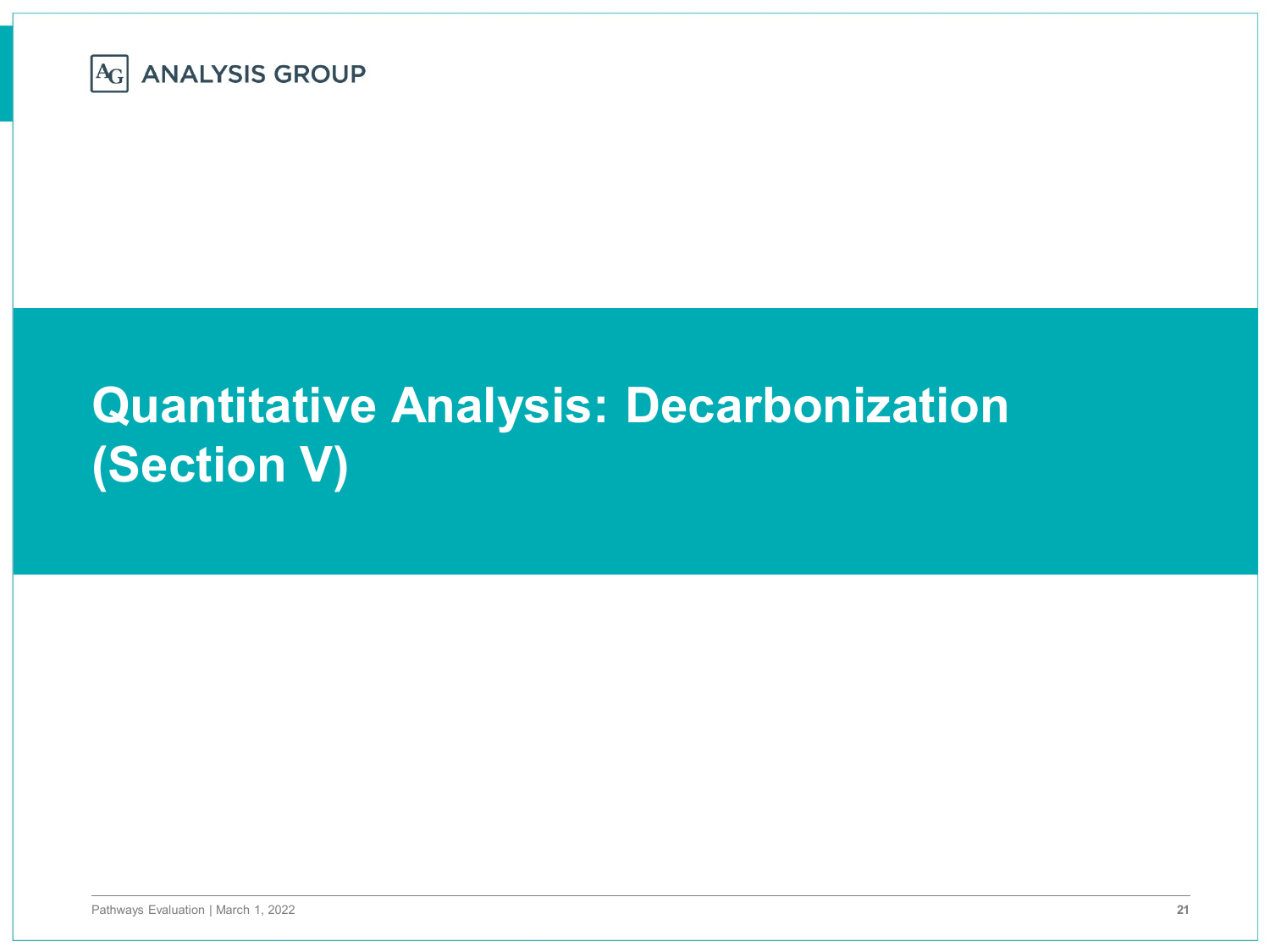# Quantitative Analysis: Decarbonization (Section V)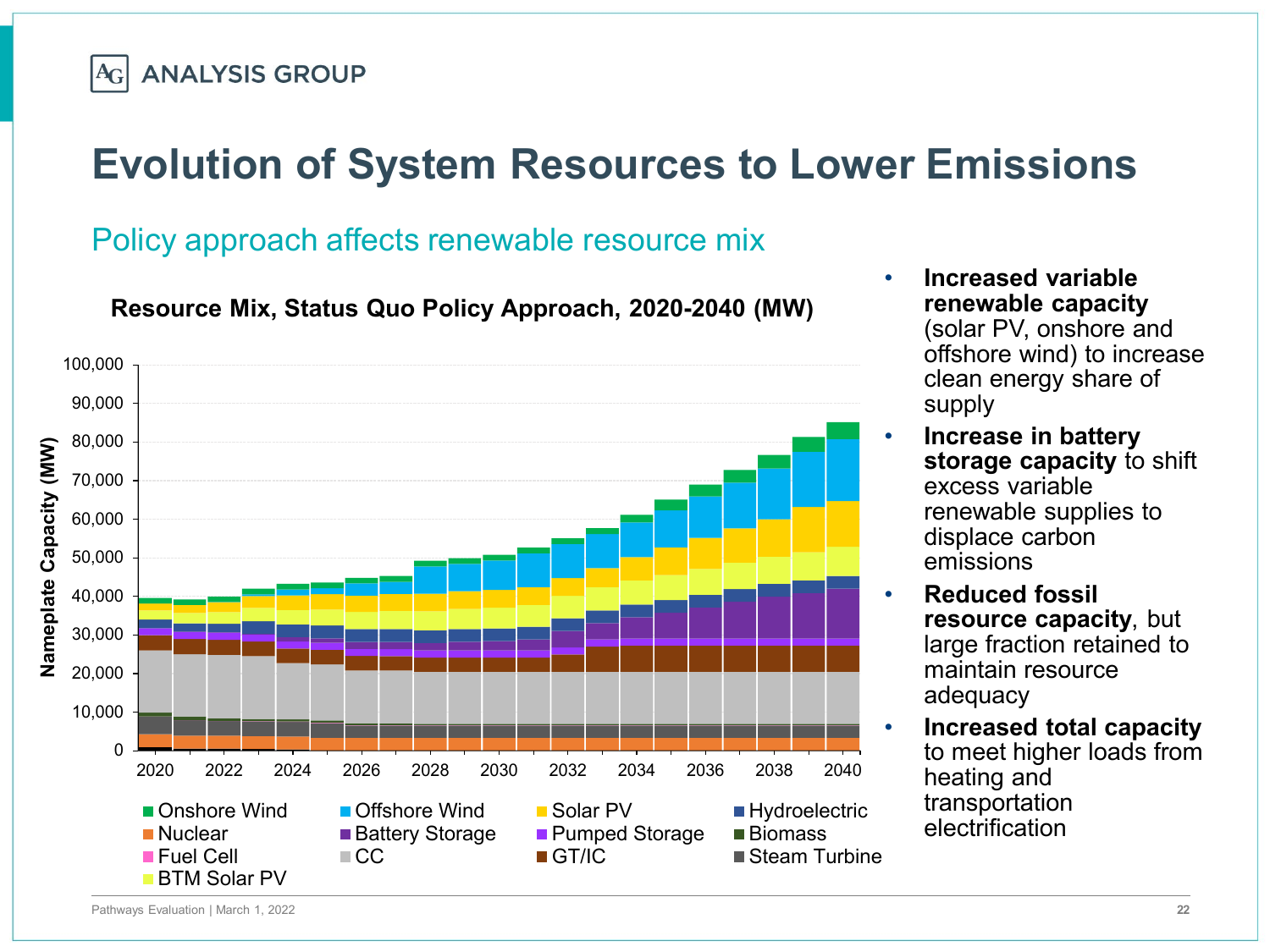# Evolution of System Resources to Lower Emissions

## Policy approach affects renewable resource mix

**Resource Mix, Status Quo Policy Approach, 2020-2040 (MW)**

Nameplate Capacity (MW)

100,000
90,000
80,000
70,000
60,000
50,000
40,000
30,000
20,000
10,000
0

2020 2022 2024 2026 2028 2030 2032 2034 2036 2038 2040

Onshore Wind
Offshore Wind
Solar PV
Hydroelectric
Nuclear
Battery Storage
Pumped Storage
Biomass
Fuel Cell
CC
GT/IC
Steam Turbine
BTM Solar PV

- **Increased variable renewable capacity** (solar PV, onshore and offshore wind) to increase clean energy share of supply
- **Increase in battery storage capacity** to shift excess variable renewable supplies to displace carbon emissions
- **Reduced fossil resource capacity**, but large fraction retained to maintain resource adequacy
- **Increased total capacity** to meet higher loads from heating and transportation electrification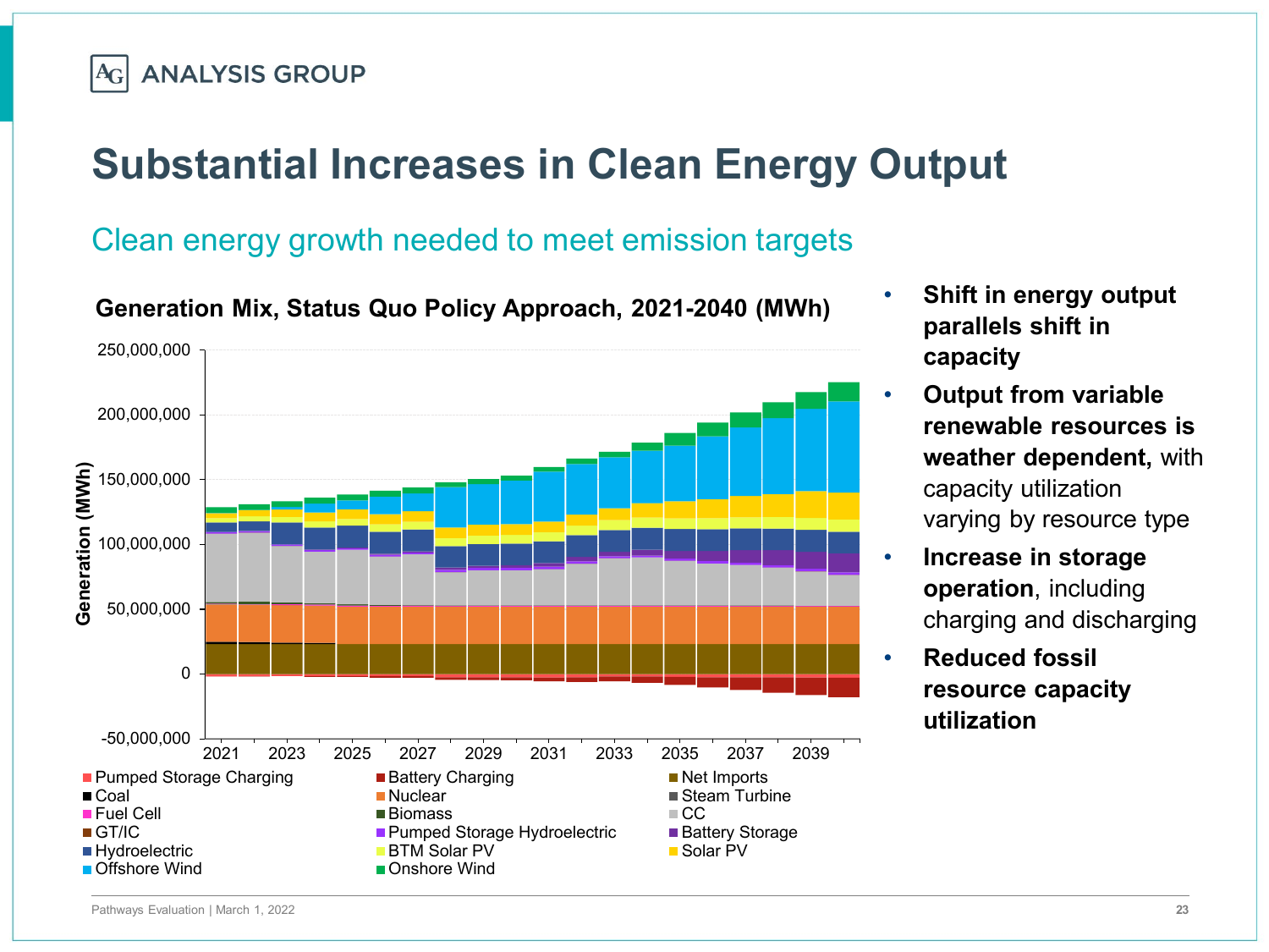# Substantial Increases in Clean Energy Output

## Clean energy growth needed to meet emission targets

**Generation Mix, Status Quo Policy Approach, 2021-2040 (MWh)**

Generation (MWh)

250,000,000
200,000,000
150,000,000
100,000,000
50,000,000
0
-50,000,000

2021 2023 2025 2027 2029 2031 2033 2035 2037 2039

Pumped Storage Charging
Battery Charging
Net Imports
Coal
Nuclear
Steam Turbine
Fuel Cell
Biomass
CC
GT/IC
Pumped Storage Hydroelectric
Battery Storage
Hydroelectric
BTM Solar PV
Solar PV
Offshore Wind
Onshore Wind

- **Shift in energy output parallels shift in capacity**
- **Output from variable renewable resources is weather dependent,** with capacity utilization varying by resource type
- **Increase in storage operation**, including charging and discharging
- **Reduced fossil resource capacity utilization**

Pathways Evaluation | March 1, 2022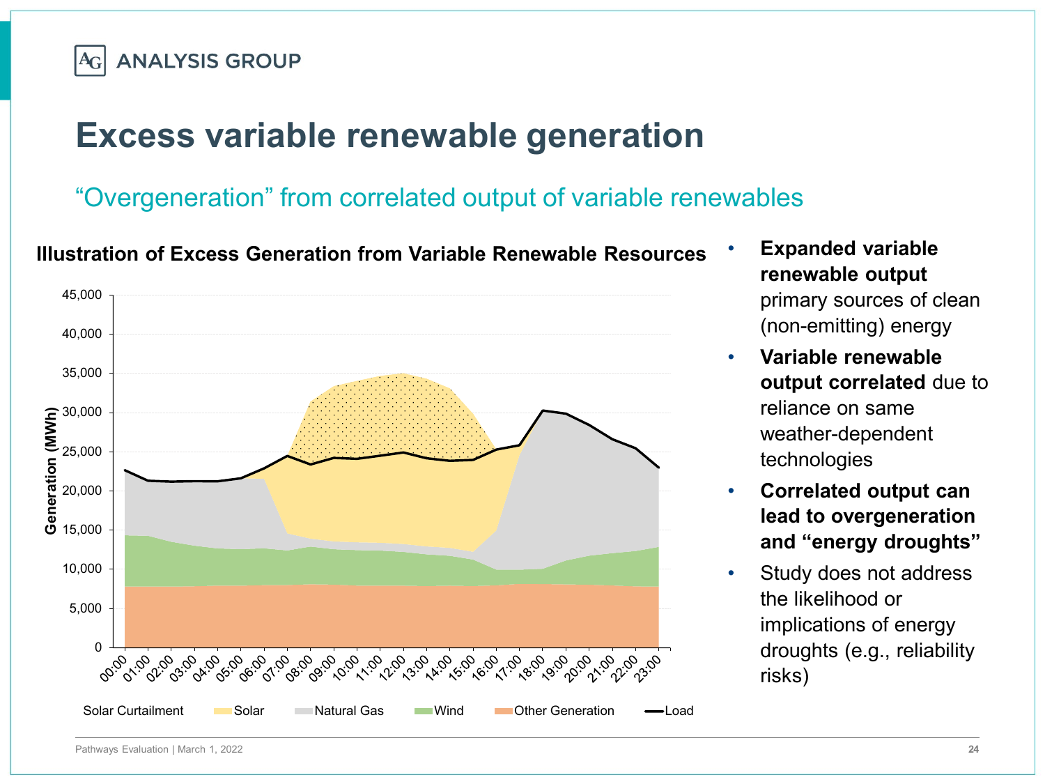# Excess variable renewable generation

## "Overgeneration" from correlated output of variable renewables

**Illustration of Excess Generation from Variable Renewable Resources**

Generation (MWh)

45,000
40,000
35,000
30,000
25,000
20,000
15,000
10,000
5,000
0

00:00 01:00 02:00 03:00 04:00 05:00 06:00 07:00 08:00 09:00 10:00 11:00 12:00 13:00 14:00 15:00 16:00 17:00 18:00 19:00 20:00 21:00 22:00 23:00

Solar Curtailment   Solar   Natural Gas   Wind   Other Generation   Load

- **Expanded variable renewable output** primary sources of clean (non-emitting) energy
- **Variable renewable output correlated** due to reliance on same weather-dependent technologies
- **Correlated output can lead to overgeneration and "energy droughts"**
- Study does not address the likelihood or implications of energy droughts (e.g., reliability risks)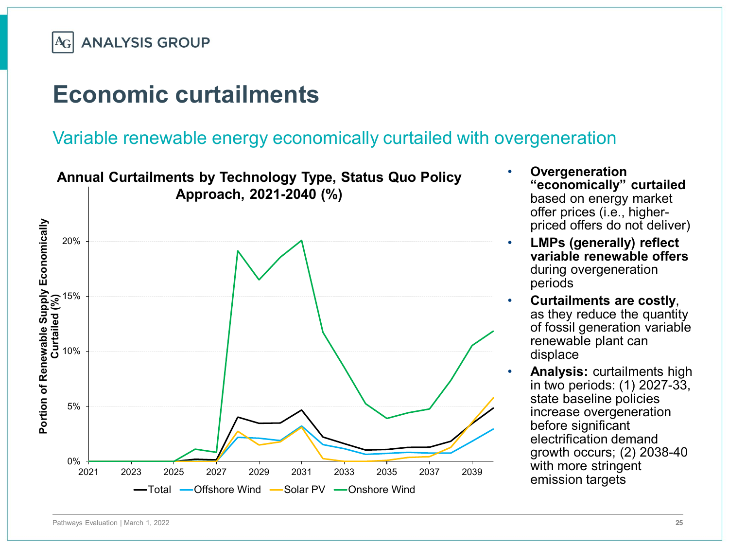# Economic curtailments

## Variable renewable energy economically curtailed with overgeneration

**Annual Curtailments by Technology Type, Status Quo Policy Approach, 2021-2040 (%)**

Portion of Renewable Supply Economically Curtailed (%)

0%
5%
10%
15%
20%

2021
2023
2025
2027
2029
2031
2033
2035
2037
2039

Total
Offshore Wind
Solar PV
Onshore Wind

- **Overgeneration "economically" curtailed** based on energy market offer prices (i.e., higher-priced offers do not deliver)
- **LMPs (generally) reflect variable renewable offers** during overgeneration periods
- **Curtailments are costly**, as they reduce the quantity of fossil generation variable renewable plant can displace
- **Analysis:** curtailments high in two periods: (1) 2027-33, state baseline policies increase overgeneration before significant electrification demand growth occurs; (2) 2038-40 with more stringent emission targets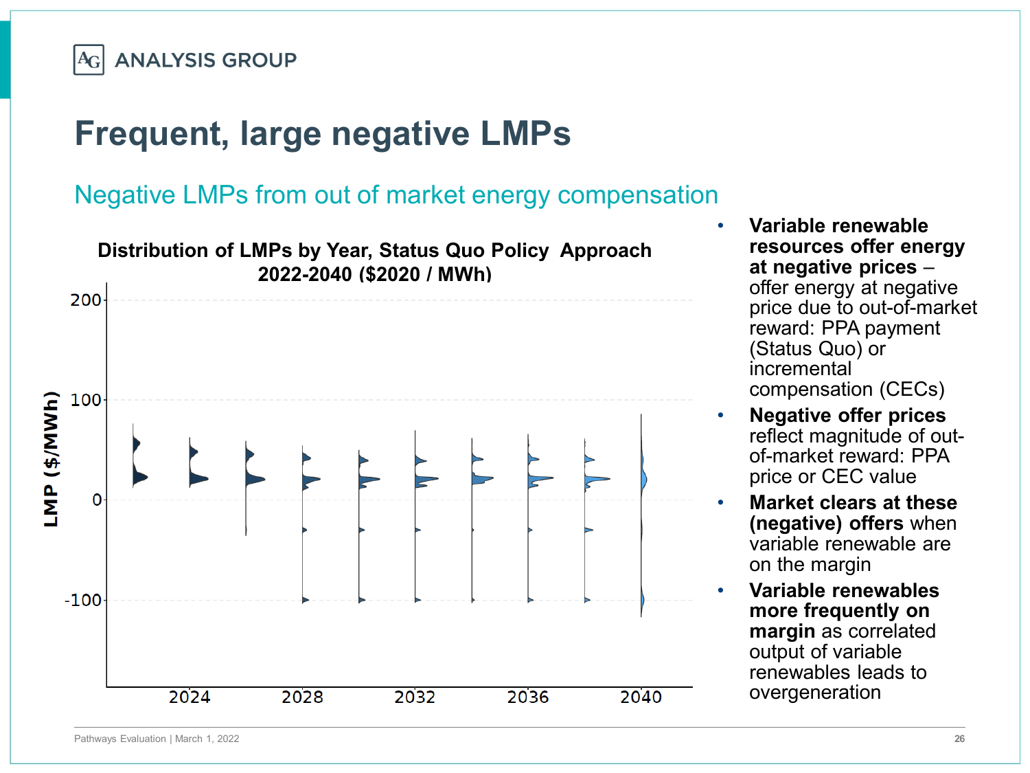# Frequent, large negative LMPs

## Negative LMPs from out of market energy compensation

Distribution of LMPs by Year, Status Quo Policy Approach 2022-2040 ($2020 / MWh)

LMP ($/MWh)

200

100

0

-100

2024

2028

2032

2036

2040

- **Variable renewable resources offer energy at negative prices** – offer energy at negative price due to out-of-market reward: PPA payment (Status Quo) or incremental compensation (CECs)
- **Negative offer prices** reflect magnitude of out-of-market reward: PPA price or CEC value
- **Market clears at these (negative) offers** when variable renewable are on the margin
- **Variable renewables more frequently on margin** as correlated output of variable renewables leads to overgeneration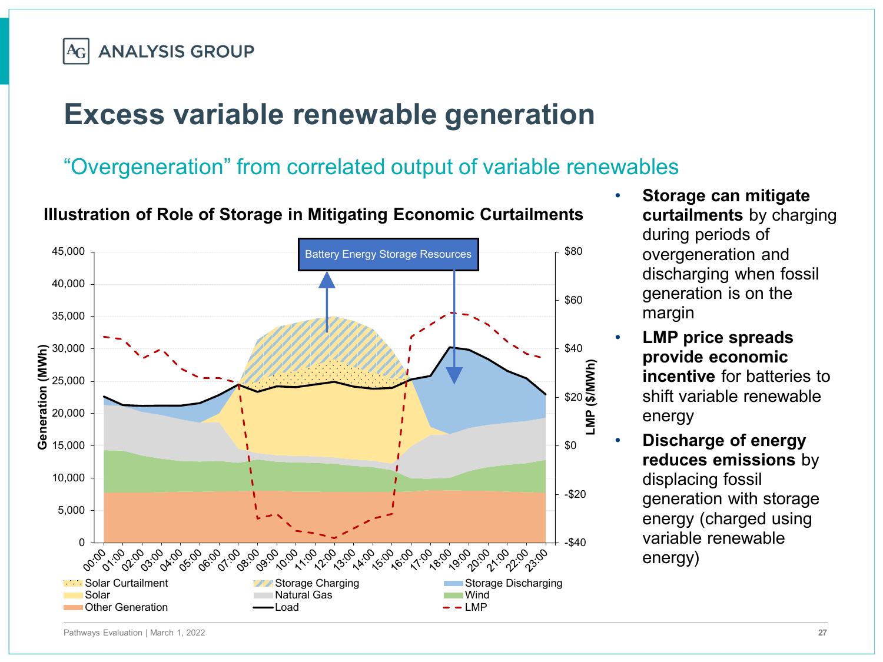# Excess variable renewable generation

## "Overgeneration" from correlated output of variable renewables

**Illustration of Role of Storage in Mitigating Economic Curtailments**

Battery Energy Storage Resources

Generation (MWh)

45,000
40,000
35,000
30,000
25,000
20,000
15,000
10,000
5,000
0

LMP ($/MWh)

$80
$60
$40
$20
$0
-$20
-$40

00:00 01:00 02:00 03:00 04:00 05:00 06:00 07:00 08:00 09:00 10:00 11:00 12:00 13:00 14:00 15:00 16:00 17:00 18:00 19:00 20:00 21:00 22:00 23:00

Solar Curtailment
Storage Charging
Storage Discharging
Solar
Natural Gas
Wind
Other Generation
Load
LMP

- **Storage can mitigate curtailments** by charging during periods of overgeneration and discharging when fossil generation is on the margin
- **LMP price spreads provide economic incentive** for batteries to shift variable renewable energy
- **Discharge of energy reduces emissions** by displacing fossil generation with storage energy (charged using variable renewable energy)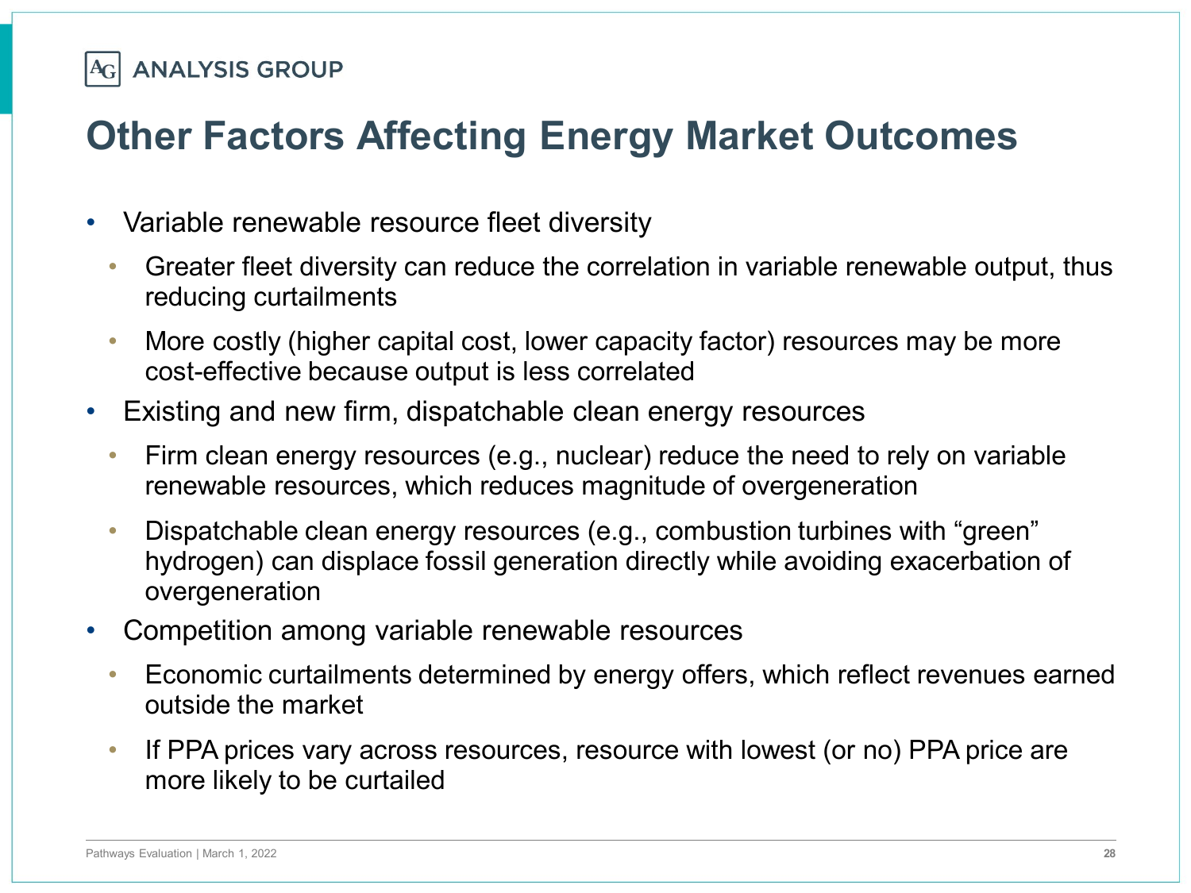# Other Factors Affecting Energy Market Outcomes

- Variable renewable resource fleet diversity
  - Greater fleet diversity can reduce the correlation in variable renewable output, thus reducing curtailments
  - More costly (higher capital cost, lower capacity factor) resources may be more cost-effective because output is less correlated
- Existing and new firm, dispatchable clean energy resources
  - Firm clean energy resources (e.g., nuclear) reduce the need to rely on variable renewable resources, which reduces magnitude of overgeneration
  - Dispatchable clean energy resources (e.g., combustion turbines with "green" hydrogen) can displace fossil generation directly while avoiding exacerbation of overgeneration
- Competition among variable renewable resources
  - Economic curtailments determined by energy offers, which reflect revenues earned outside the market
  - If PPA prices vary across resources, resource with lowest (or no) PPA price are more likely to be curtailed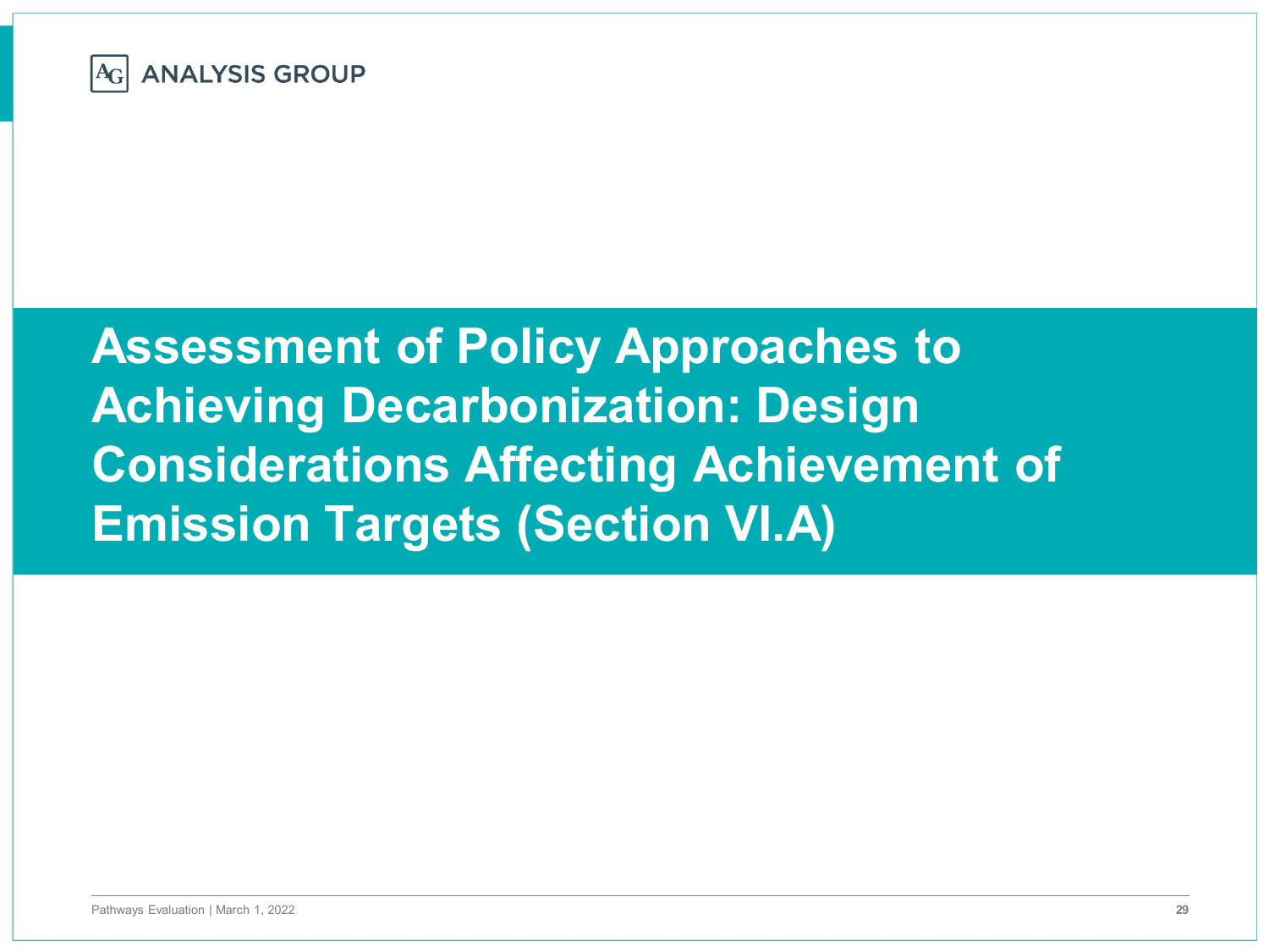# Assessment of Policy Approaches to Achieving Decarbonization: Design Considerations Affecting Achievement of Emission Targets (Section VI.A)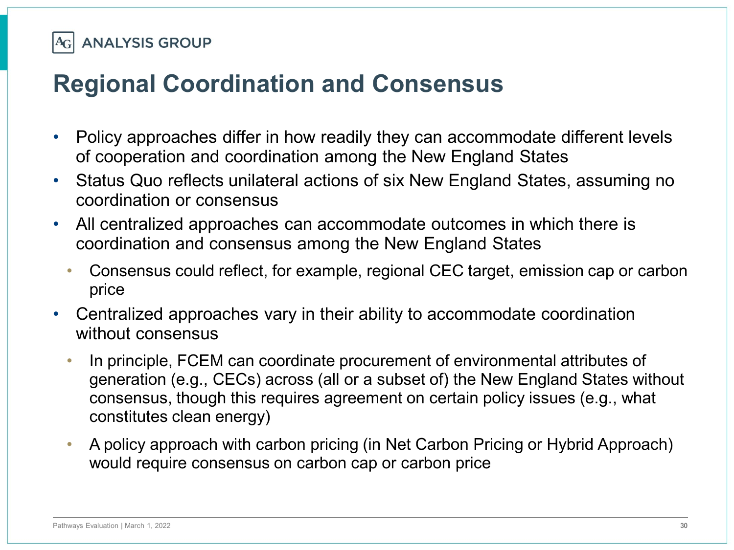# Regional Coordination and Consensus

- Policy approaches differ in how readily they can accommodate different levels of cooperation and coordination among the New England States
- Status Quo reflects unilateral actions of six New England States, assuming no coordination or consensus
- All centralized approaches can accommodate outcomes in which there is coordination and consensus among the New England States
  - Consensus could reflect, for example, regional CEC target, emission cap or carbon price
- Centralized approaches vary in their ability to accommodate coordination without consensus
  - In principle, FCEM can coordinate procurement of environmental attributes of generation (e.g., CECs) across (all or a subset of) the New England States without consensus, though this requires agreement on certain policy issues (e.g., what constitutes clean energy)
  - A policy approach with carbon pricing (in Net Carbon Pricing or Hybrid Approach) would require consensus on carbon cap or carbon price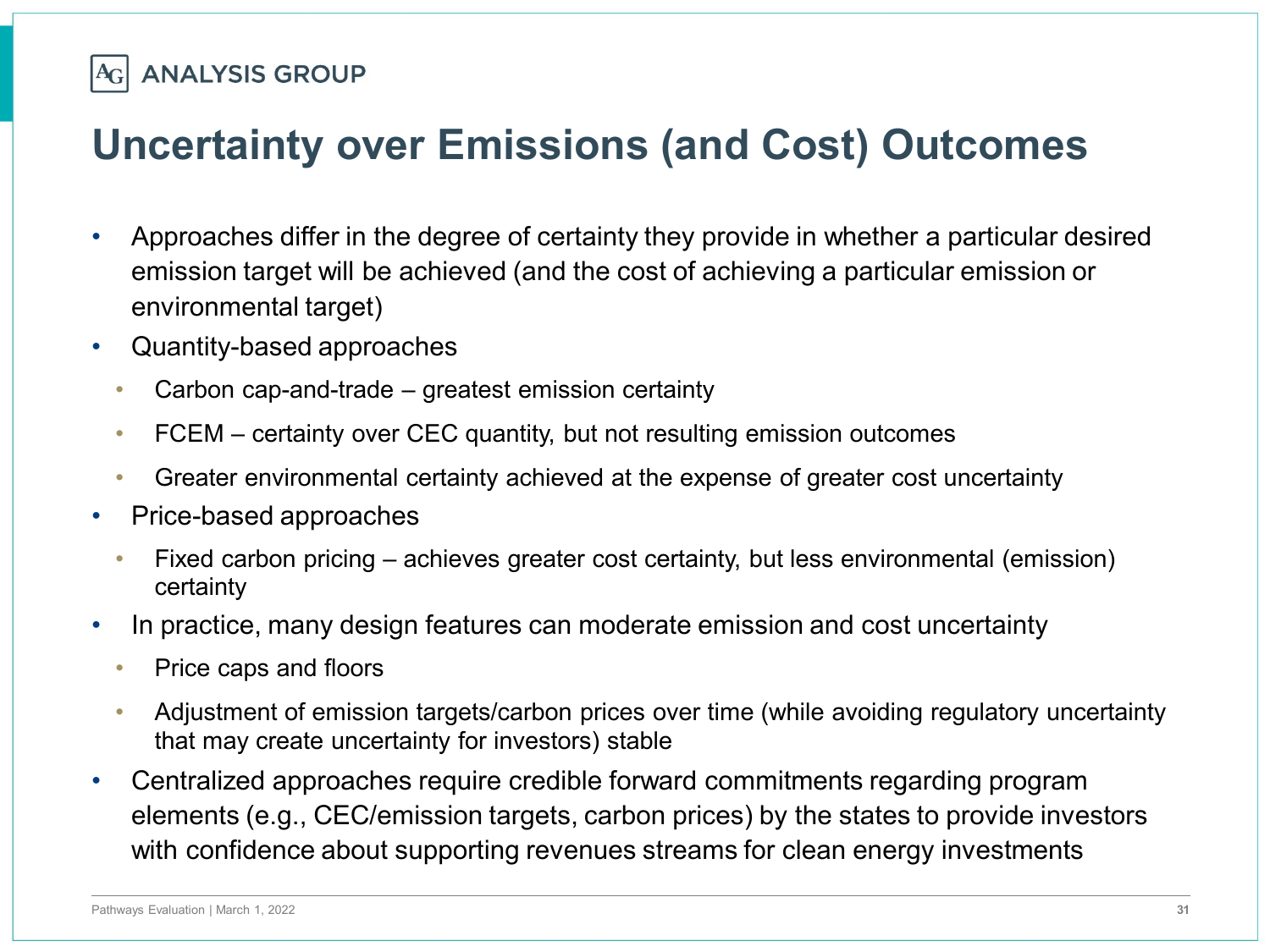# Uncertainty over Emissions (and Cost) Outcomes

- Approaches differ in the degree of certainty they provide in whether a particular desired emission target will be achieved (and the cost of achieving a particular emission or environmental target)
- Quantity-based approaches
  - Carbon cap-and-trade – greatest emission certainty
  - FCEM – certainty over CEC quantity, but not resulting emission outcomes
  - Greater environmental certainty achieved at the expense of greater cost uncertainty
- Price-based approaches
  - Fixed carbon pricing – achieves greater cost certainty, but less environmental (emission) certainty
- In practice, many design features can moderate emission and cost uncertainty
  - Price caps and floors
  - Adjustment of emission targets/carbon prices over time (while avoiding regulatory uncertainty that may create uncertainty for investors) stable
- Centralized approaches require credible forward commitments regarding program elements (e.g., CEC/emission targets, carbon prices) by the states to provide investors with confidence about supporting revenues streams for clean energy investments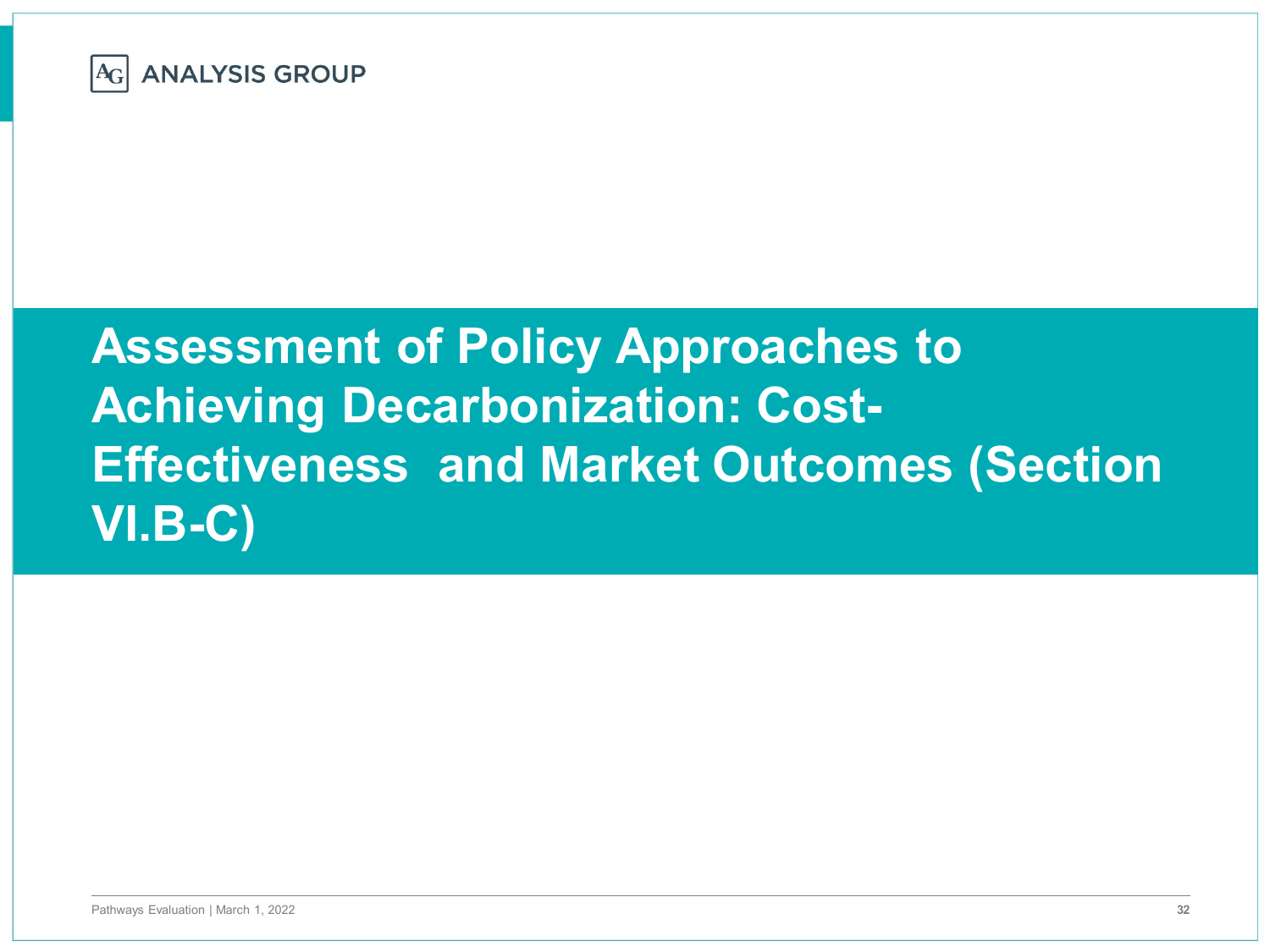# Assessment of Policy Approaches to Achieving Decarbonization: Cost-Effectiveness and Market Outcomes (Section VI.B-C)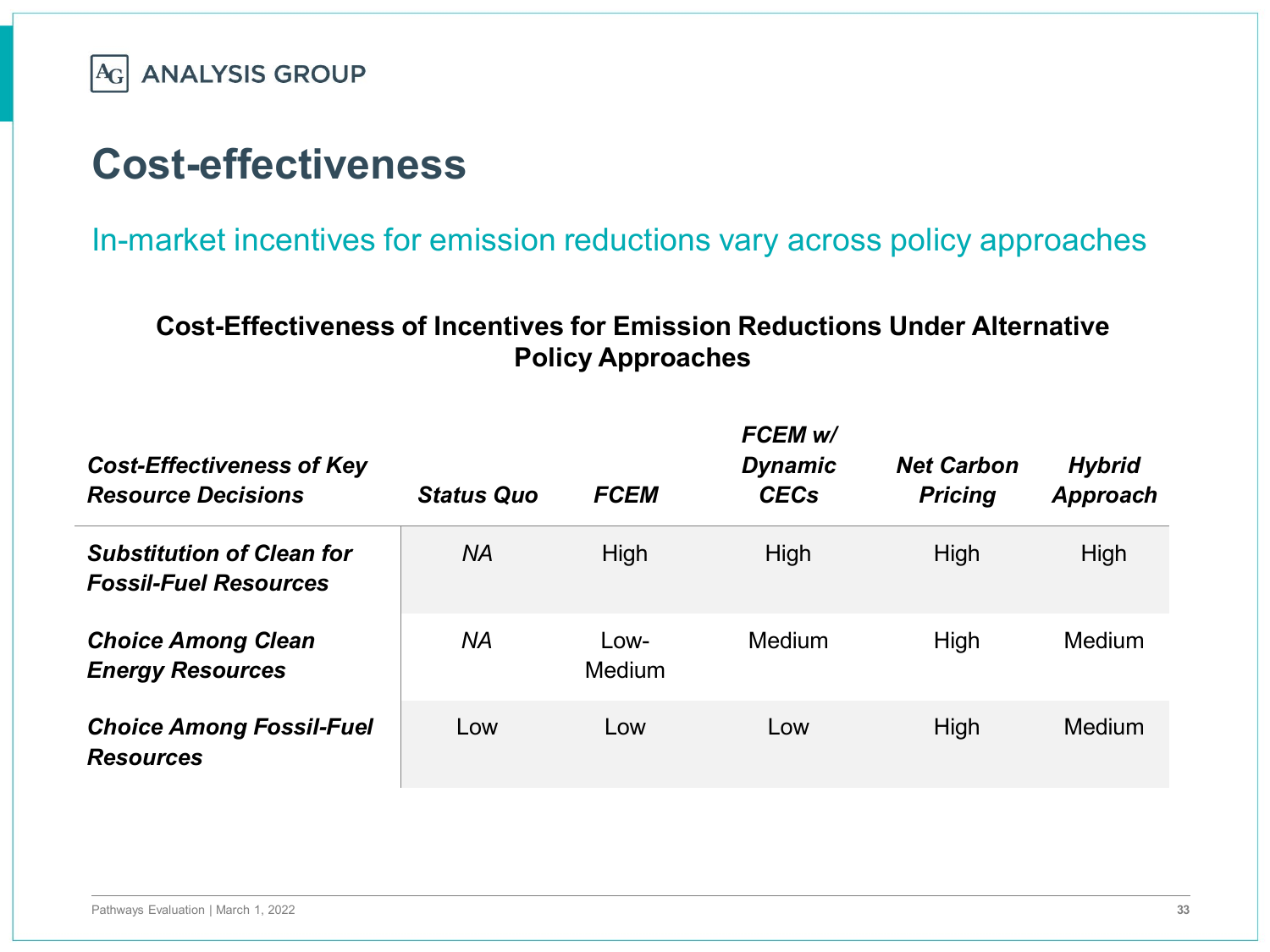# Cost-effectiveness

## In-market incentives for emission reductions vary across policy approaches

**Cost-Effectiveness of Incentives for Emission Reductions Under Alternative Policy Approaches**

| ***Cost-Effectiveness of Key Resource Decisions*** | ***Status Quo*** | ***FCEM*** | ***FCEM w/ Dynamic CECs*** | ***Net Carbon Pricing*** | ***Hybrid Approach*** |
|---|---|---|---|---|---|
| ***Substitution of Clean for Fossil-Fuel Resources*** | *NA* | High | High | High | High |
| ***Choice Among Clean Energy Resources*** | *NA* | Low-Medium | Medium | High | Medium |
| ***Choice Among Fossil-Fuel Resources*** | Low | Low | Low | High | Medium |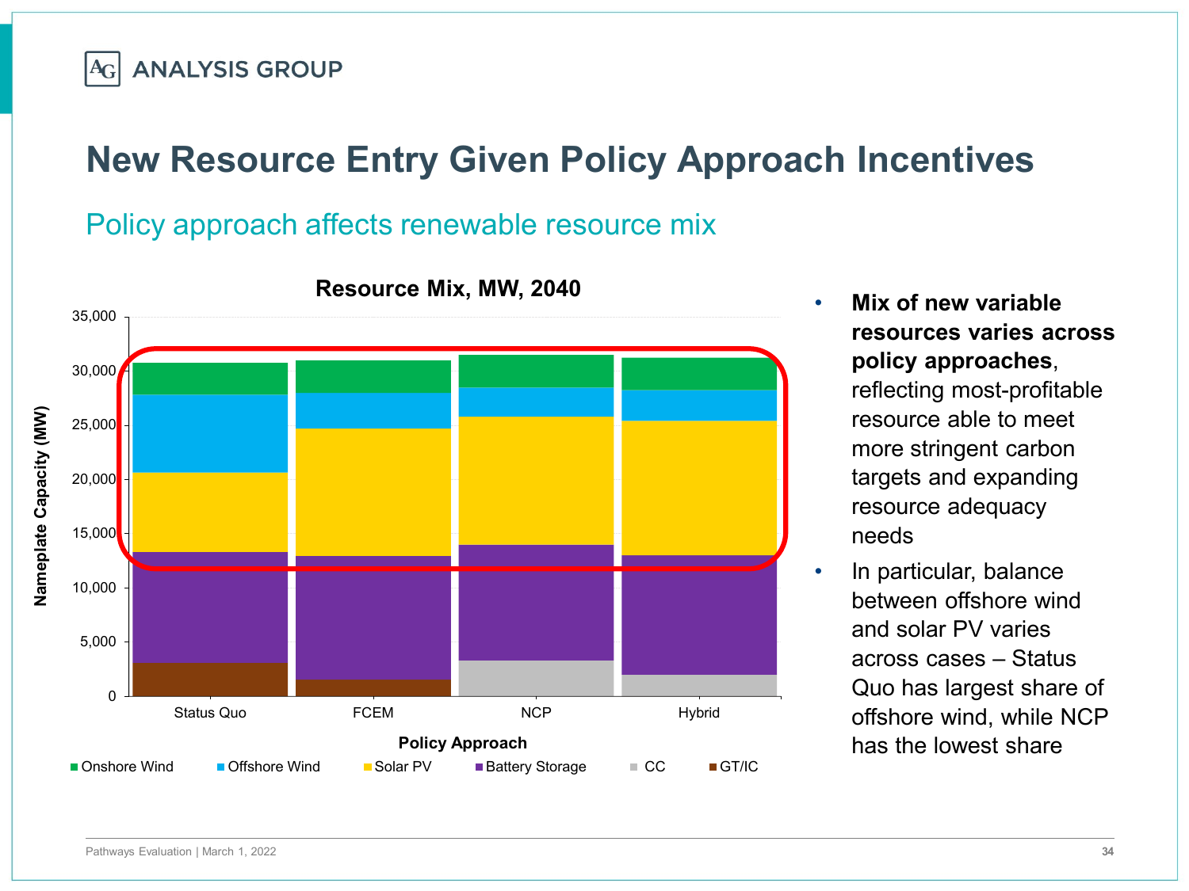# New Resource Entry Given Policy Approach Incentives

## Policy approach affects renewable resource mix

Resource Mix, MW, 2040

Nameplate Capacity (MW)

35,000
30,000
25,000
20,000
15,000
10,000
5,000
0

Status Quo
FCEM
NCP
Hybrid

Policy Approach

Onshore Wind
Offshore Wind
Solar PV
Battery Storage
CC
GT/IC

- **Mix of new variable resources varies across policy approaches**, reflecting most-profitable resource able to meet more stringent carbon targets and expanding resource adequacy needs
- In particular, balance between offshore wind and solar PV varies across cases – Status Quo has largest share of offshore wind, while NCP has the lowest share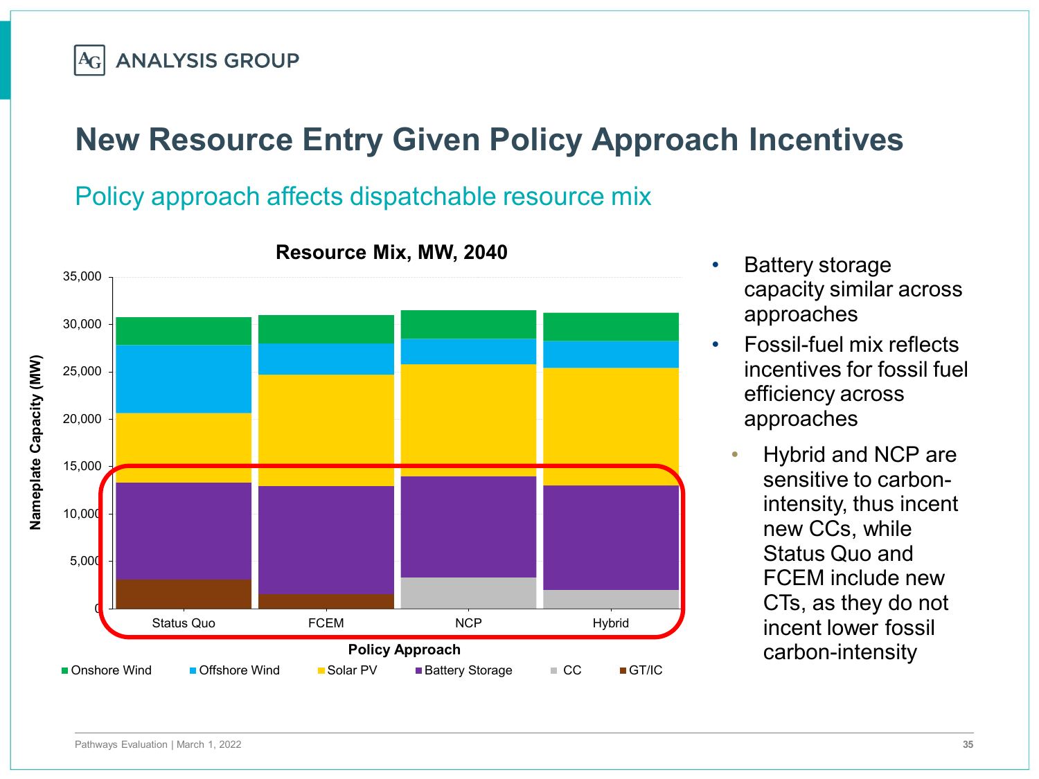# New Resource Entry Given Policy Approach Incentives

## Policy approach affects dispatchable resource mix

Resource Mix, MW, 2040

Nameplate Capacity (MW)

35,000
30,000
25,000
20,000
15,000
10,000
5,000
0

Status Quo
FCEM
NCP
Hybrid

Policy Approach

Onshore Wind
Offshore Wind
Solar PV
Battery Storage
CC
GT/IC

- Battery storage capacity similar across approaches
- Fossil-fuel mix reflects incentives for fossil fuel efficiency across approaches
  - Hybrid and NCP are sensitive to carbon-intensity, thus incent new CCs, while Status Quo and FCEM include new CTs, as they do not incent lower fossil carbon-intensity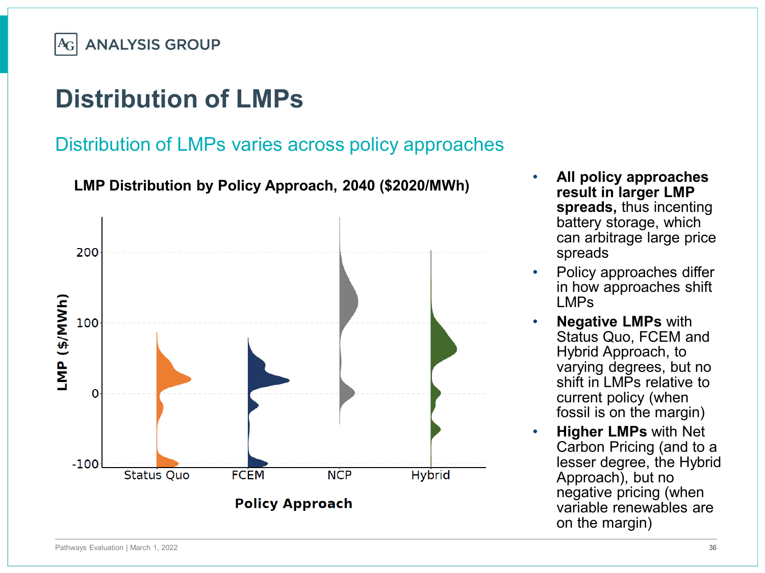# Distribution of LMPs

## Distribution of LMPs varies across policy approaches

**LMP Distribution by Policy Approach, 2040 ($2020/MWh)**

LMP ($/MWh)

200

100

0

-100

Status Quo

FCEM

NCP

Hybrid

Policy Approach

- **All policy approaches result in larger LMP spreads,** thus incenting battery storage, which can arbitrage large price spreads
- Policy approaches differ in how approaches shift LMPs
- **Negative LMPs** with Status Quo, FCEM and Hybrid Approach, to varying degrees, but no shift in LMPs relative to current policy (when fossil is on the margin)
- **Higher LMPs** with Net Carbon Pricing (and to a lesser degree, the Hybrid Approach), but no negative pricing (when variable renewables are on the margin)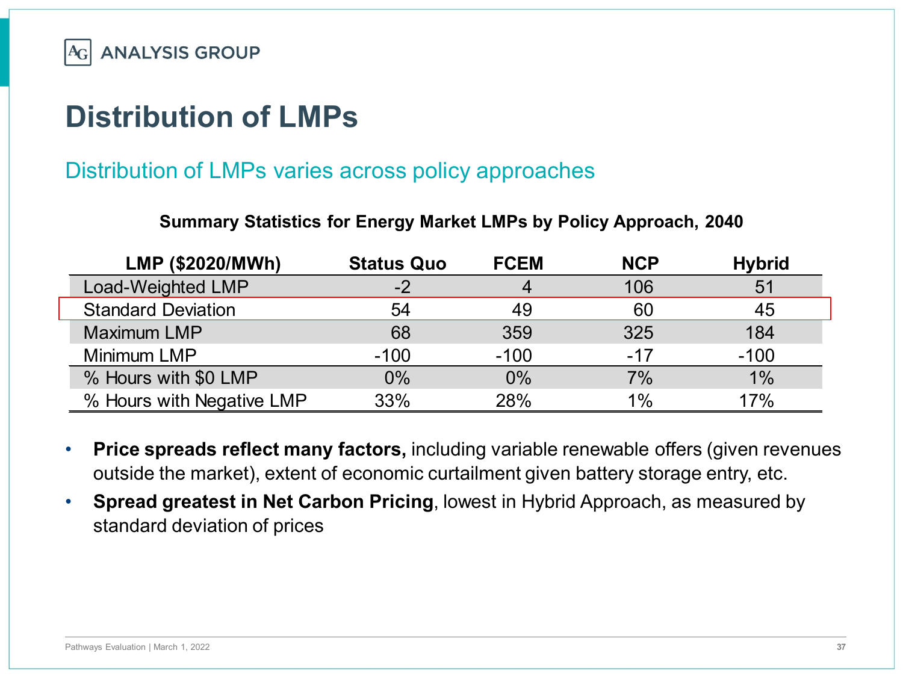# Distribution of LMPs

## Distribution of LMPs varies across policy approaches

**Summary Statistics for Energy Market LMPs by Policy Approach, 2040**

| LMP ($2020/MWh) | Status Quo | FCEM | NCP | Hybrid |
|---|---|---|---|---|
| Load-Weighted LMP | -2 | 4 | 106 | 51 |
| Standard Deviation | 54 | 49 | 60 | 45 |
| Maximum LMP | 68 | 359 | 325 | 184 |
| Minimum LMP | -100 | -100 | -17 | -100 |
| % Hours with $0 LMP | 0% | 0% | 7% | 1% |
| % Hours with Negative LMP | 33% | 28% | 1% | 17% |

- **Price spreads reflect many factors,** including variable renewable offers (given revenues outside the market), extent of economic curtailment given battery storage entry, etc.
- **Spread greatest in Net Carbon Pricing**, lowest in Hybrid Approach, as measured by standard deviation of prices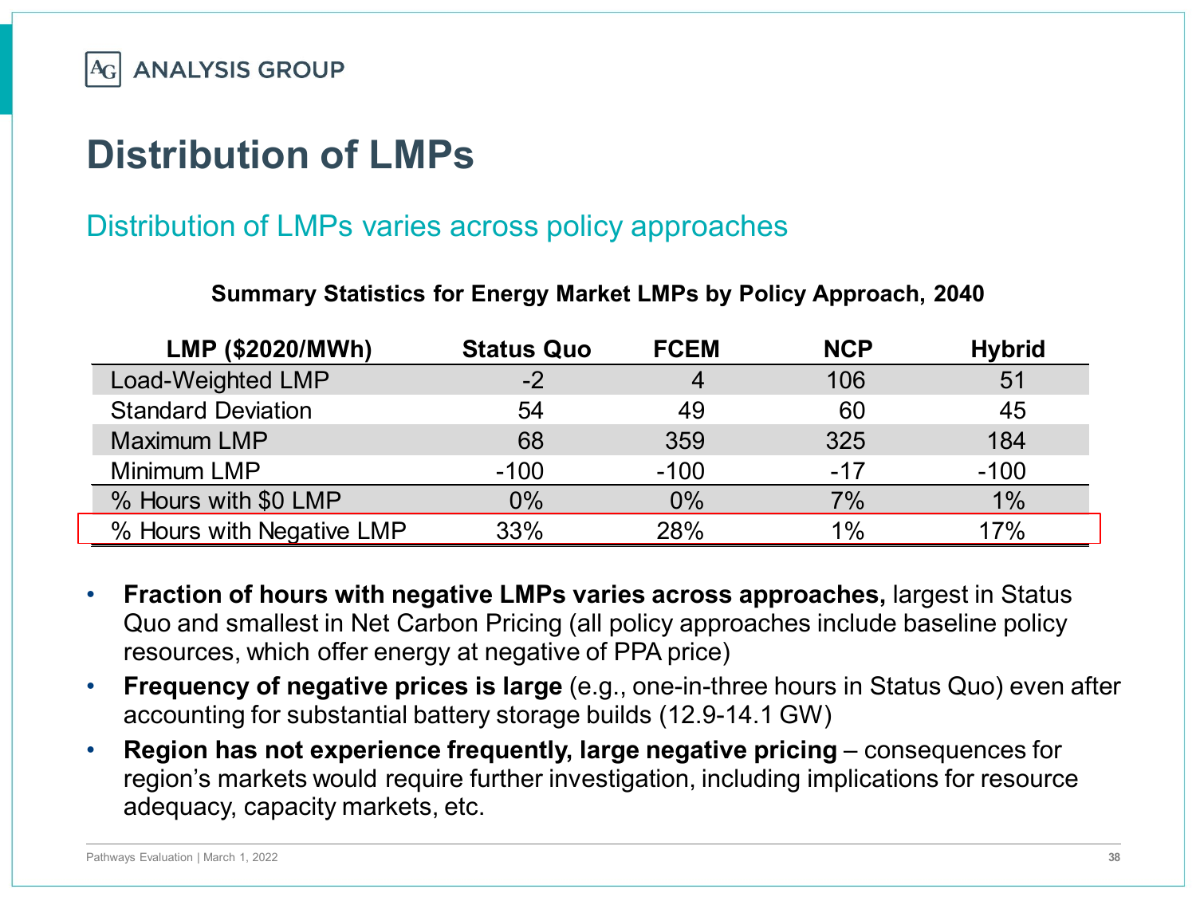# Distribution of LMPs

## Distribution of LMPs varies across policy approaches

**Summary Statistics for Energy Market LMPs by Policy Approach, 2040**

| LMP ($2020/MWh) | Status Quo | FCEM | NCP | Hybrid |
|---|---|---|---|---|
| Load-Weighted LMP | -2 | 4 | 106 | 51 |
| Standard Deviation | 54 | 49 | 60 | 45 |
| Maximum LMP | 68 | 359 | 325 | 184 |
| Minimum LMP | -100 | -100 | -17 | -100 |
| % Hours with $0 LMP | 0% | 0% | 7% | 1% |
| % Hours with Negative LMP | 33% | 28% | 1% | 17% |

- **Fraction of hours with negative LMPs varies across approaches,** largest in Status Quo and smallest in Net Carbon Pricing (all policy approaches include baseline policy resources, which offer energy at negative of PPA price)
- **Frequency of negative prices is large** (e.g., one-in-three hours in Status Quo) even after accounting for substantial battery storage builds (12.9-14.1 GW)
- **Region has not experience frequently, large negative pricing** – consequences for region's markets would require further investigation, including implications for resource adequacy, capacity markets, etc.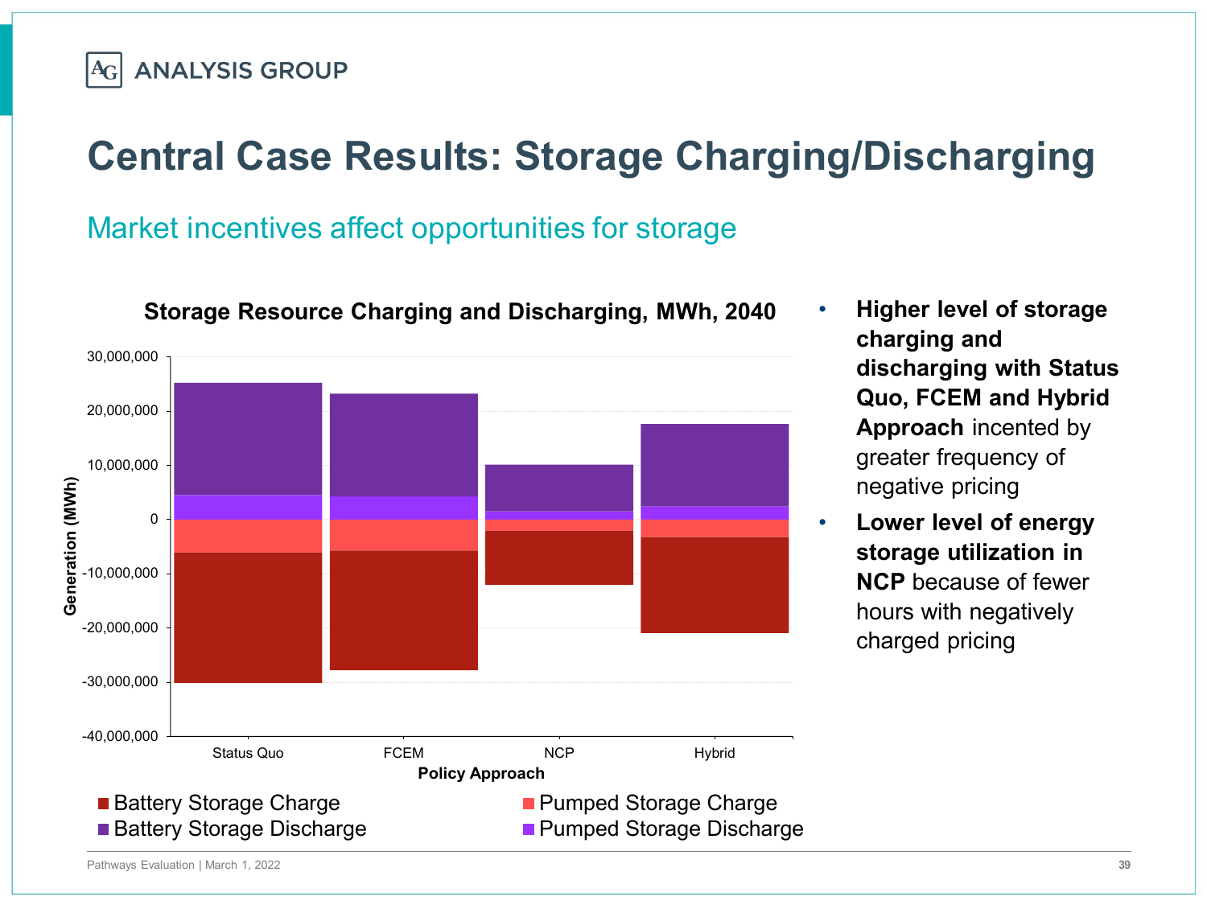# Central Case Results: Storage Charging/Discharging

## Market incentives affect opportunities for storage

**Storage Resource Charging and Discharging, MWh, 2040**

Generation (MWh)

30,000,000
20,000,000
10,000,000
0
-10,000,000
-20,000,000
-30,000,000
-40,000,000

Status Quo
FCEM
NCP
Hybrid

Policy Approach

Battery Storage Charge
Pumped Storage Charge
Battery Storage Discharge
Pumped Storage Discharge

- **Higher level of storage charging and discharging with Status Quo, FCEM and Hybrid Approach** incented by greater frequency of negative pricing
- **Lower level of energy storage utilization in NCP** because of fewer hours with negatively charged pricing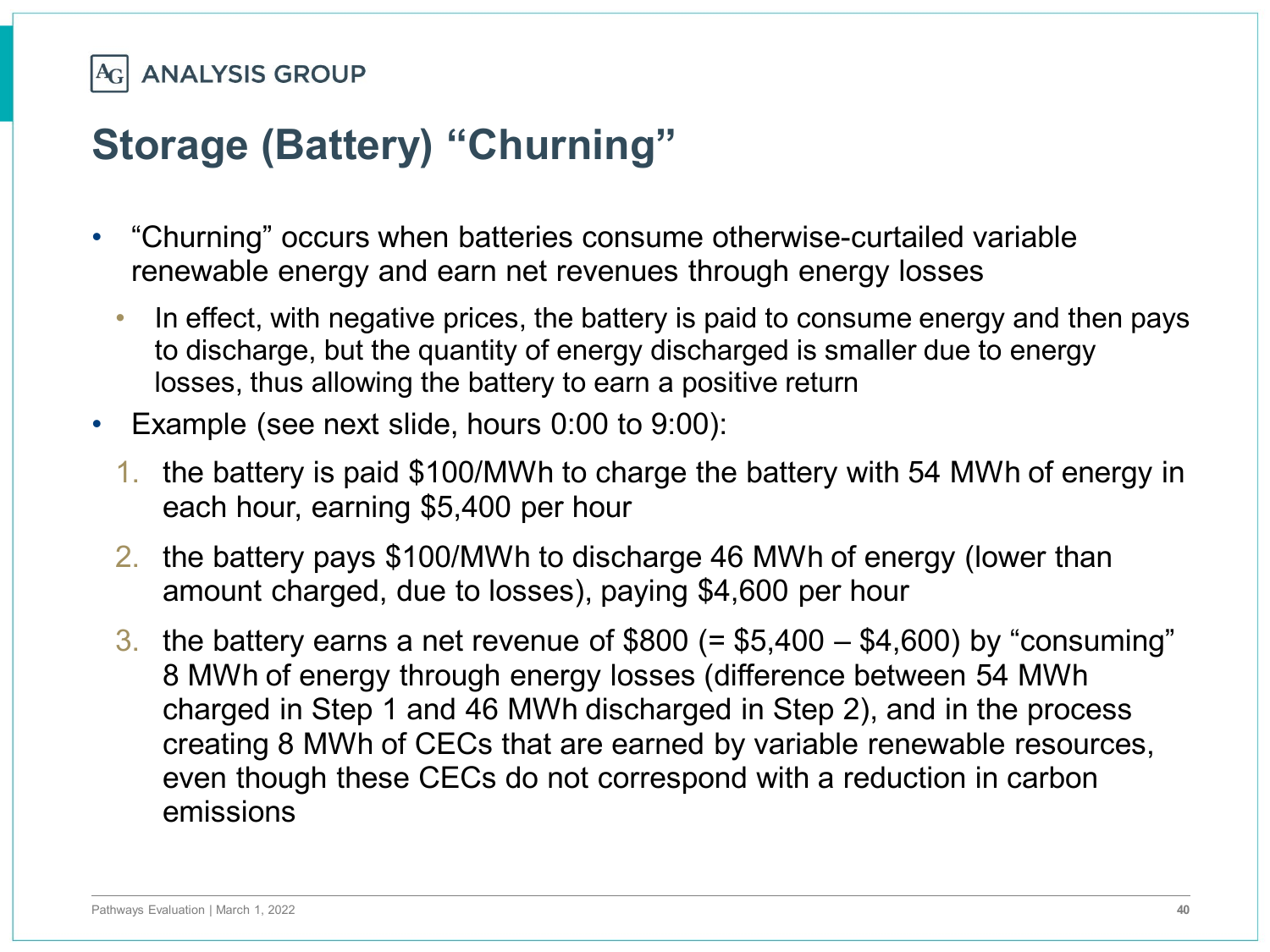# Storage (Battery) "Churning"

- "Churning" occurs when batteries consume otherwise-curtailed variable renewable energy and earn net revenues through energy losses
  - In effect, with negative prices, the battery is paid to consume energy and then pays to discharge, but the quantity of energy discharged is smaller due to energy losses, thus allowing the battery to earn a positive return
- Example (see next slide, hours 0:00 to 9:00):
  1. the battery is paid $100/MWh to charge the battery with 54 MWh of energy in each hour, earning $5,400 per hour
  2. the battery pays $100/MWh to discharge 46 MWh of energy (lower than amount charged, due to losses), paying $4,600 per hour
  3. the battery earns a net revenue of $800 (= $5,400 – $4,600) by "consuming" 8 MWh of energy through energy losses (difference between 54 MWh charged in Step 1 and 46 MWh discharged in Step 2), and in the process creating 8 MWh of CECs that are earned by variable renewable resources, even though these CECs do not correspond with a reduction in carbon emissions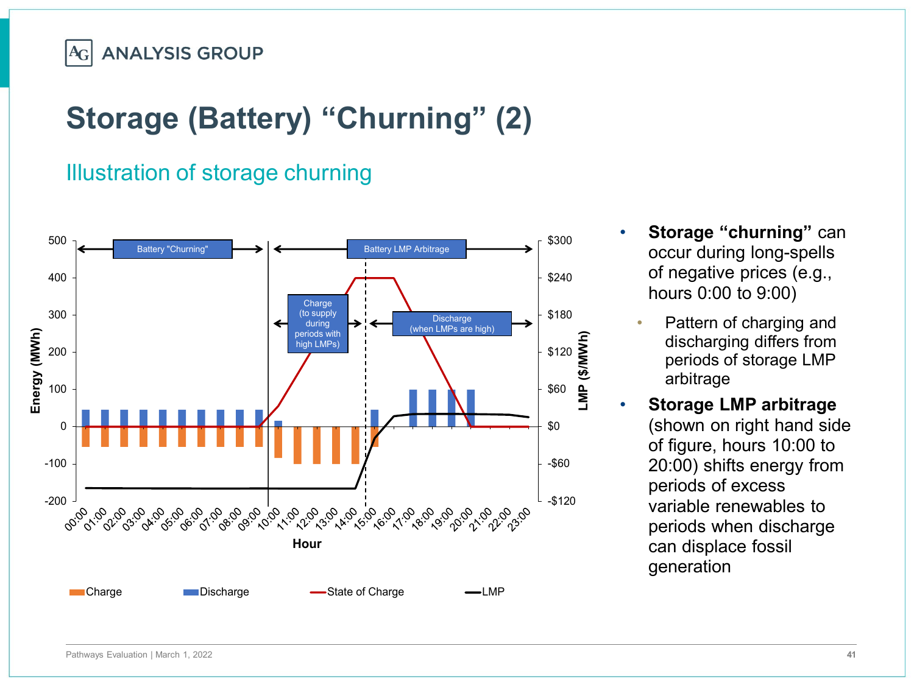# Storage (Battery) "Churning" (2)

## Illustration of storage churning

Battery "Churning"

Battery LMP Arbitrage

Charge (to supply during periods with high LMPs)

Discharge (when LMPs are high)

Energy (MWh)

500
400
300
200
100
0
-100
-200

LMP ($/MWh)

$300
$240
$180
$120
$60
$0
-$60
-$120

00:00 01:00 02:00 03:00 04:00 05:00 06:00 07:00 08:00 09:00 10:00 11:00 12:00 13:00 14:00 15:00 16:00 17:00 18:00 19:00 20:00 21:00 22:00 23:00

Hour

Charge   Discharge   State of Charge   LMP

- **Storage "churning"** can occur during long-spells of negative prices (e.g., hours 0:00 to 9:00)
  - Pattern of charging and discharging differs from periods of storage LMP arbitrage
- **Storage LMP arbitrage** (shown on right hand side of figure, hours 10:00 to 20:00) shifts energy from periods of excess variable renewables to periods when discharge can displace fossil generation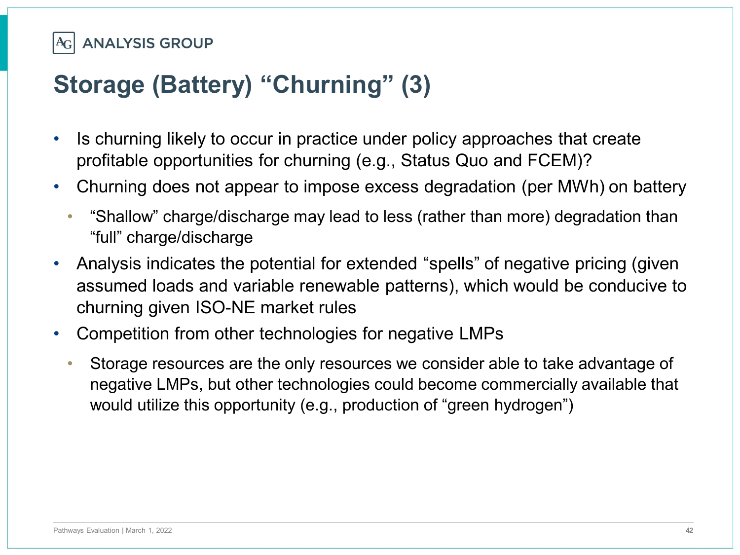# Storage (Battery) "Churning" (3)

- Is churning likely to occur in practice under policy approaches that create profitable opportunities for churning (e.g., Status Quo and FCEM)?
- Churning does not appear to impose excess degradation (per MWh) on battery
  - "Shallow" charge/discharge may lead to less (rather than more) degradation than "full" charge/discharge
- Analysis indicates the potential for extended "spells" of negative pricing (given assumed loads and variable renewable patterns), which would be conducive to churning given ISO-NE market rules
- Competition from other technologies for negative LMPs
  - Storage resources are the only resources we consider able to take advantage of negative LMPs, but other technologies could become commercially available that would utilize this opportunity (e.g., production of "green hydrogen")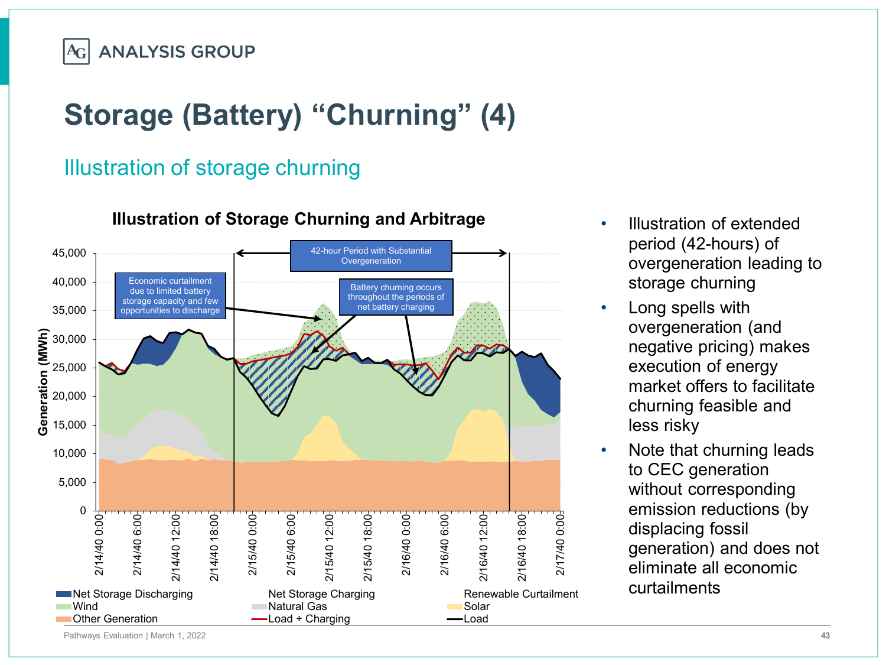# Storage (Battery) "Churning" (4)

## Illustration of storage churning

**Illustration of Storage Churning and Arbitrage**

Generation (MWh)

45,000
40,000
35,000
30,000
25,000
20,000
15,000
10,000
5,000
0

2/14/40 0:00
2/14/40 6:00
2/14/40 12:00
2/14/40 18:00
2/15/40 0:00
2/15/40 6:00
2/15/40 12:00
2/15/40 18:00
2/16/40 0:00
2/16/40 6:00
2/16/40 12:00
2/16/40 18:00
2/17/40 0:00

42-hour Period with Substantial Overgeneration

Economic curtailment due to limited battery storage capacity and few opportunities to discharge

Battery churning occurs throughout the periods of net battery charging

Net Storage Discharging
Net Storage Charging
Renewable Curtailment
Wind
Natural Gas
Solar
Other Generation
Load + Charging
Load

- Illustration of extended period (42-hours) of overgeneration leading to storage churning
- Long spells with overgeneration (and negative pricing) makes execution of energy market offers to facilitate churning feasible and less risky
- Note that churning leads to CEC generation without corresponding emission reductions (by displacing fossil generation) and does not eliminate all economic curtailments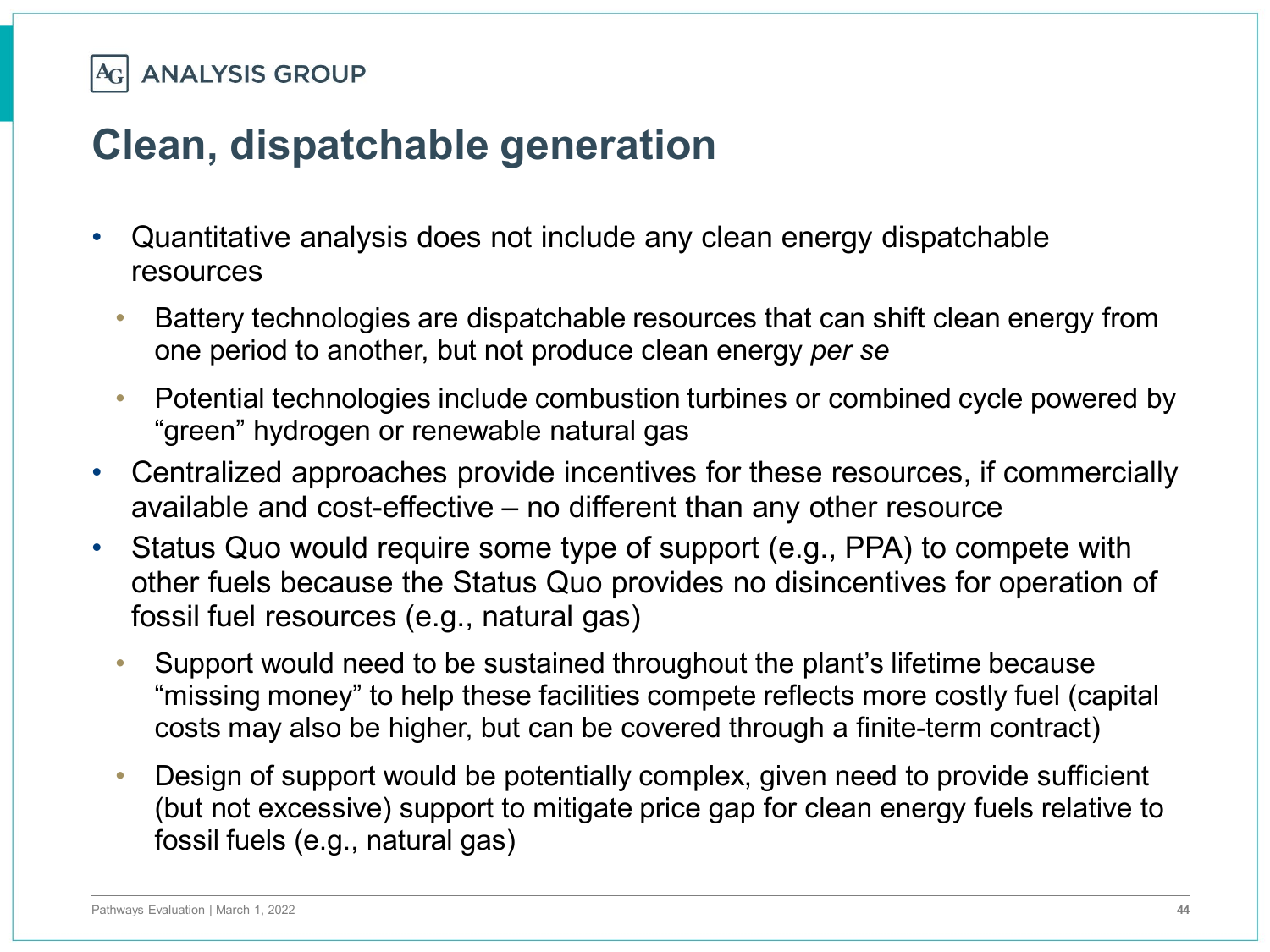# Clean, dispatchable generation

- Quantitative analysis does not include any clean energy dispatchable resources
  - Battery technologies are dispatchable resources that can shift clean energy from one period to another, but not produce clean energy *per se*
  - Potential technologies include combustion turbines or combined cycle powered by "green" hydrogen or renewable natural gas
- Centralized approaches provide incentives for these resources, if commercially available and cost-effective – no different than any other resource
- Status Quo would require some type of support (e.g., PPA) to compete with other fuels because the Status Quo provides no disincentives for operation of fossil fuel resources (e.g., natural gas)
  - Support would need to be sustained throughout the plant's lifetime because "missing money" to help these facilities compete reflects more costly fuel (capital costs may also be higher, but can be covered through a finite-term contract)
  - Design of support would be potentially complex, given need to provide sufficient (but not excessive) support to mitigate price gap for clean energy fuels relative to fossil fuels (e.g., natural gas)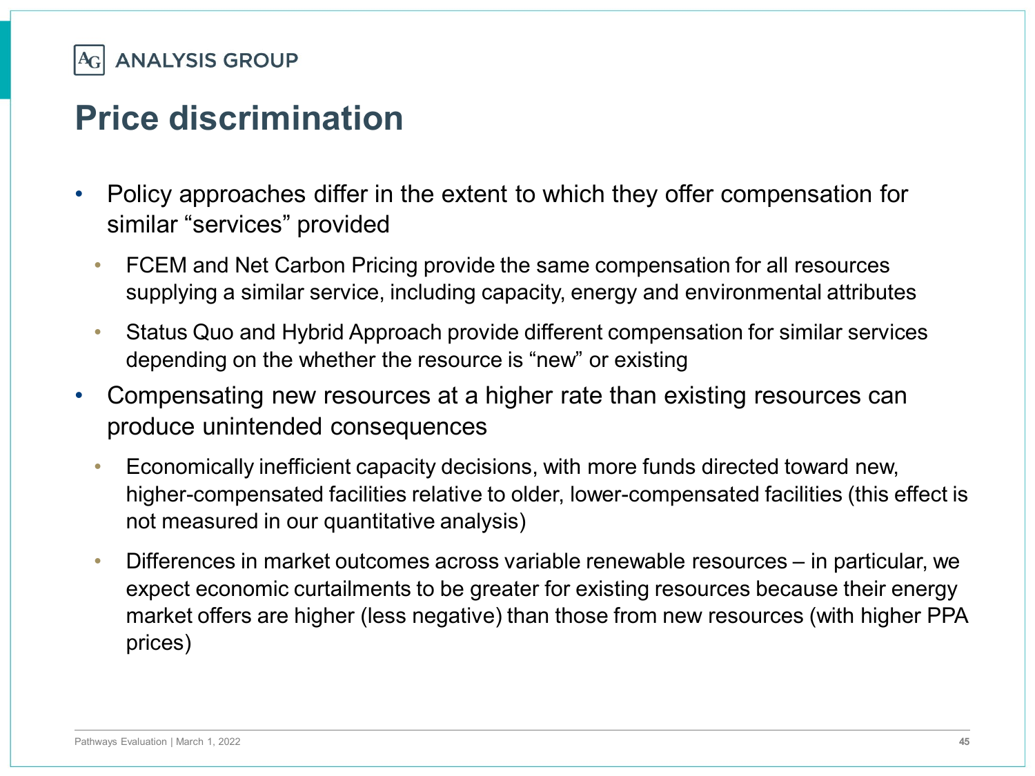# Price discrimination

- Policy approaches differ in the extent to which they offer compensation for similar “services” provided
  - FCEM and Net Carbon Pricing provide the same compensation for all resources supplying a similar service, including capacity, energy and environmental attributes
  - Status Quo and Hybrid Approach provide different compensation for similar services depending on the whether the resource is “new” or existing
- Compensating new resources at a higher rate than existing resources can produce unintended consequences
  - Economically inefficient capacity decisions, with more funds directed toward new, higher-compensated facilities relative to older, lower-compensated facilities (this effect is not measured in our quantitative analysis)
  - Differences in market outcomes across variable renewable resources – in particular, we expect economic curtailments to be greater for existing resources because their energy market offers are higher (less negative) than those from new resources (with higher PPA prices)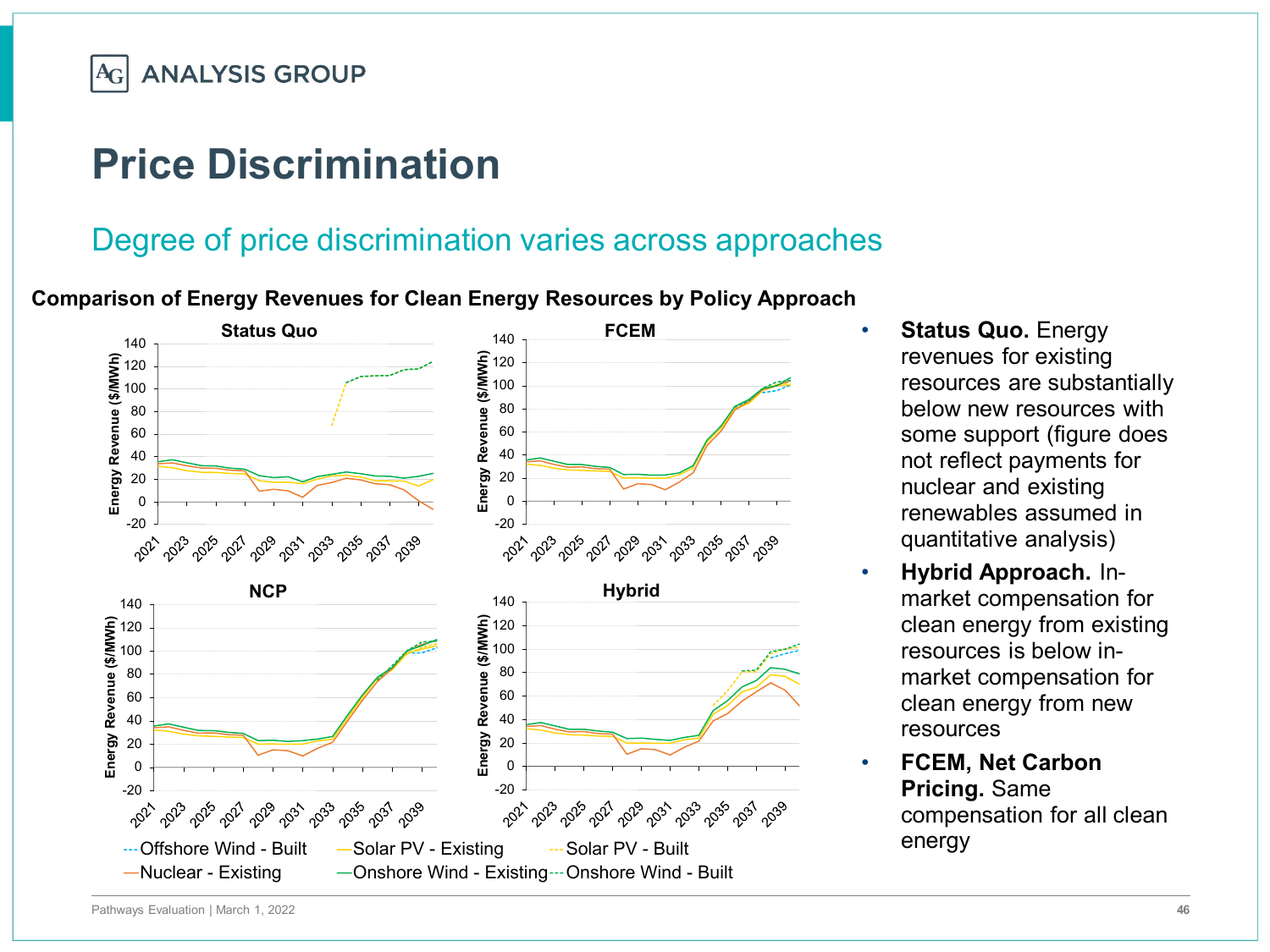# Price Discrimination

## Degree of price discrimination varies across approaches

**Comparison of Energy Revenues for Clean Energy Resources by Policy Approach**

Status Quo

FCEM

NCP

Hybrid

Energy Revenue ($/MWh)

140
120
100
80
60
40
20
0
-20

2021 2023 2025 2027 2029 2031 2033 2035 2037 2039

Offshore Wind - Built
Solar PV - Existing
Solar PV - Built
Nuclear - Existing
Onshore Wind - Existing
Onshore Wind - Built

- **Status Quo.** Energy revenues for existing resources are substantially below new resources with some support (figure does not reflect payments for nuclear and existing renewables assumed in quantitative analysis)
- **Hybrid Approach.** In-market compensation for clean energy from existing resources is below in-market compensation for clean energy from new resources
- **FCEM, Net Carbon Pricing.** Same compensation for all clean energy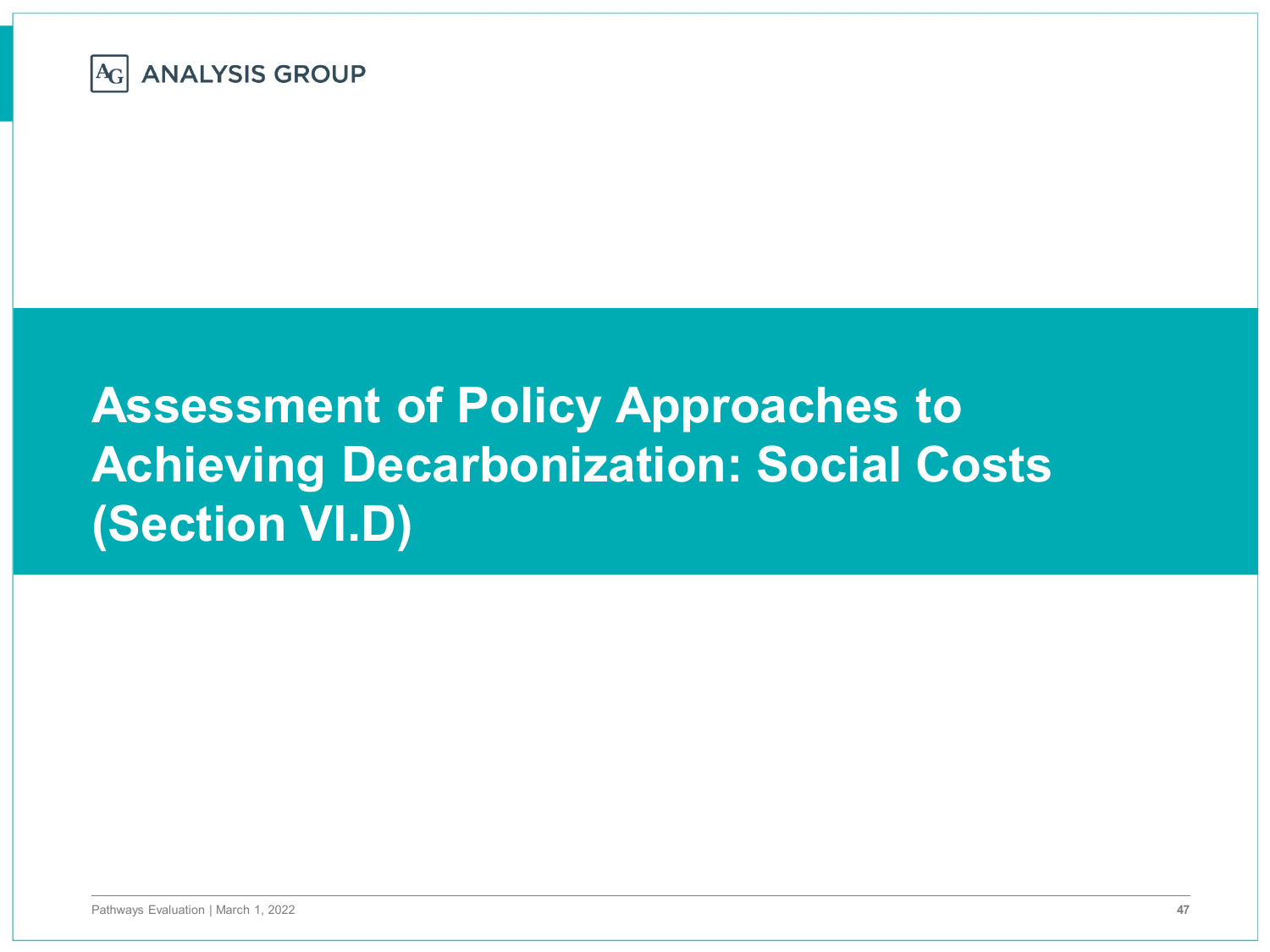# Assessment of Policy Approaches to Achieving Decarbonization: Social Costs (Section VI.D)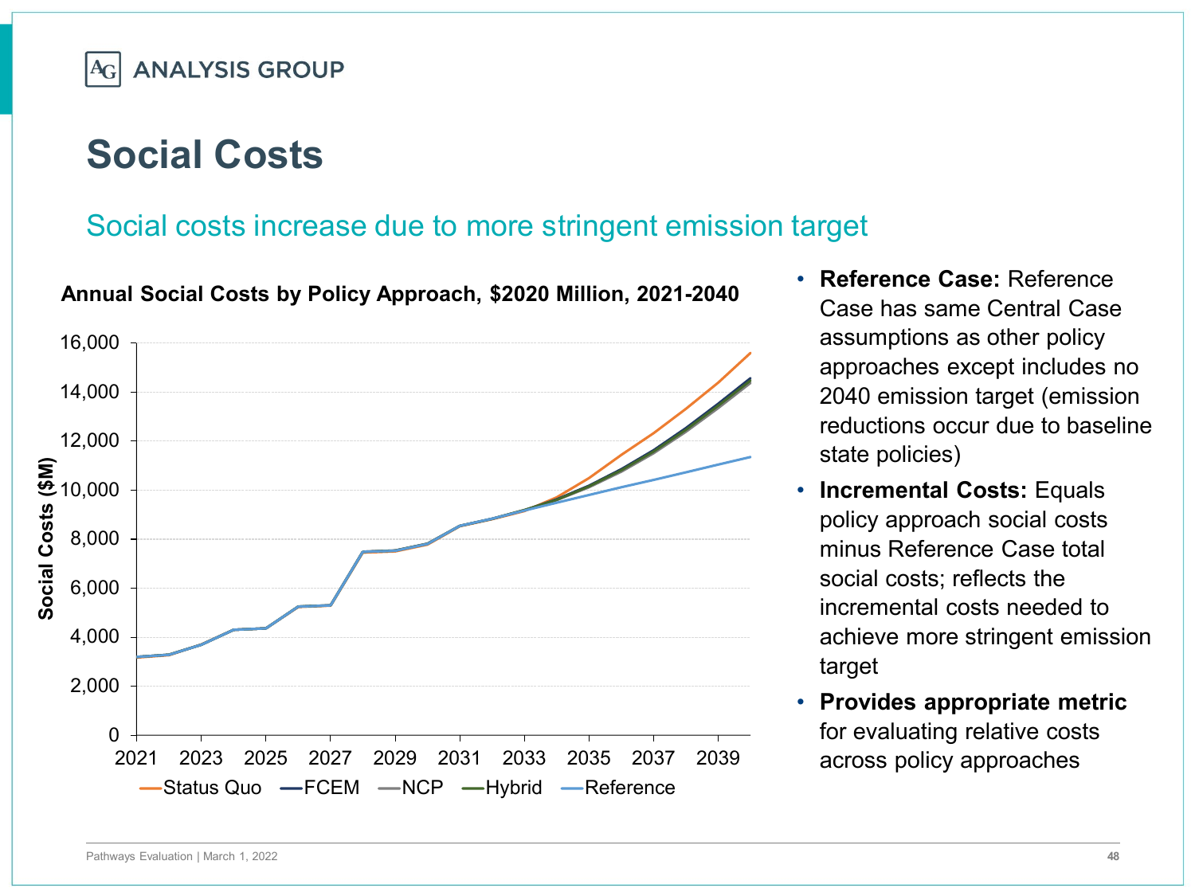# Social Costs

## Social costs increase due to more stringent emission target

**Annual Social Costs by Policy Approach, $2020 Million, 2021-2040**

Social Costs ($M)

16,000
14,000
12,000
10,000
8,000
6,000
4,000
2,000
0

2021 2023 2025 2027 2029 2031 2033 2035 2037 2039

Status Quo, FCEM, NCP, Hybrid, Reference

- **Reference Case:** Reference Case has same Central Case assumptions as other policy approaches except includes no 2040 emission target (emission reductions occur due to baseline state policies)
- **Incremental Costs:** Equals policy approach social costs minus Reference Case total social costs; reflects the incremental costs needed to achieve more stringent emission target
- **Provides appropriate metric** for evaluating relative costs across policy approaches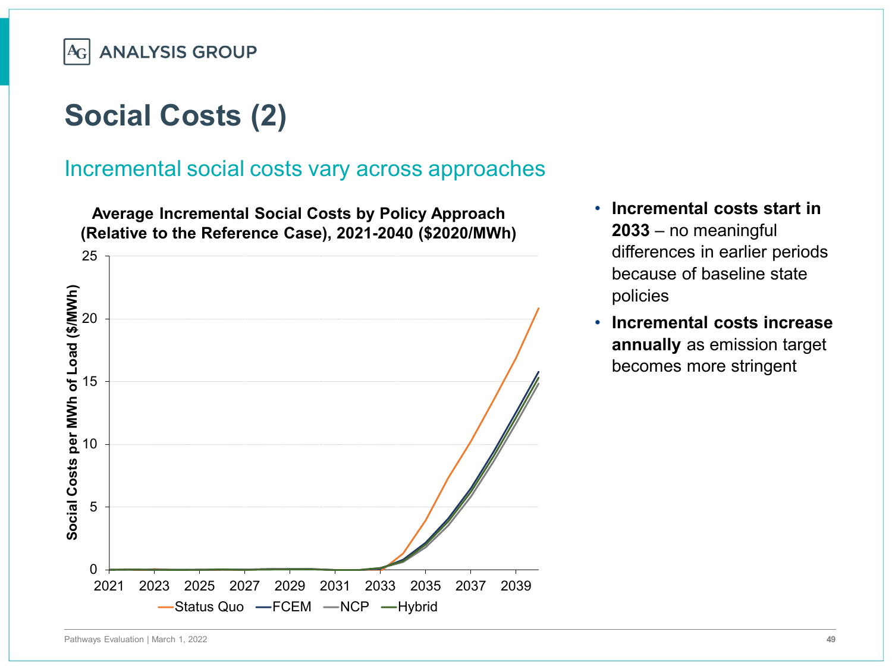# Social Costs (2)

## Incremental social costs vary across approaches

Average Incremental Social Costs by Policy Approach (Relative to the Reference Case), 2021-2040 ($2020/MWh)

Social Costs per MWh of Load ($/MWh)

25
20
15
10
5
0

2021 2023 2025 2027 2029 2031 2033 2035 2037 2039

Status Quo FCEM NCP Hybrid

- **Incremental costs start in 2033** – no meaningful differences in earlier periods because of baseline state policies
- **Incremental costs increase annually** as emission target becomes more stringent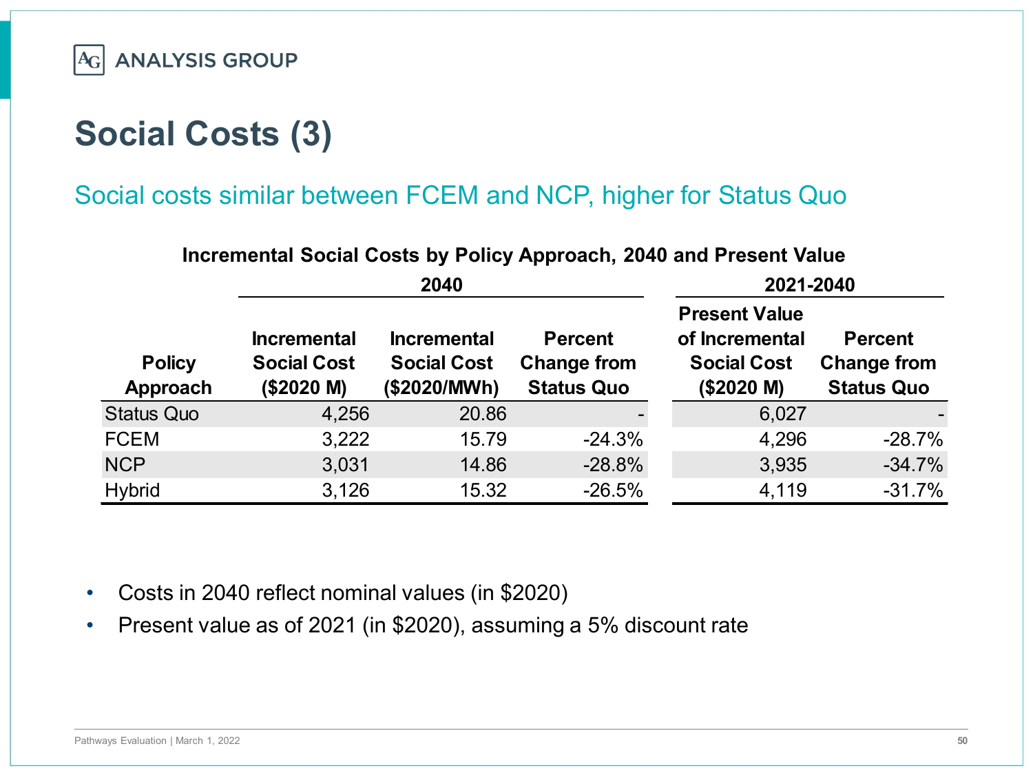# Social Costs (3)

## Social costs similar between FCEM and NCP, higher for Status Quo

**Incremental Social Costs by Policy Approach, 2040 and Present Value**

| | 2040 | | | 2021-2040 | |
|---|---|---|---|---|---|
| **Policy Approach** | **Incremental Social Cost ($2020 M)** | **Incremental Social Cost ($2020/MWh)** | **Percent Change from Status Quo** | **Present Value of Incremental Social Cost ($2020 M)** | **Percent Change from Status Quo** |
| Status Quo | 4,256 | 20.86 | - | 6,027 | - |
| FCEM | 3,222 | 15.79 | -24.3% | 4,296 | -28.7% |
| NCP | 3,031 | 14.86 | -28.8% | 3,935 | -34.7% |
| Hybrid | 3,126 | 15.32 | -26.5% | 4,119 | -31.7% |

- Costs in 2040 reflect nominal values (in $2020)
- Present value as of 2021 (in $2020), assuming a 5% discount rate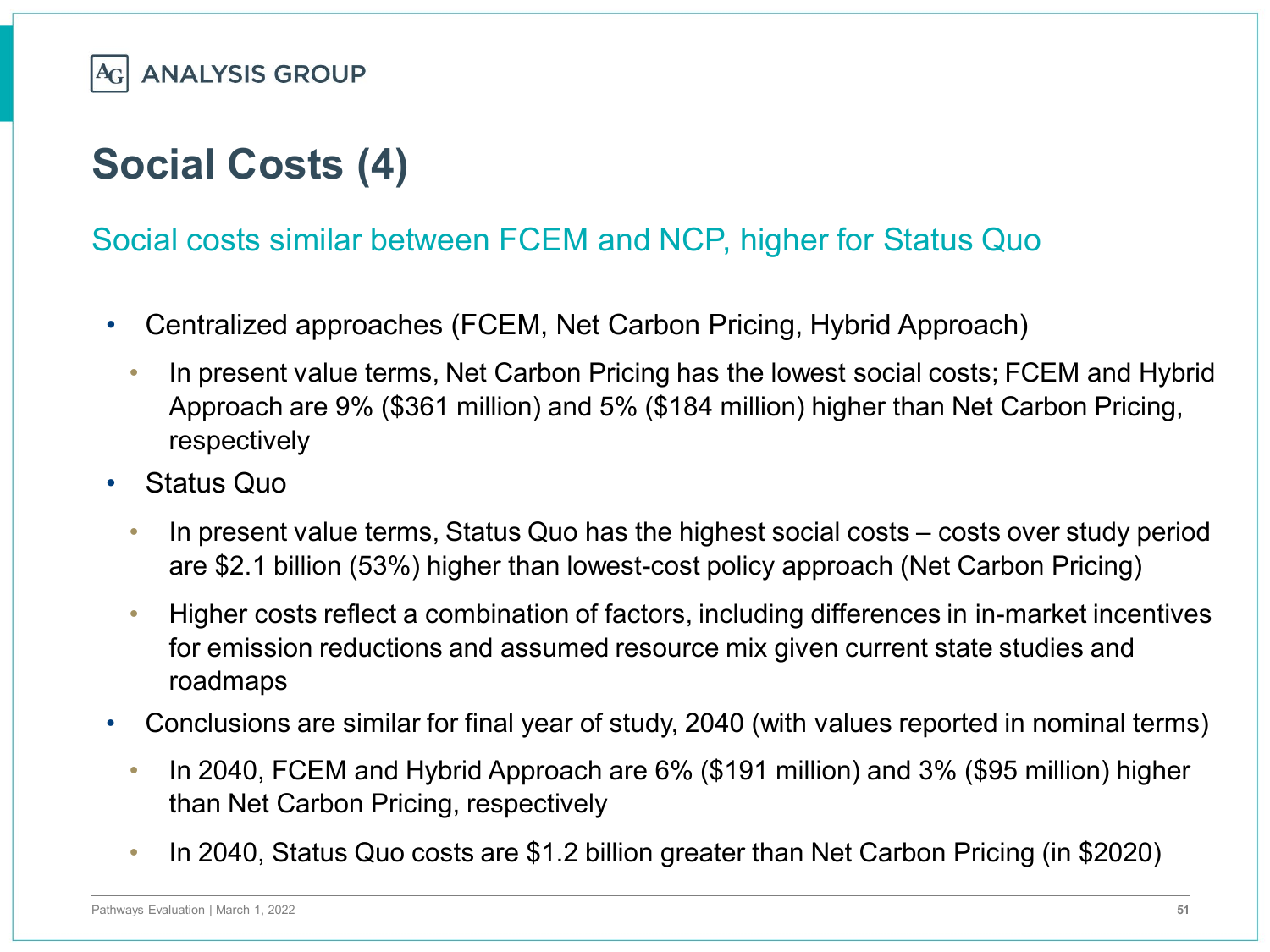# Social Costs (4)

## Social costs similar between FCEM and NCP, higher for Status Quo

- Centralized approaches (FCEM, Net Carbon Pricing, Hybrid Approach)
  - In present value terms, Net Carbon Pricing has the lowest social costs; FCEM and Hybrid Approach are 9% ($361 million) and 5% ($184 million) higher than Net Carbon Pricing, respectively
- Status Quo
  - In present value terms, Status Quo has the highest social costs – costs over study period are $2.1 billion (53%) higher than lowest-cost policy approach (Net Carbon Pricing)
  - Higher costs reflect a combination of factors, including differences in in-market incentives for emission reductions and assumed resource mix given current state studies and roadmaps
- Conclusions are similar for final year of study, 2040 (with values reported in nominal terms)
  - In 2040, FCEM and Hybrid Approach are 6% ($191 million) and 3% ($95 million) higher than Net Carbon Pricing, respectively
  - In 2040, Status Quo costs are $1.2 billion greater than Net Carbon Pricing (in $2020)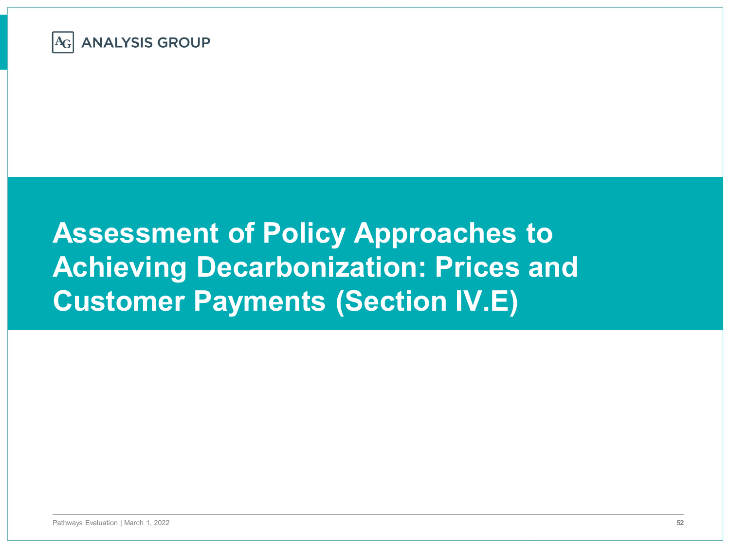# Assessment of Policy Approaches to Achieving Decarbonization: Prices and Customer Payments (Section IV.E)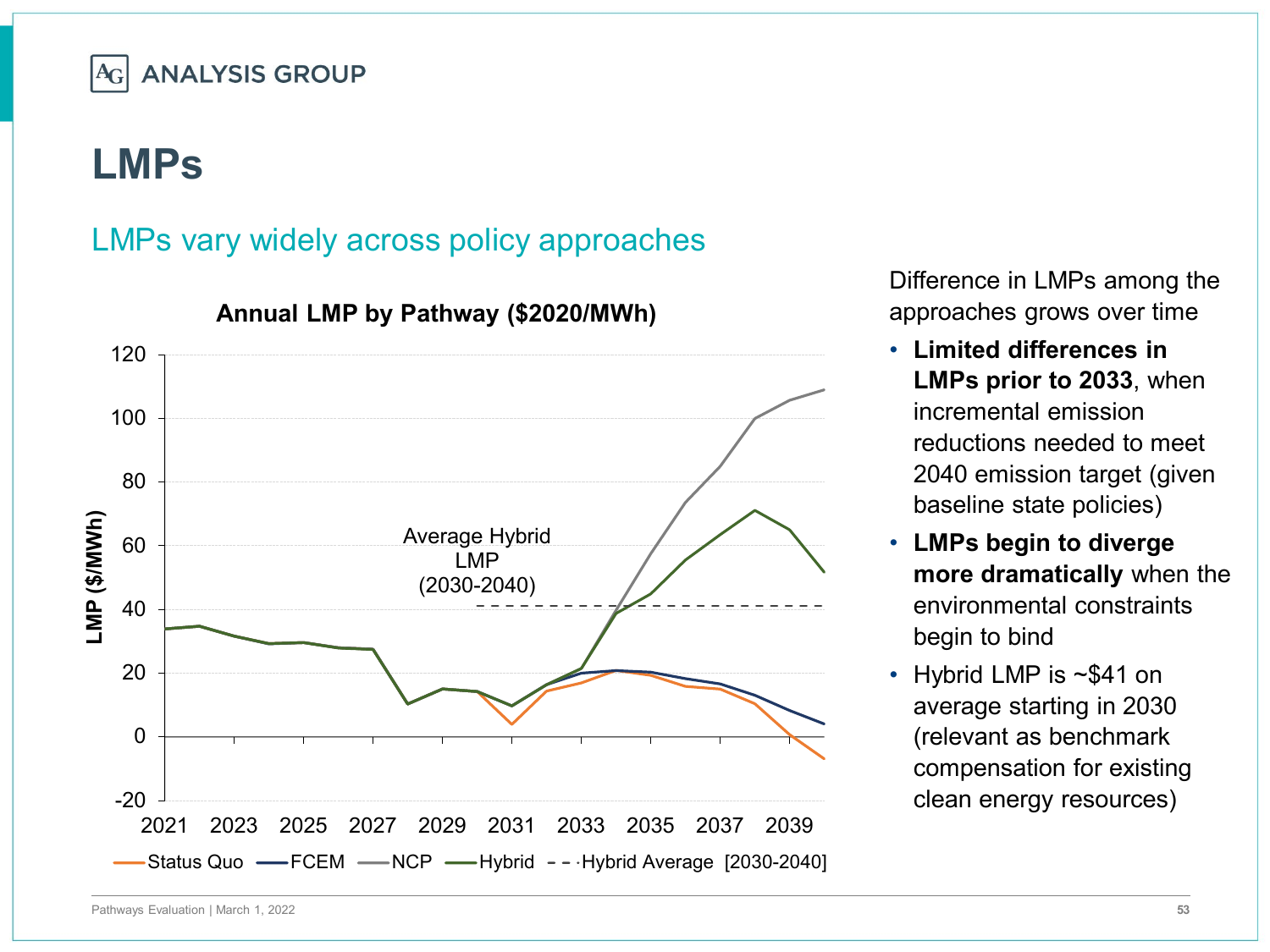# LMPs

## LMPs vary widely across policy approaches

**Annual LMP by Pathway ($2020/MWh)**

LMP ($/MWh)

120
100
80
60
40
20
0
-20

2021 2023 2025 2027 2029 2031 2033 2035 2037 2039

Average Hybrid LMP (2030-2040)

Status Quo
FCEM
NCP
Hybrid
Hybrid Average [2030-2040]

Difference in LMPs among the approaches grows over time

- **Limited differences in LMPs prior to 2033**, when incremental emission reductions needed to meet 2040 emission target (given baseline state policies)
- **LMPs begin to diverge more dramatically** when the environmental constraints begin to bind
- Hybrid LMP is ~$41 on average starting in 2030 (relevant as benchmark compensation for existing clean energy resources)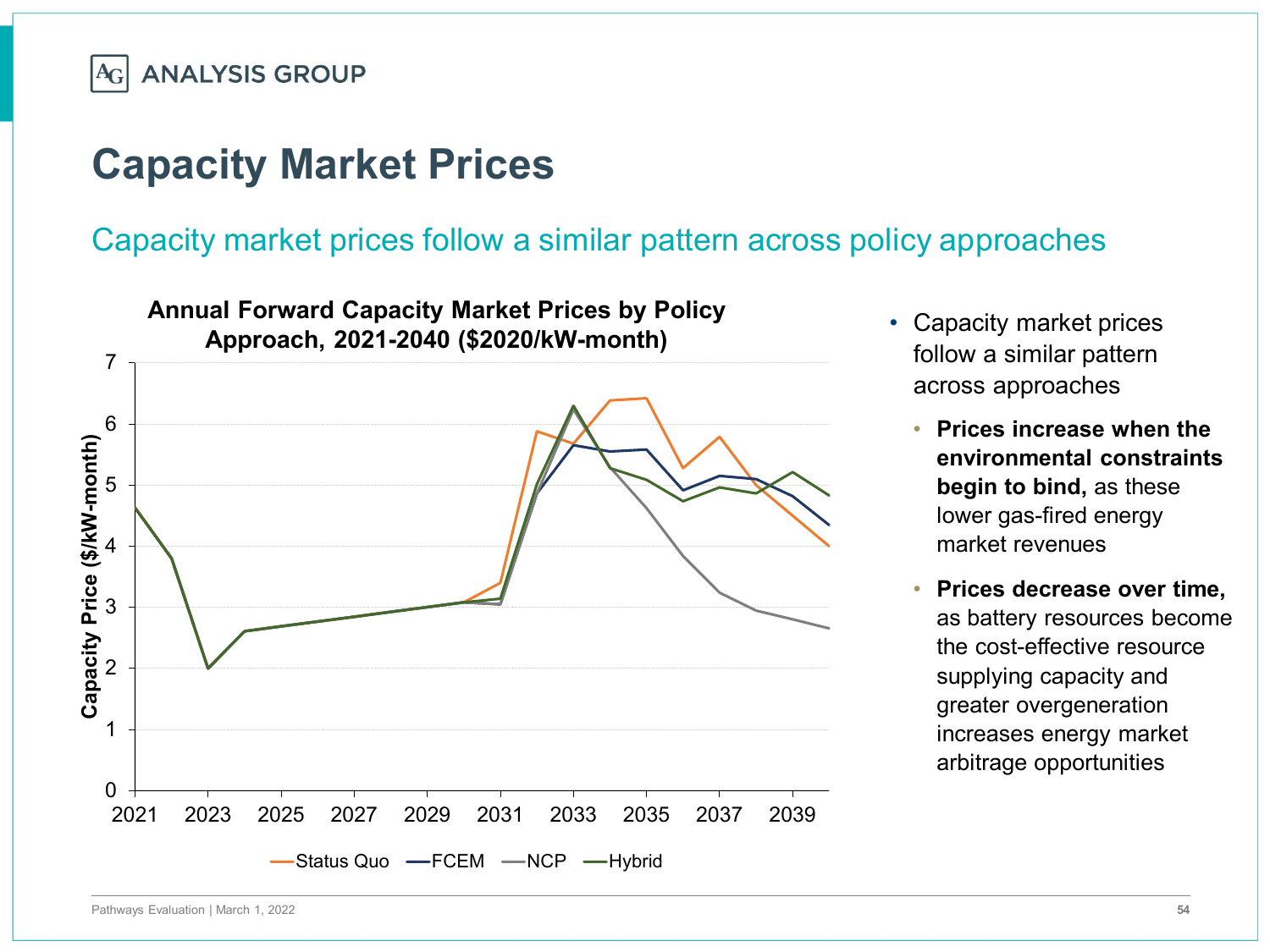# Capacity Market Prices

## Capacity market prices follow a similar pattern across policy approaches

**Annual Forward Capacity Market Prices by Policy Approach, 2021-2040 ($2020/kW-month)**

Capacity Price ($/kW-month)

0
1
2
3
4
5
6
7

2021
2023
2025
2027
2029
2031
2033
2035
2037
2039

Status Quo
FCEM
NCP
Hybrid

- Capacity market prices follow a similar pattern across approaches
  - **Prices increase when the environmental constraints begin to bind,** as these lower gas-fired energy market revenues
  - **Prices decrease over time,** as battery resources become the cost-effective resource supplying capacity and greater overgeneration increases energy market arbitrage opportunities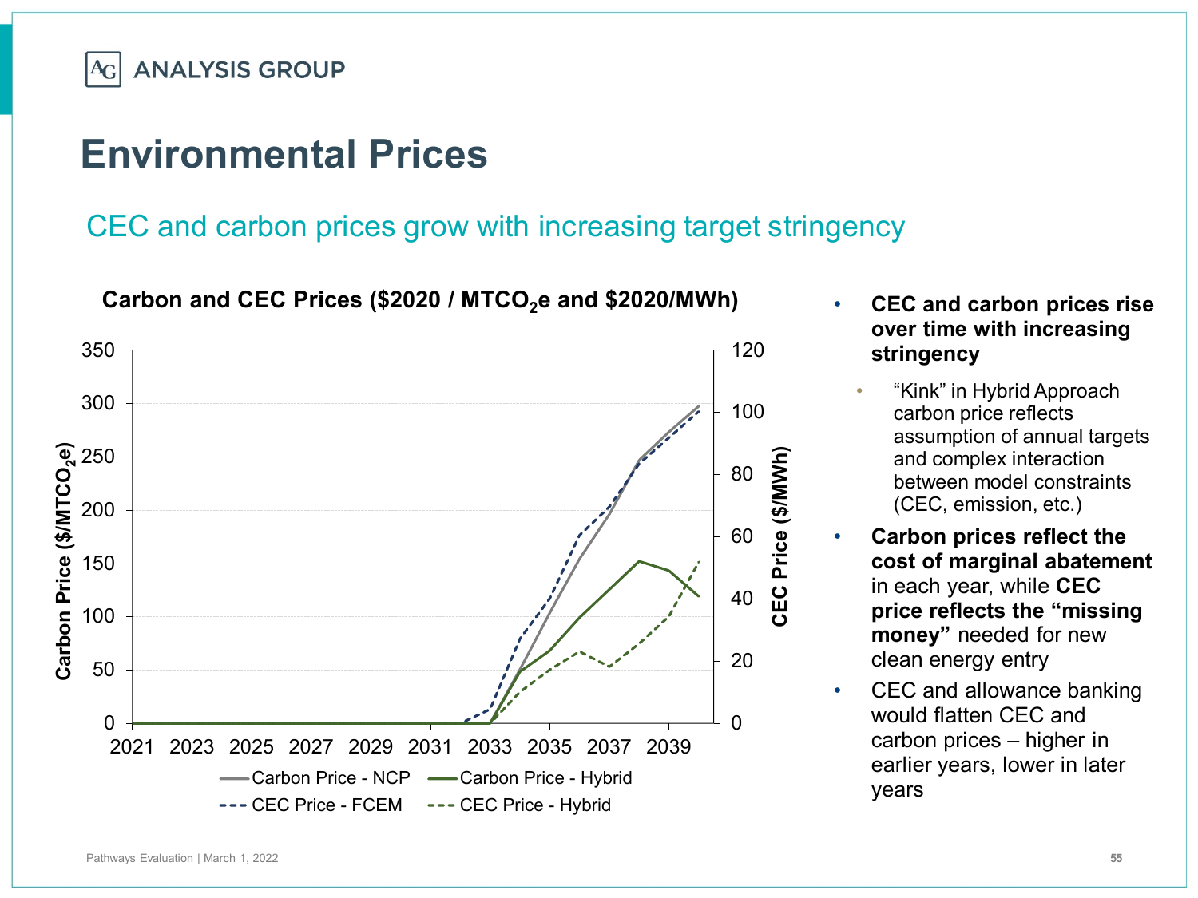# Environmental Prices

## CEC and carbon prices grow with increasing target stringency

**Carbon and CEC Prices ($2020 / $MTCO_2e$ and $2020/MWh)**

Carbon Price ($/$MTCO_2e$)

350
300
250
200
150
100
50
0

CEC Price ($/MWh)

120
100
80
60
40
20
0

2021 2023 2025 2027 2029 2031 2033 2035 2037 2039

Carbon Price - NCP
Carbon Price - Hybrid
CEC Price - FCEM
CEC Price - Hybrid

- **CEC and carbon prices rise over time with increasing stringency**
  - "Kink" in Hybrid Approach carbon price reflects assumption of annual targets and complex interaction between model constraints (CEC, emission, etc.)
- **Carbon prices reflect the cost of marginal abatement** in each year, while **CEC price reflects the "missing money"** needed for new clean energy entry
- CEC and allowance banking would flatten CEC and carbon prices – higher in earlier years, lower in later years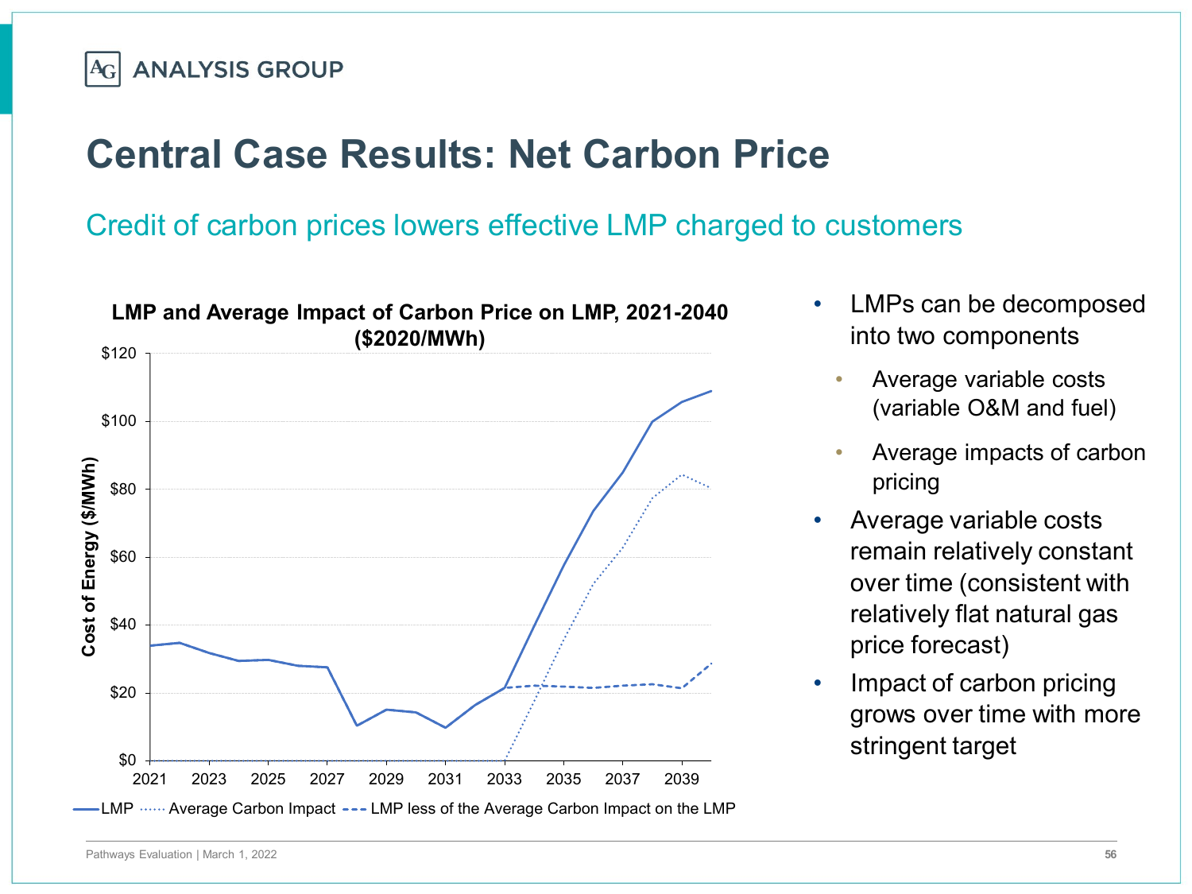# Central Case Results: Net Carbon Price

## Credit of carbon prices lowers effective LMP charged to customers

**LMP and Average Impact of Carbon Price on LMP, 2021-2040 ($2020/MWh)**

Cost of Energy ($/MWh)

$120
$100
$80
$60
$40
$20
$0

2021
2023
2025
2027
2029
2031
2033
2035
2037
2039

LMP
Average Carbon Impact
LMP less of the Average Carbon Impact on the LMP

- LMPs can be decomposed into two components
  - Average variable costs (variable O&M and fuel)
  - Average impacts of carbon pricing
- Average variable costs remain relatively constant over time (consistent with relatively flat natural gas price forecast)
- Impact of carbon pricing grows over time with more stringent target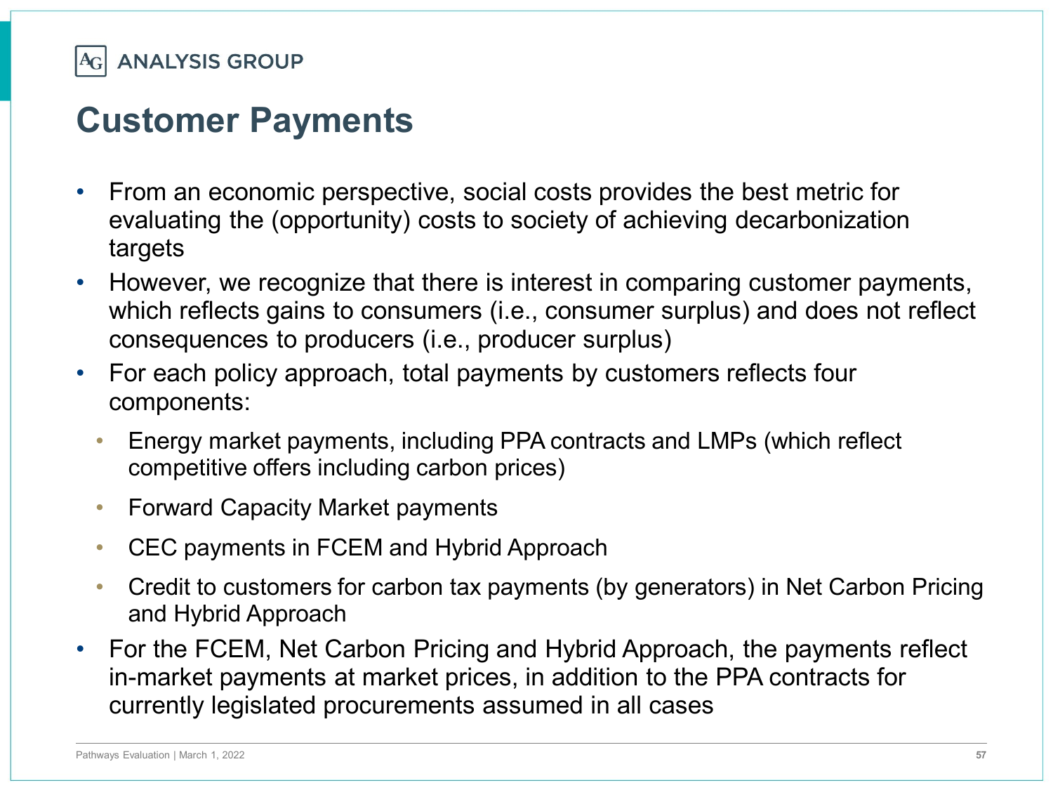# Customer Payments

- From an economic perspective, social costs provides the best metric for evaluating the (opportunity) costs to society of achieving decarbonization targets
- However, we recognize that there is interest in comparing customer payments, which reflects gains to consumers (i.e., consumer surplus) and does not reflect consequences to producers (i.e., producer surplus)
- For each policy approach, total payments by customers reflects four components:
  - Energy market payments, including PPA contracts and LMPs (which reflect competitive offers including carbon prices)
  - Forward Capacity Market payments
  - CEC payments in FCEM and Hybrid Approach
  - Credit to customers for carbon tax payments (by generators) in Net Carbon Pricing and Hybrid Approach
- For the FCEM, Net Carbon Pricing and Hybrid Approach, the payments reflect in-market payments at market prices, in addition to the PPA contracts for currently legislated procurements assumed in all cases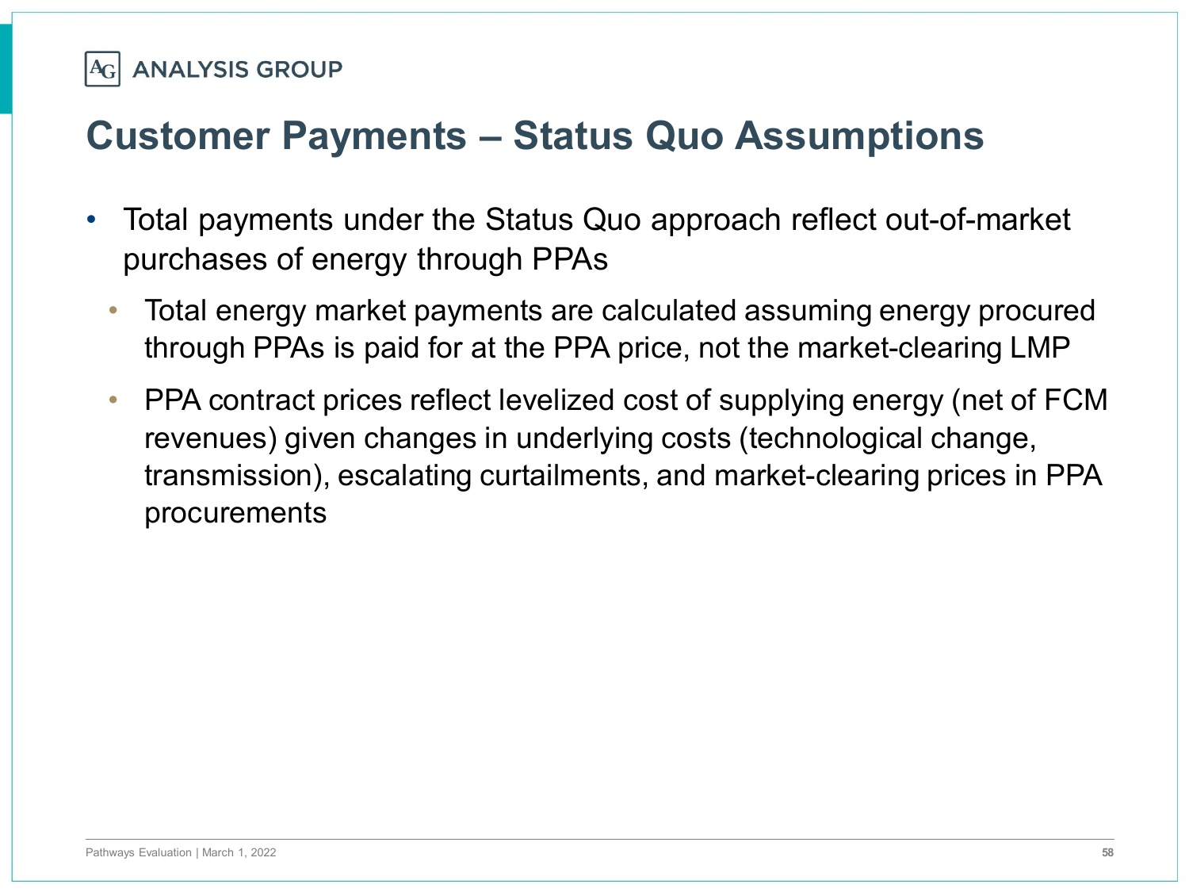# Customer Payments – Status Quo Assumptions

- Total payments under the Status Quo approach reflect out-of-market purchases of energy through PPAs
  - Total energy market payments are calculated assuming energy procured through PPAs is paid for at the PPA price, not the market-clearing LMP
  - PPA contract prices reflect levelized cost of supplying energy (net of FCM revenues) given changes in underlying costs (technological change, transmission), escalating curtailments, and market-clearing prices in PPA procurements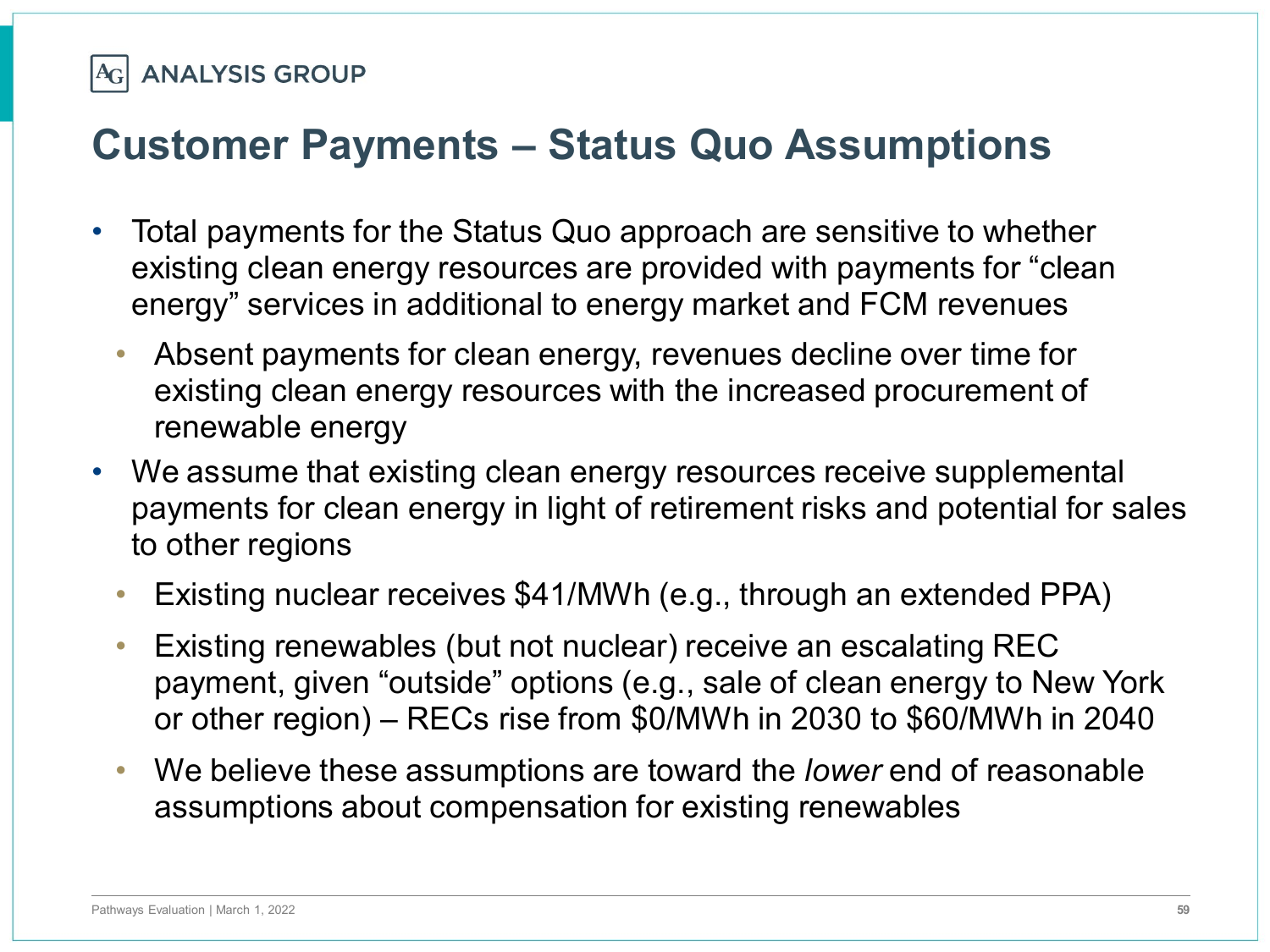# Customer Payments – Status Quo Assumptions

- Total payments for the Status Quo approach are sensitive to whether existing clean energy resources are provided with payments for "clean energy" services in additional to energy market and FCM revenues
  - Absent payments for clean energy, revenues decline over time for existing clean energy resources with the increased procurement of renewable energy
- We assume that existing clean energy resources receive supplemental payments for clean energy in light of retirement risks and potential for sales to other regions
  - Existing nuclear receives $41/MWh (e.g., through an extended PPA)
  - Existing renewables (but not nuclear) receive an escalating REC payment, given "outside" options (e.g., sale of clean energy to New York or other region) – RECs rise from $0/MWh in 2030 to $60/MWh in 2040
  - We believe these assumptions are toward the *lower* end of reasonable assumptions about compensation for existing renewables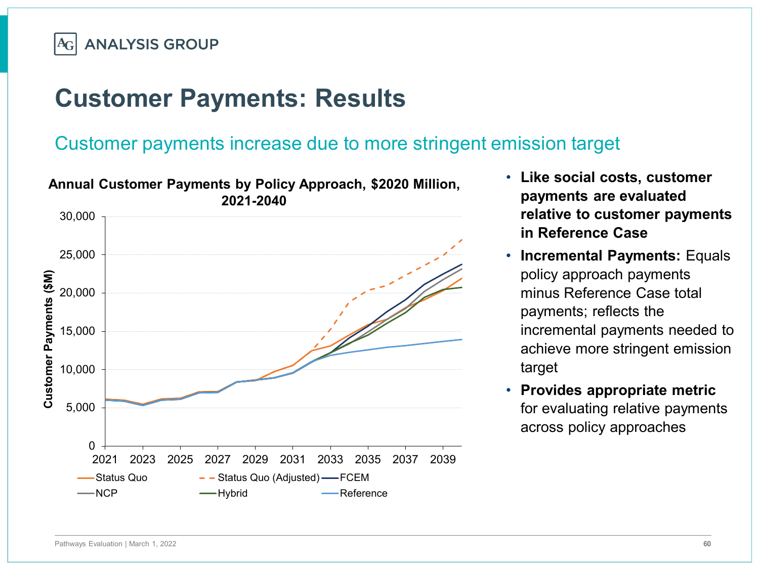# Customer Payments: Results

## Customer payments increase due to more stringent emission target

**Annual Customer Payments by Policy Approach, $2020 Million, 2021-2040**

Customer Payments ($M)

30,000
25,000
20,000
15,000
10,000
5,000
0

2021 2023 2025 2027 2029 2031 2033 2035 2037 2039

Status Quo
Status Quo (Adjusted)
FCEM
NCP
Hybrid
Reference

- **Like social costs, customer payments are evaluated relative to customer payments in Reference Case**
- **Incremental Payments:** Equals policy approach payments minus Reference Case total payments; reflects the incremental payments needed to achieve more stringent emission target
- **Provides appropriate metric** for evaluating relative payments across policy approaches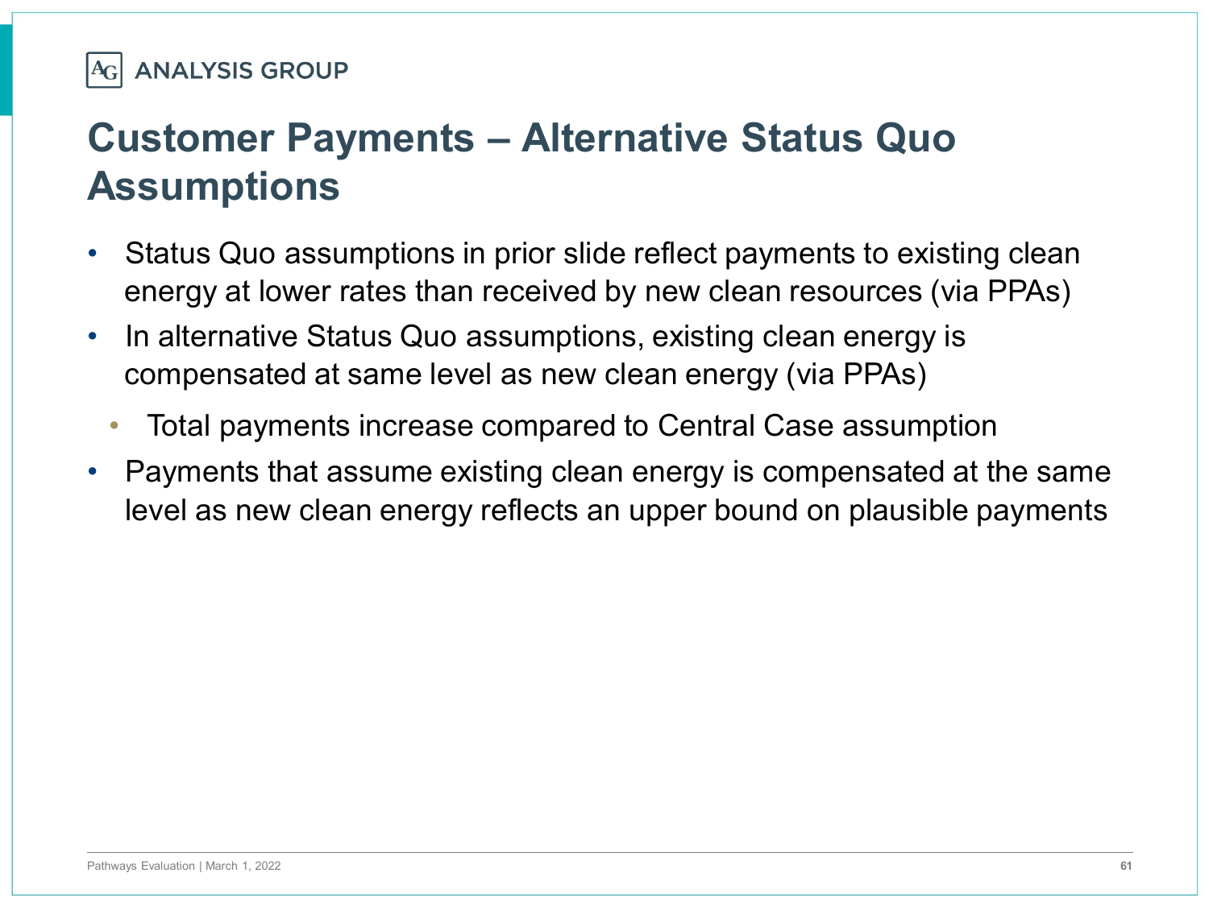# Customer Payments – Alternative Status Quo Assumptions

- Status Quo assumptions in prior slide reflect payments to existing clean energy at lower rates than received by new clean resources (via PPAs)
- In alternative Status Quo assumptions, existing clean energy is compensated at same level as new clean energy (via PPAs)
  - Total payments increase compared to Central Case assumption
- Payments that assume existing clean energy is compensated at the same level as new clean energy reflects an upper bound on plausible payments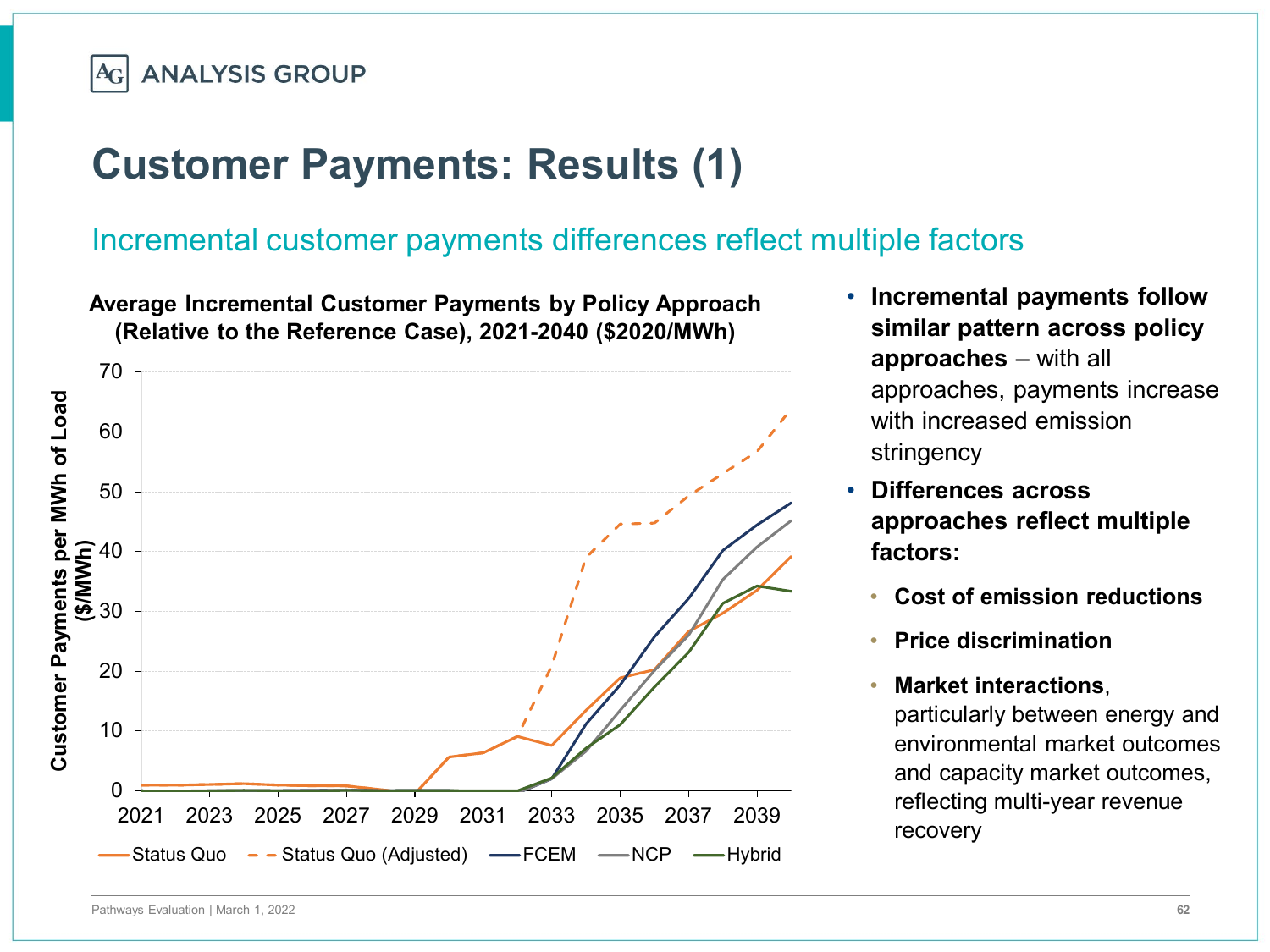# Customer Payments: Results (1)

## Incremental customer payments differences reflect multiple factors

**Average Incremental Customer Payments by Policy Approach (Relative to the Reference Case), 2021-2040 ($2020/MWh)**

Customer Payments per MWh of Load ($/MWh)

0
10
20
30
40
50
60
70

2021 2023 2025 2027 2029 2031 2033 2035 2037 2039

Status Quo
Status Quo (Adjusted)
FCEM
NCP
Hybrid

- **Incremental payments follow similar pattern across policy approaches** – with all approaches, payments increase with increased emission stringency
- **Differences across approaches reflect multiple factors:**
  - **Cost of emission reductions**
  - **Price discrimination**
  - **Market interactions**, particularly between energy and environmental market outcomes and capacity market outcomes, reflecting multi-year revenue recovery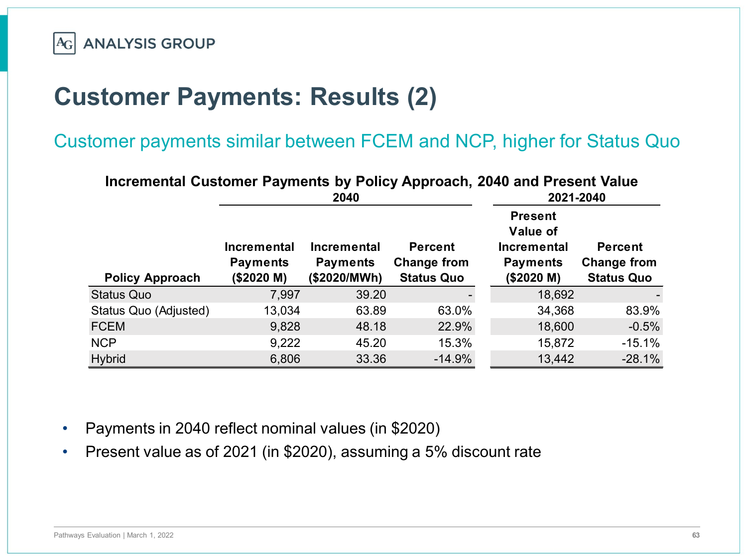# Customer Payments: Results (2)

## Customer payments similar between FCEM and NCP, higher for Status Quo

**Incremental Customer Payments by Policy Approach, 2040 and Present Value**

| | 2040 | | | 2021-2040 | |
|---|---|---|---|---|---|
| **Policy Approach** | **Incremental Payments ($2020 M)** | **Incremental Payments ($2020/MWh)** | **Percent Change from Status Quo** | **Present Value of Incremental Payments ($2020 M)** | **Percent Change from Status Quo** |
| Status Quo | 7,997 | 39.20 | - | 18,692 | - |
| Status Quo (Adjusted) | 13,034 | 63.89 | 63.0% | 34,368 | 83.9% |
| FCEM | 9,828 | 48.18 | 22.9% | 18,600 | -0.5% |
| NCP | 9,222 | 45.20 | 15.3% | 15,872 | -15.1% |
| Hybrid | 6,806 | 33.36 | -14.9% | 13,442 | -28.1% |

- Payments in 2040 reflect nominal values (in $2020)
- Present value as of 2021 (in $2020), assuming a 5% discount rate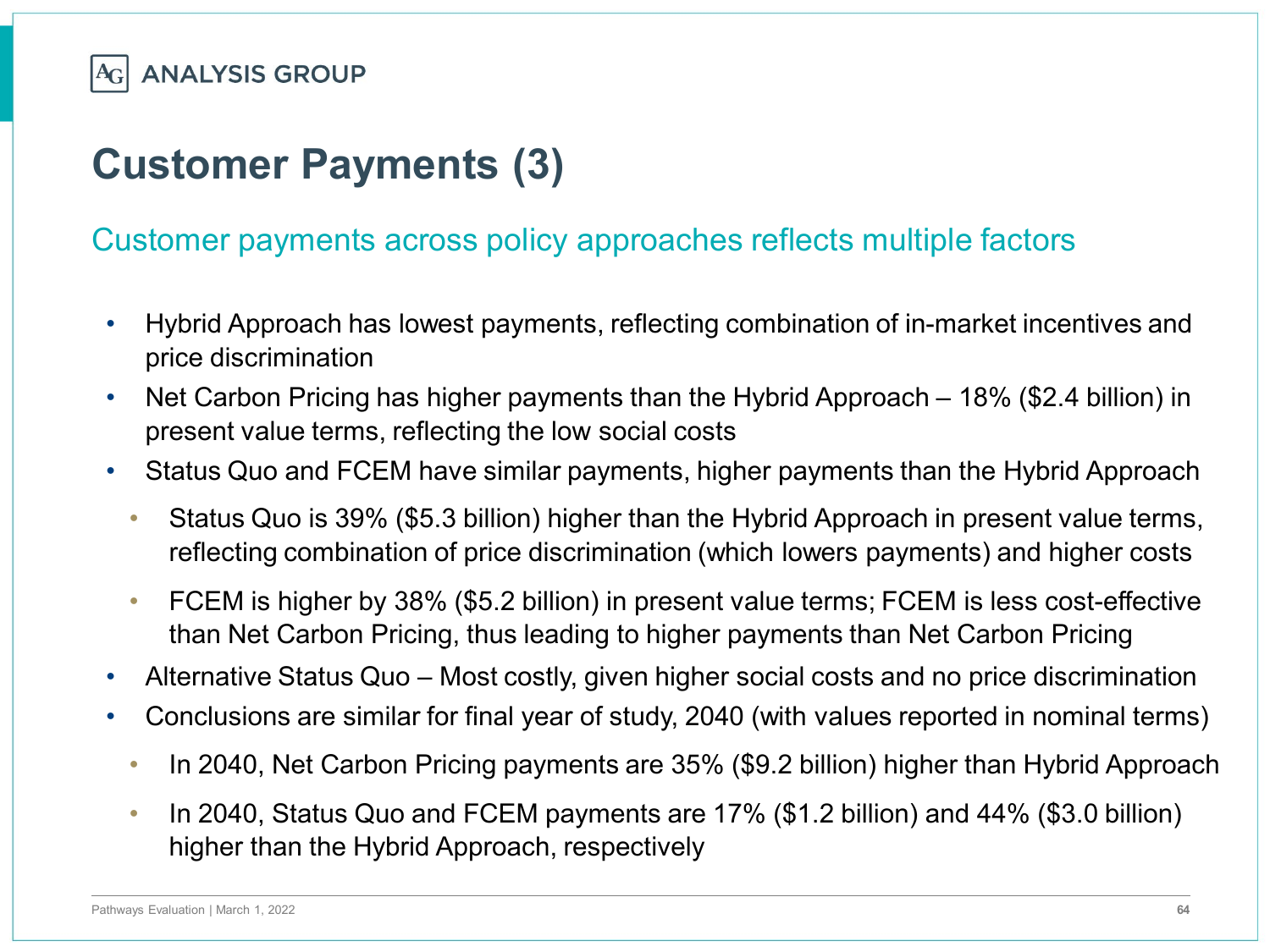# Customer Payments (3)

## Customer payments across policy approaches reflects multiple factors

- Hybrid Approach has lowest payments, reflecting combination of in-market incentives and price discrimination
- Net Carbon Pricing has higher payments than the Hybrid Approach – 18% ($2.4 billion) in present value terms, reflecting the low social costs
- Status Quo and FCEM have similar payments, higher payments than the Hybrid Approach
  - Status Quo is 39% ($5.3 billion) higher than the Hybrid Approach in present value terms, reflecting combination of price discrimination (which lowers payments) and higher costs
  - FCEM is higher by 38% ($5.2 billion) in present value terms; FCEM is less cost-effective than Net Carbon Pricing, thus leading to higher payments than Net Carbon Pricing
- Alternative Status Quo – Most costly, given higher social costs and no price discrimination
- Conclusions are similar for final year of study, 2040 (with values reported in nominal terms)
  - In 2040, Net Carbon Pricing payments are 35% ($9.2 billion) higher than Hybrid Approach
  - In 2040, Status Quo and FCEM payments are 17% ($1.2 billion) and 44% ($3.0 billion) higher than the Hybrid Approach, respectively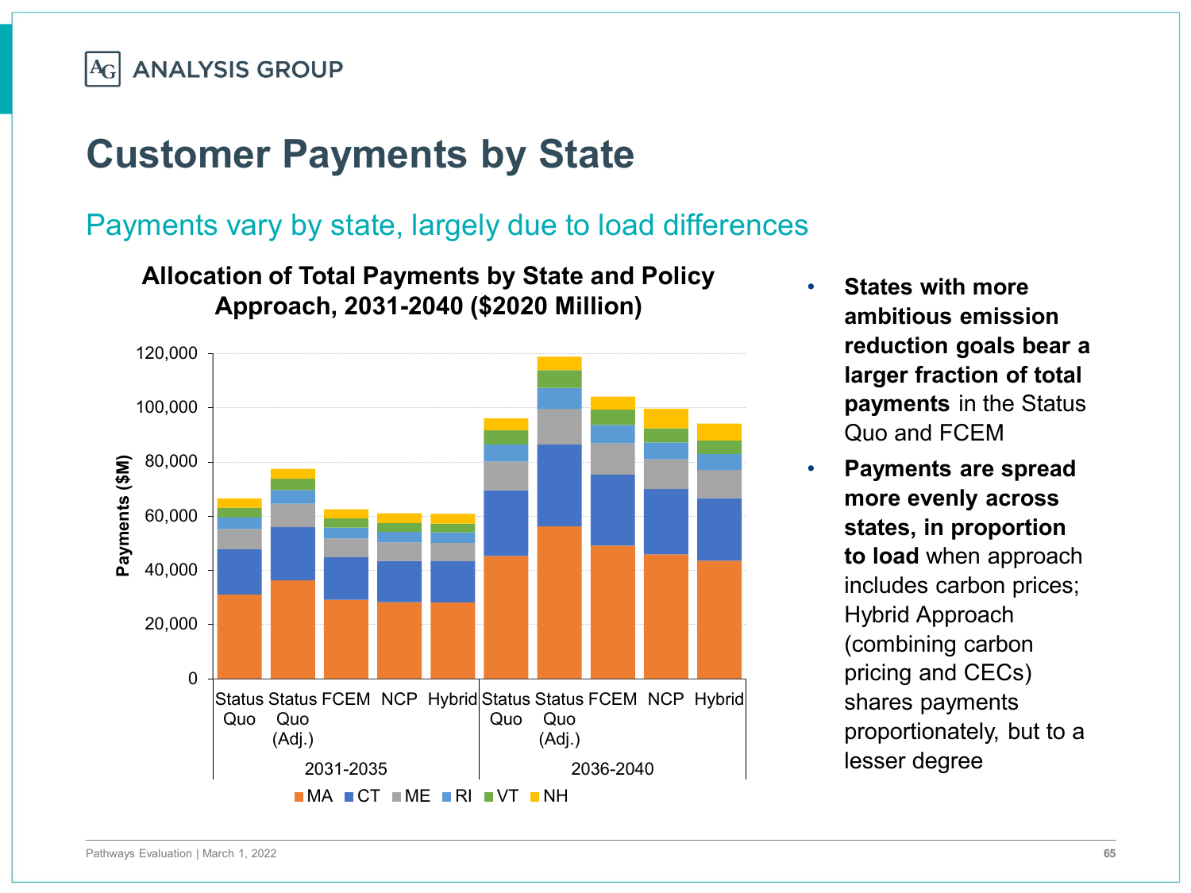# Customer Payments by State

## Payments vary by state, largely due to load differences

**Allocation of Total Payments by State and Policy Approach, 2031-2040 ($2020 Million)**

Payments ($M)

120,000
100,000
80,000
60,000
40,000
20,000
0

Status Quo | Status Quo (Adj.) | FCEM | NCP | Hybrid
2031-2035

Status Quo | Status Quo (Adj.) | FCEM | NCP | Hybrid
2036-2040

MA | CT | ME | RI | VT | NH

- **States with more ambitious emission reduction goals bear a larger fraction of total payments** in the Status Quo and FCEM
- **Payments are spread more evenly across states, in proportion to load** when approach includes carbon prices; Hybrid Approach (combining carbon pricing and CECs) shares payments proportionately, but to a lesser degree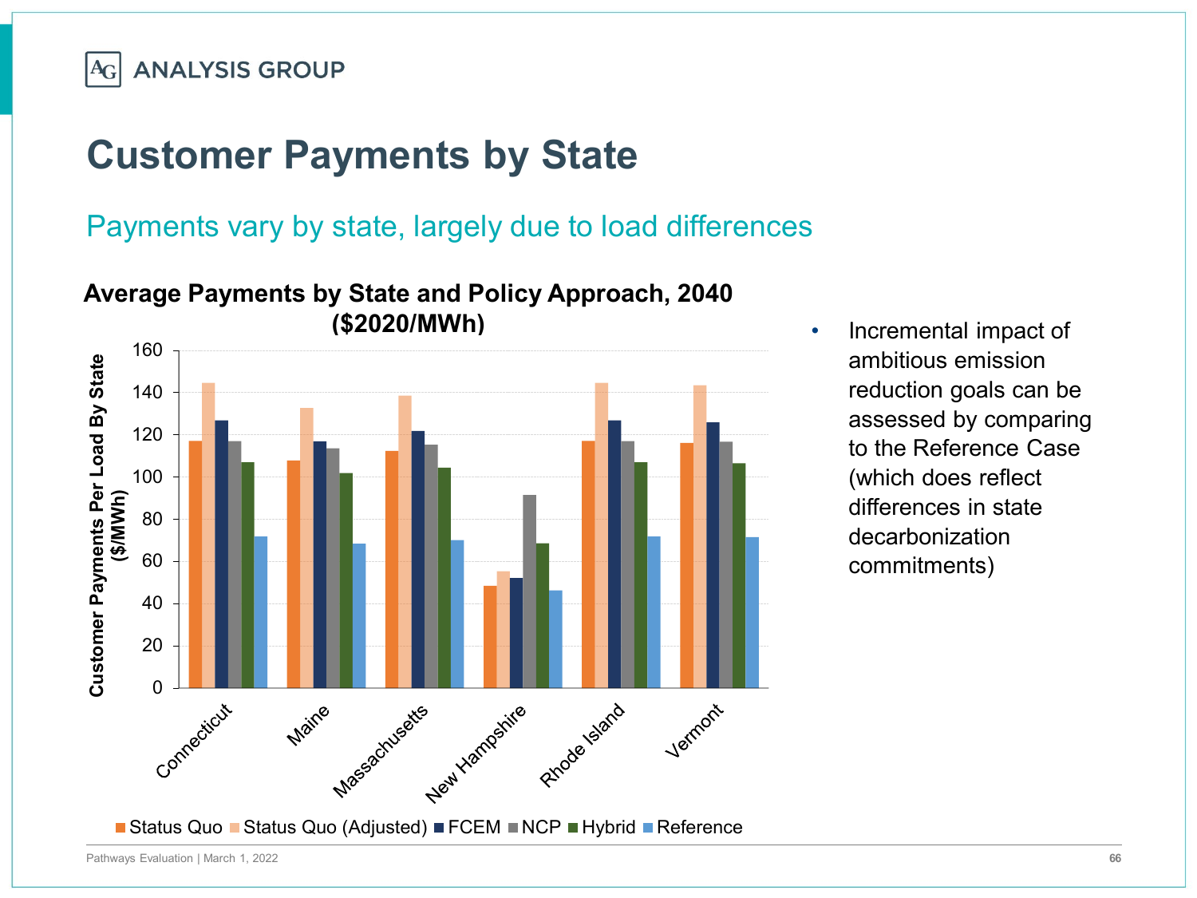# Customer Payments by State

## Payments vary by state, largely due to load differences

**Average Payments by State and Policy Approach, 2040 ($2020/MWh)**

Customer Payments Per Load By State ($/MWh)

160
140
120
100
80
60
40
20
0

Connecticut
Maine
Massachusetts
New Hampshire
Rhode Island
Vermont

Status Quo, Status Quo (Adjusted), FCEM, NCP, Hybrid, Reference

- Incremental impact of ambitious emission reduction goals can be assessed by comparing to the Reference Case (which does reflect differences in state decarbonization commitments)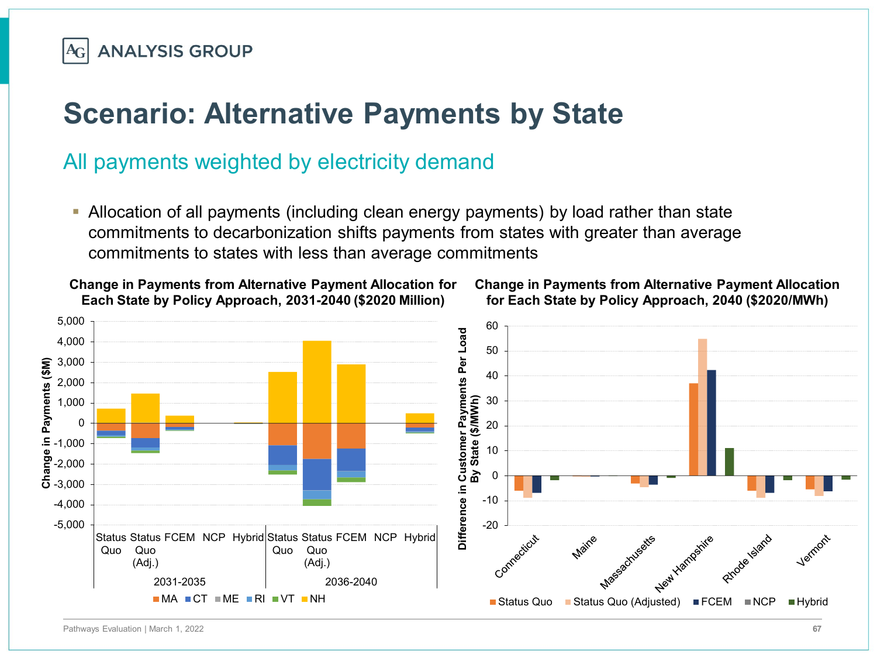# Scenario: Alternative Payments by State

## All payments weighted by electricity demand

- Allocation of all payments (including clean energy payments) by load rather than state commitments to decarbonization shifts payments from states with greater than average commitments to states with less than average commitments

**Change in Payments from Alternative Payment Allocation for Each State by Policy Approach, 2031-2040 ($2020 Million)**

Change in Payments ($M)

5,000
4,000
3,000
2,000
1,000
0
-1,000
-2,000
-3,000
-4,000
-5,000

Status Quo | Status Quo (Adj.) | FCEM | NCP | Hybrid | Status Quo | Status Quo (Adj.) | FCEM | NCP | Hybrid

2031-2035 | 2036-2040

MA CT ME RI VT NH

**Change in Payments from Alternative Payment Allocation for Each State by Policy Approach, 2040 ($2020/MWh)**

Difference in Customer Payments Per Load By State ($/MWh)

60
50
40
30
20
10
0
-10
-20

Connecticut | Maine | Massachusetts | New Hampshire | Rhode Island | Vermont

Status Quo | Status Quo (Adjusted) | FCEM | NCP | Hybrid

Pathways Evaluation | March 1, 2022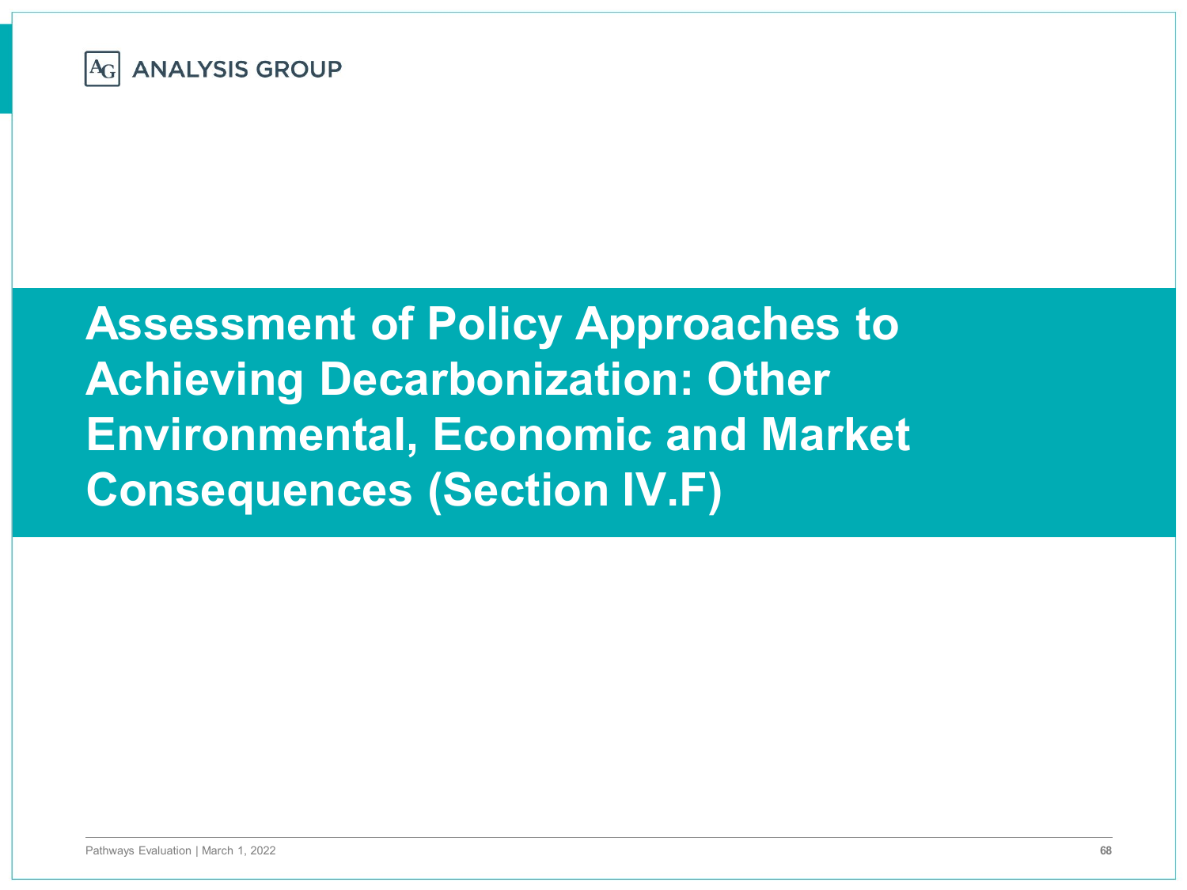# Assessment of Policy Approaches to Achieving Decarbonization: Other Environmental, Economic and Market Consequences (Section IV.F)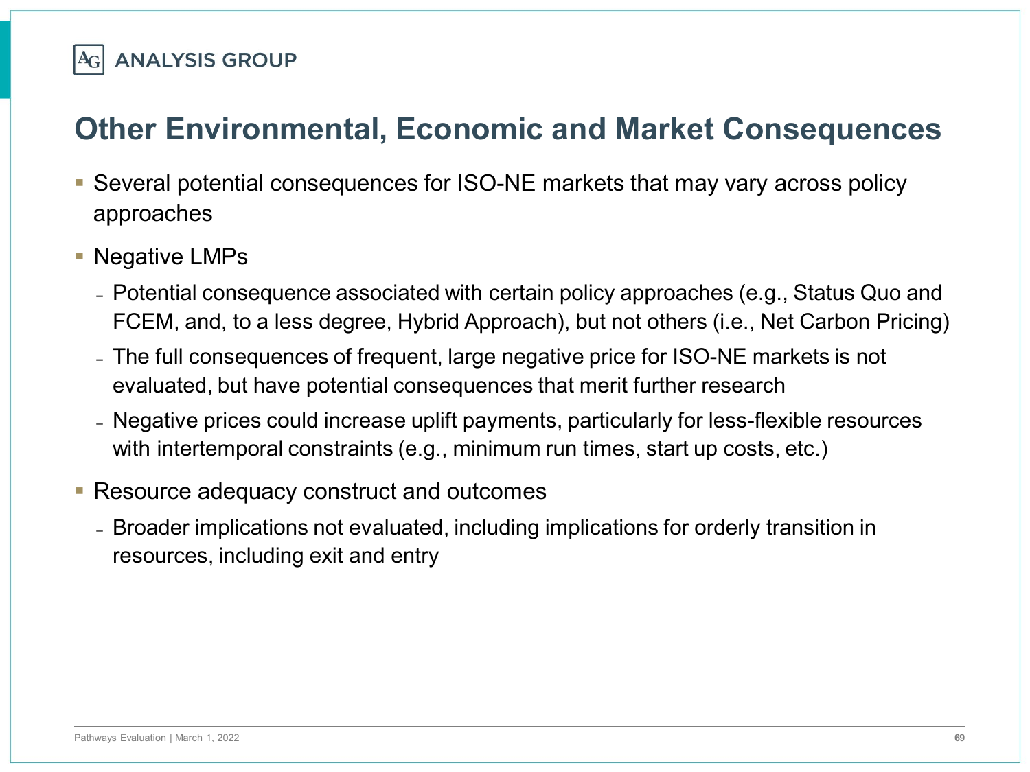# Other Environmental, Economic and Market Consequences

- Several potential consequences for ISO-NE markets that may vary across policy approaches
- Negative LMPs
  - Potential consequence associated with certain policy approaches (e.g., Status Quo and FCEM, and, to a less degree, Hybrid Approach), but not others (i.e., Net Carbon Pricing)
  - The full consequences of frequent, large negative price for ISO-NE markets is not evaluated, but have potential consequences that merit further research
  - Negative prices could increase uplift payments, particularly for less-flexible resources with intertemporal constraints (e.g., minimum run times, start up costs, etc.)
- Resource adequacy construct and outcomes
  - Broader implications not evaluated, including implications for orderly transition in resources, including exit and entry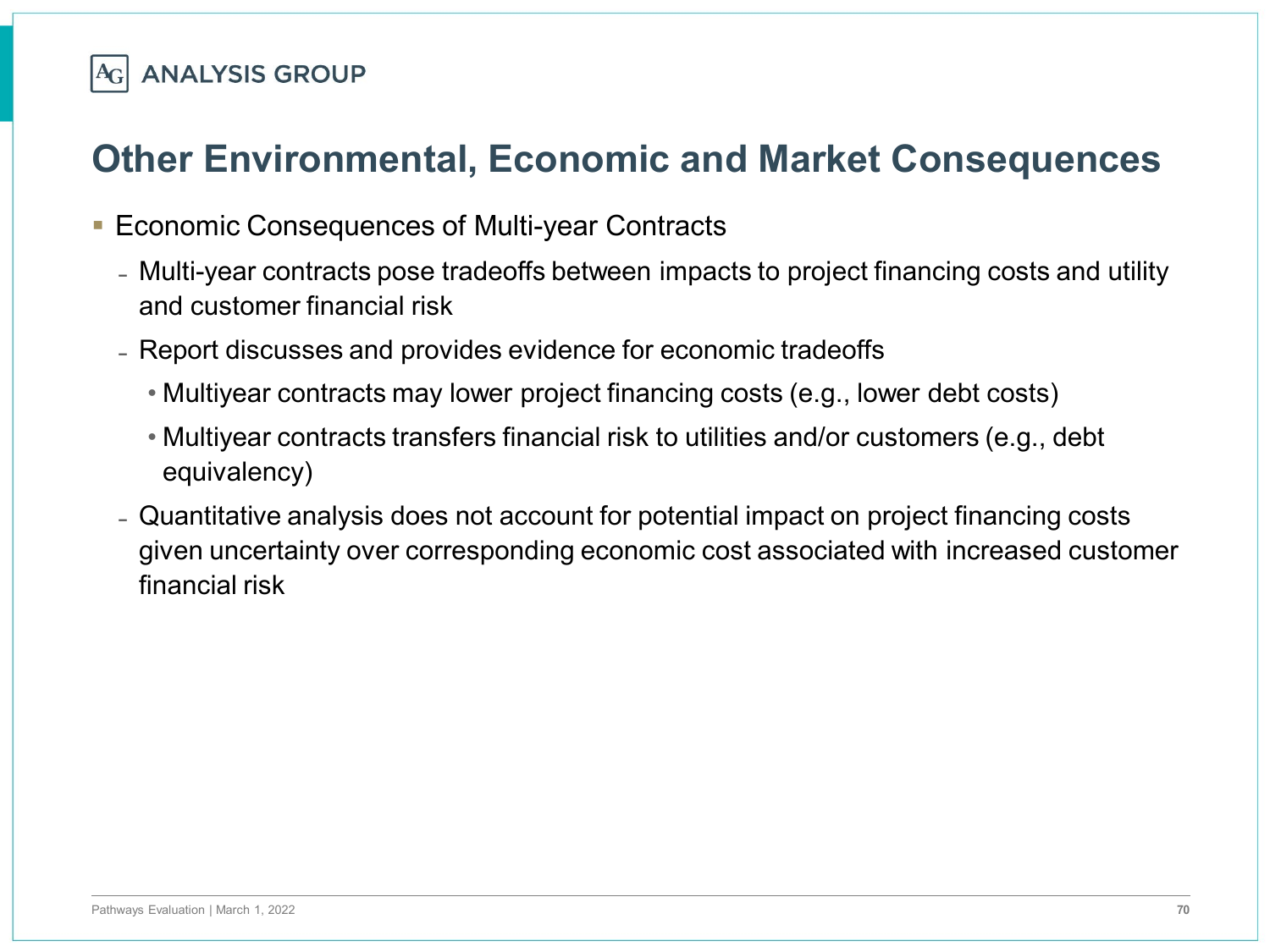# Other Environmental, Economic and Market Consequences

- Economic Consequences of Multi-year Contracts
  - Multi-year contracts pose tradeoffs between impacts to project financing costs and utility and customer financial risk
  - Report discusses and provides evidence for economic tradeoffs
    - Multiyear contracts may lower project financing costs (e.g., lower debt costs)
    - Multiyear contracts transfers financial risk to utilities and/or customers (e.g., debt equivalency)
  - Quantitative analysis does not account for potential impact on project financing costs given uncertainty over corresponding economic cost associated with increased customer financial risk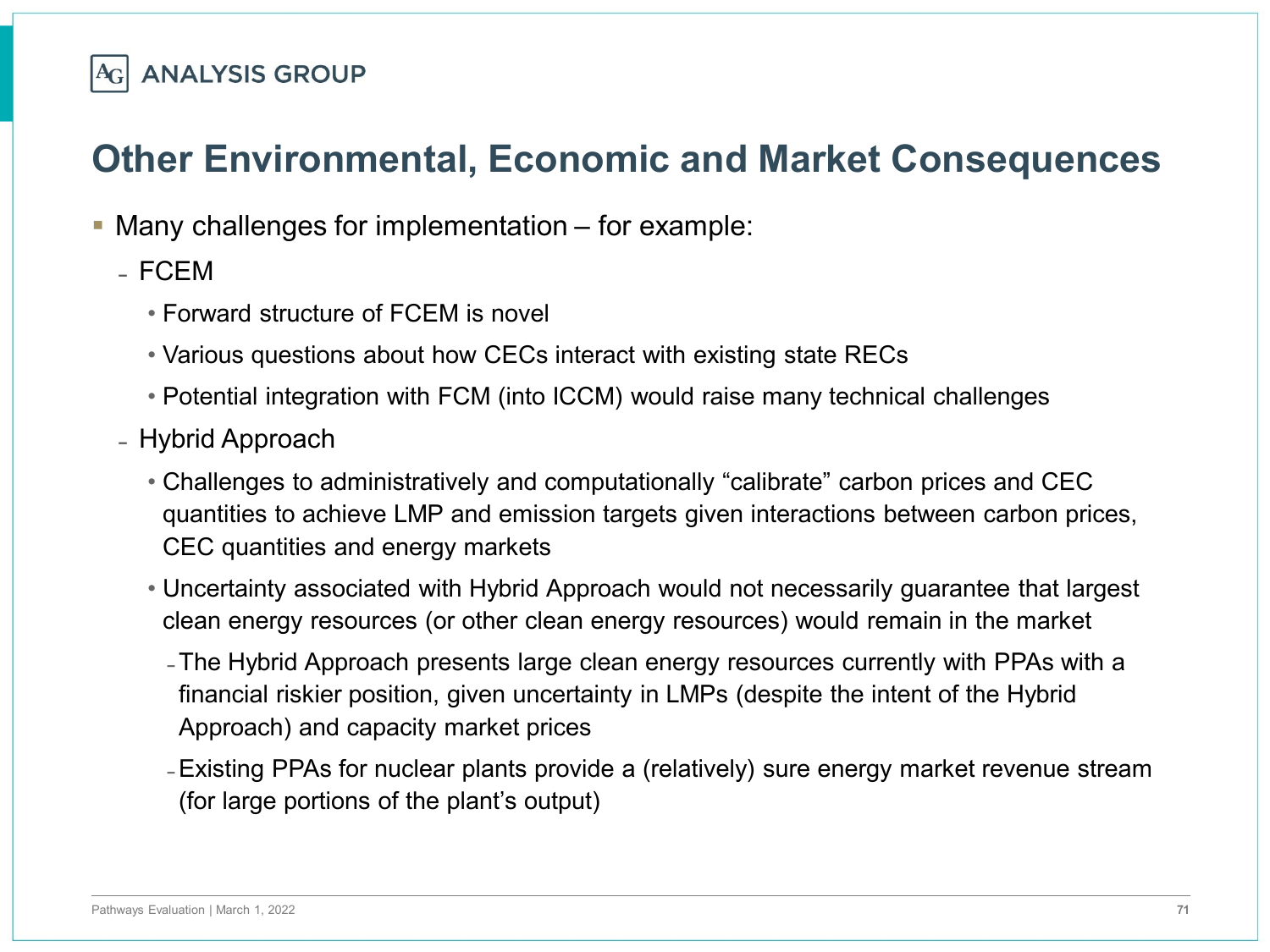# Other Environmental, Economic and Market Consequences

- Many challenges for implementation – for example:
  - FCEM
    - Forward structure of FCEM is novel
    - Various questions about how CECs interact with existing state RECs
    - Potential integration with FCM (into ICCM) would raise many technical challenges
  - Hybrid Approach
    - Challenges to administratively and computationally "calibrate" carbon prices and CEC quantities to achieve LMP and emission targets given interactions between carbon prices, CEC quantities and energy markets
    - Uncertainty associated with Hybrid Approach would not necessarily guarantee that largest clean energy resources (or other clean energy resources) would remain in the market
      - The Hybrid Approach presents large clean energy resources currently with PPAs with a financial riskier position, given uncertainty in LMPs (despite the intent of the Hybrid Approach) and capacity market prices
      - Existing PPAs for nuclear plants provide a (relatively) sure energy market revenue stream (for large portions of the plant's output)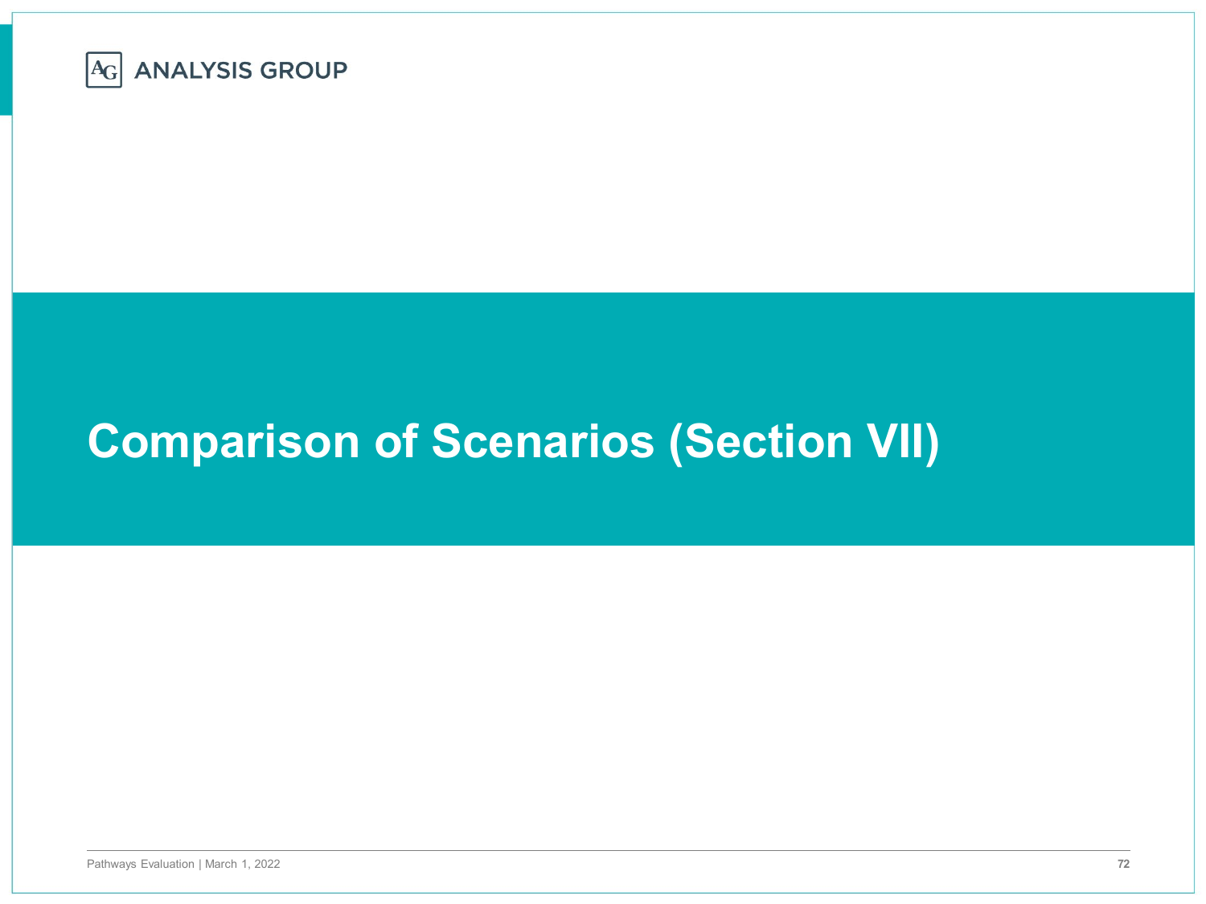# Comparison of Scenarios (Section VII)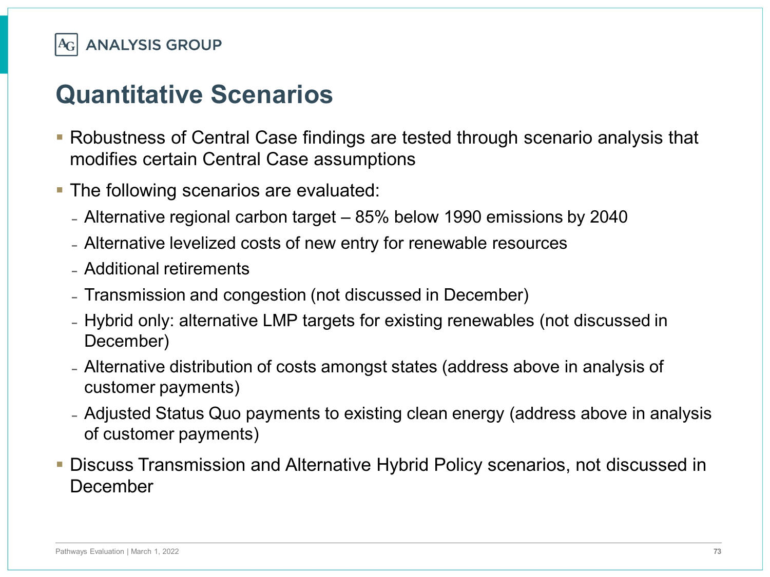# Quantitative Scenarios

- Robustness of Central Case findings are tested through scenario analysis that modifies certain Central Case assumptions
- The following scenarios are evaluated:
  - Alternative regional carbon target – 85% below 1990 emissions by 2040
  - Alternative levelized costs of new entry for renewable resources
  - Additional retirements
  - Transmission and congestion (not discussed in December)
  - Hybrid only: alternative LMP targets for existing renewables (not discussed in December)
  - Alternative distribution of costs amongst states (address above in analysis of customer payments)
  - Adjusted Status Quo payments to existing clean energy (address above in analysis of customer payments)
- Discuss Transmission and Alternative Hybrid Policy scenarios, not discussed in December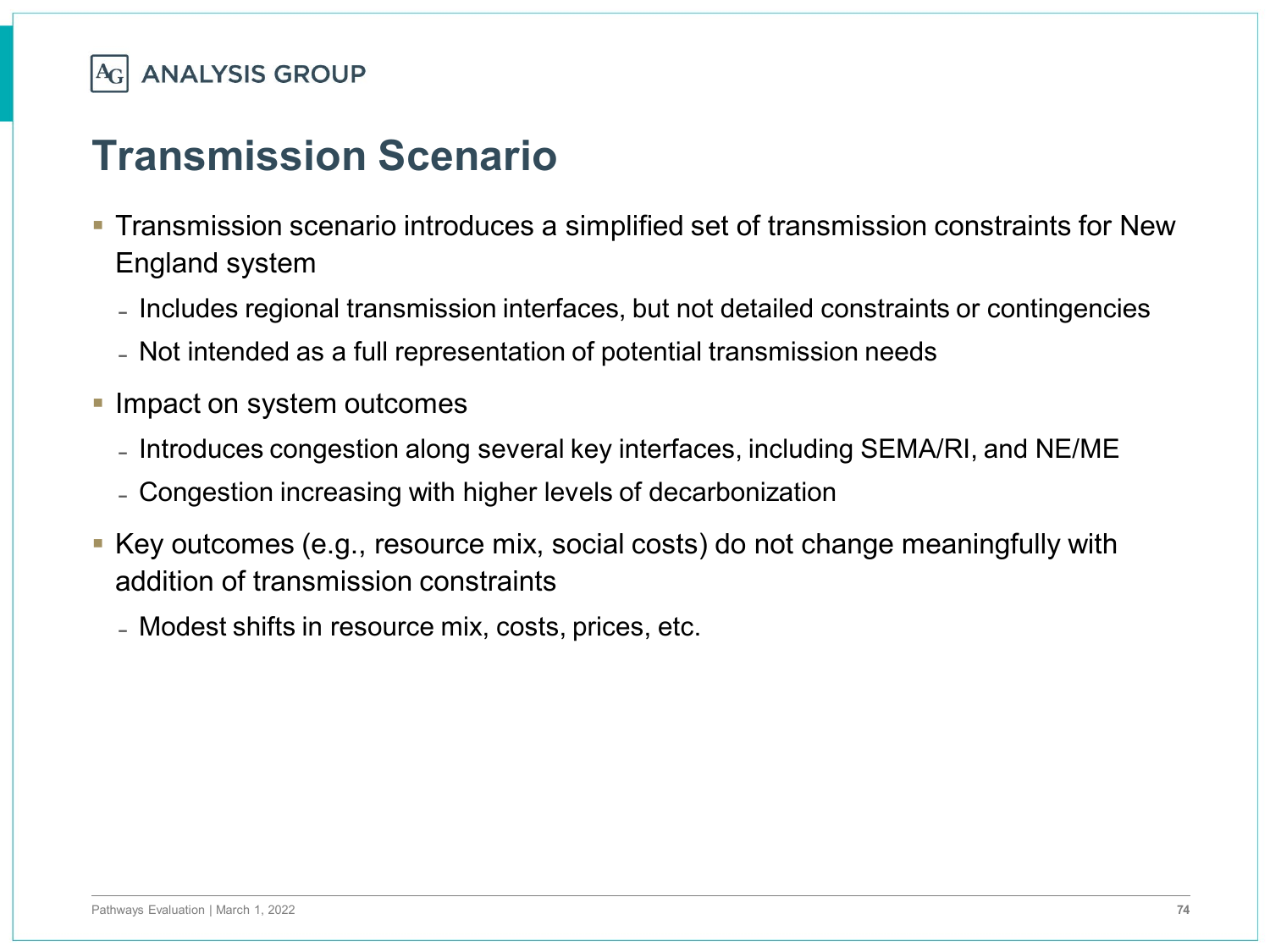# Transmission Scenario

- Transmission scenario introduces a simplified set of transmission constraints for New England system
  - Includes regional transmission interfaces, but not detailed constraints or contingencies
  - Not intended as a full representation of potential transmission needs
- Impact on system outcomes
  - Introduces congestion along several key interfaces, including SEMA/RI, and NE/ME
  - Congestion increasing with higher levels of decarbonization
- Key outcomes (e.g., resource mix, social costs) do not change meaningfully with addition of transmission constraints
  - Modest shifts in resource mix, costs, prices, etc.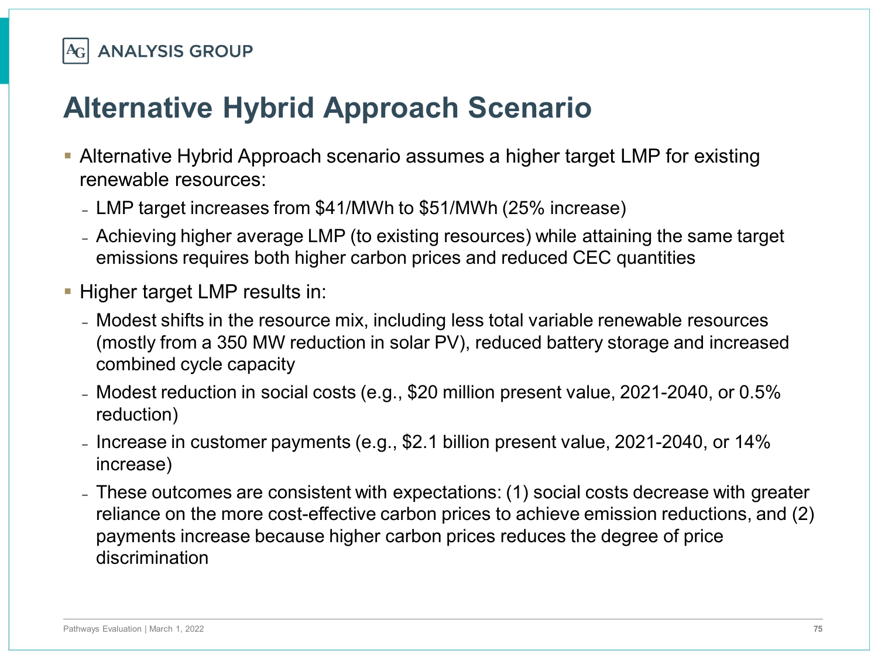# Alternative Hybrid Approach Scenario

- Alternative Hybrid Approach scenario assumes a higher target LMP for existing renewable resources:
  - LMP target increases from $41/MWh to $51/MWh (25% increase)
  - Achieving higher average LMP (to existing resources) while attaining the same target emissions requires both higher carbon prices and reduced CEC quantities
- Higher target LMP results in:
  - Modest shifts in the resource mix, including less total variable renewable resources (mostly from a 350 MW reduction in solar PV), reduced battery storage and increased combined cycle capacity
  - Modest reduction in social costs (e.g., $20 million present value, 2021-2040, or 0.5% reduction)
  - Increase in customer payments (e.g., $2.1 billion present value, 2021-2040, or 14% increase)
  - These outcomes are consistent with expectations: (1) social costs decrease with greater reliance on the more cost-effective carbon prices to achieve emission reductions, and (2) payments increase because higher carbon prices reduces the degree of price discrimination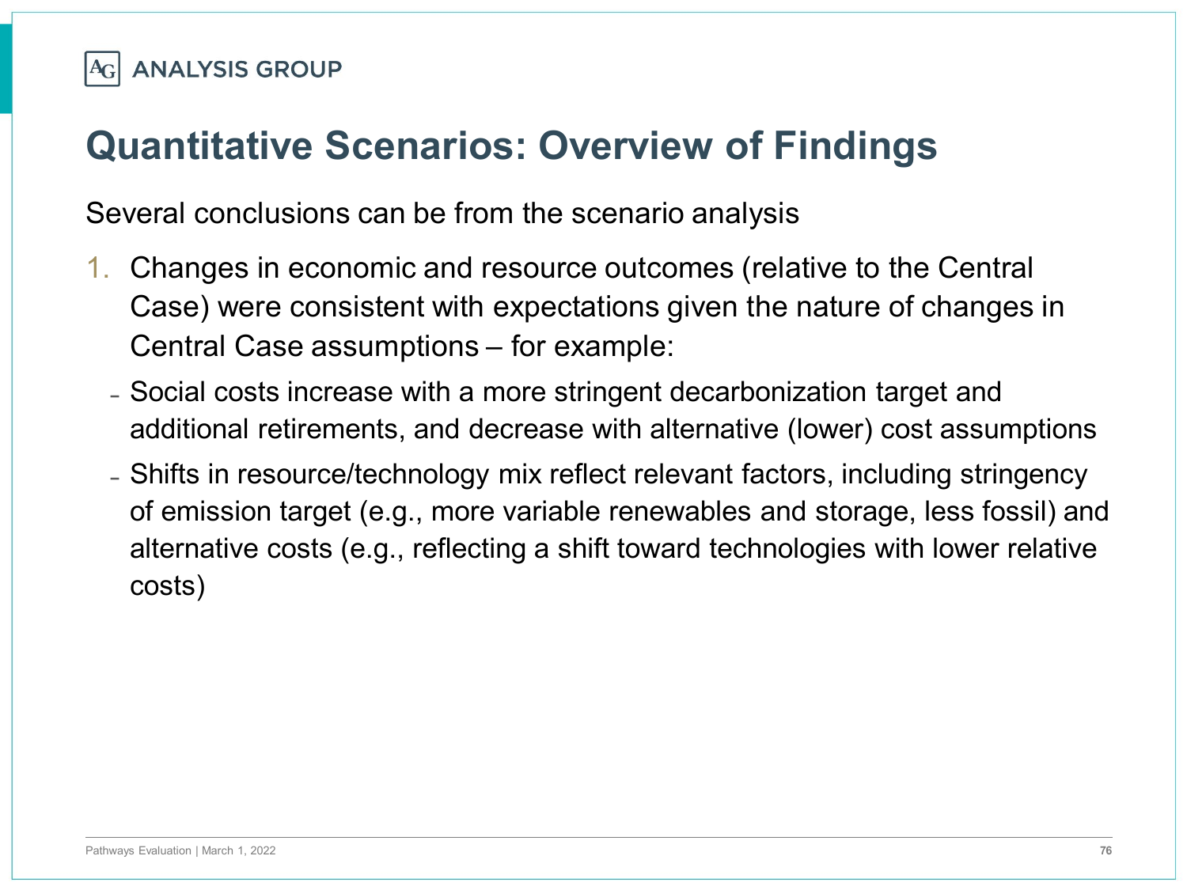# Quantitative Scenarios: Overview of Findings

Several conclusions can be from the scenario analysis

1. Changes in economic and resource outcomes (relative to the Central Case) were consistent with expectations given the nature of changes in Central Case assumptions – for example:
   - Social costs increase with a more stringent decarbonization target and additional retirements, and decrease with alternative (lower) cost assumptions
   - Shifts in resource/technology mix reflect relevant factors, including stringency of emission target (e.g., more variable renewables and storage, less fossil) and alternative costs (e.g., reflecting a shift toward technologies with lower relative costs)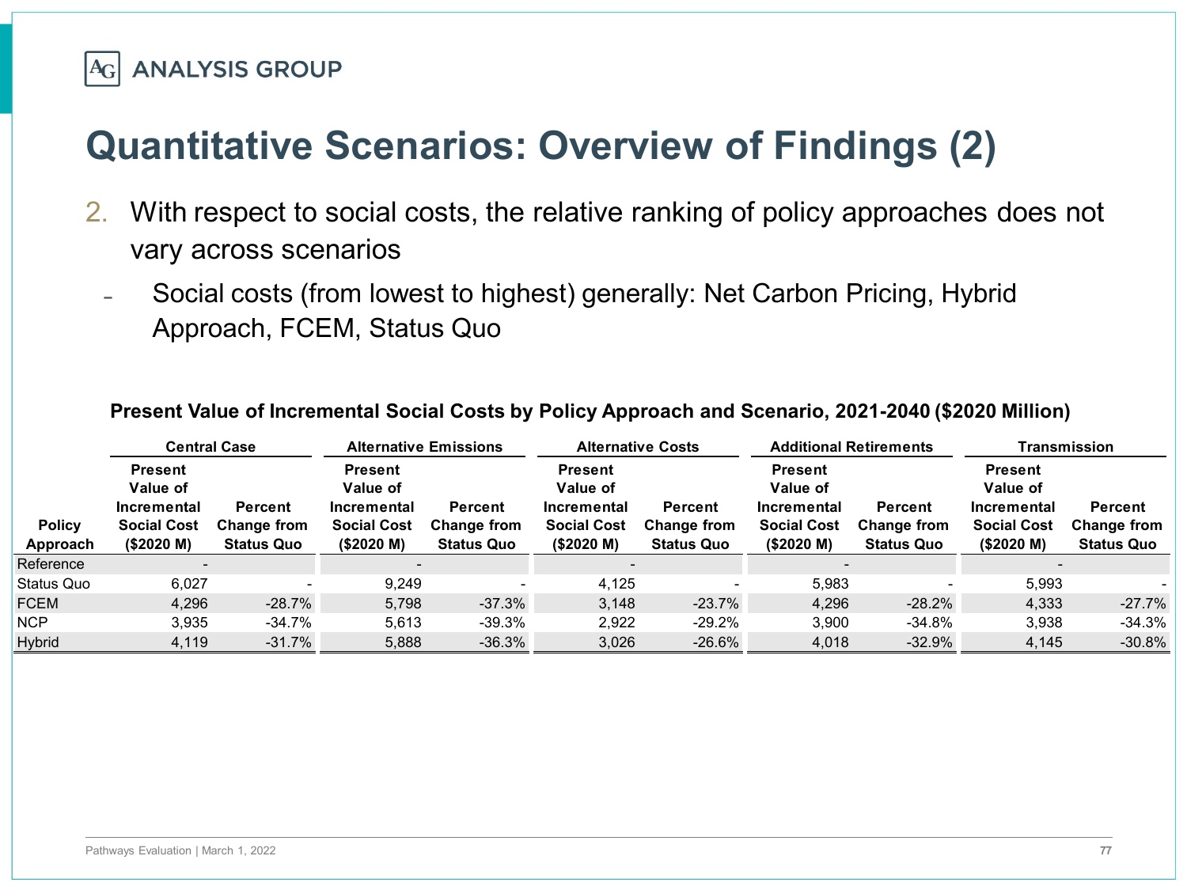# Quantitative Scenarios: Overview of Findings (2)

2. With respect to social costs, the relative ranking of policy approaches does not vary across scenarios
   - Social costs (from lowest to highest) generally: Net Carbon Pricing, Hybrid Approach, FCEM, Status Quo

**Present Value of Incremental Social Costs by Policy Approach and Scenario, 2021-2040 ($2020 Million)**

| | Central Case | | Alternative Emissions | | Alternative Costs | | Additional Retirements | | Transmission | |
|---|---|---|---|---|---|---|---|---|---|---|
| Policy Approach | Present Value of Incremental Social Cost ($2020 M) | Percent Change from Status Quo | Present Value of Incremental Social Cost ($2020 M) | Percent Change from Status Quo | Present Value of Incremental Social Cost ($2020 M) | Percent Change from Status Quo | Present Value of Incremental Social Cost ($2020 M) | Percent Change from Status Quo | Present Value of Incremental Social Cost ($2020 M) | Percent Change from Status Quo |
| Reference | - | | - | | - | | - | | - | |
| Status Quo | 6,027 | - | 9,249 | - | 4,125 | - | 5,983 | - | 5,993 | - |
| FCEM | 4,296 | -28.7% | 5,798 | -37.3% | 3,148 | -23.7% | 4,296 | -28.2% | 4,333 | -27.7% |
| NCP | 3,935 | -34.7% | 5,613 | -39.3% | 2,922 | -29.2% | 3,900 | -34.8% | 3,938 | -34.3% |
| Hybrid | 4,119 | -31.7% | 5,888 | -36.3% | 3,026 | -26.6% | 4,018 | -32.9% | 4,145 | -30.8% |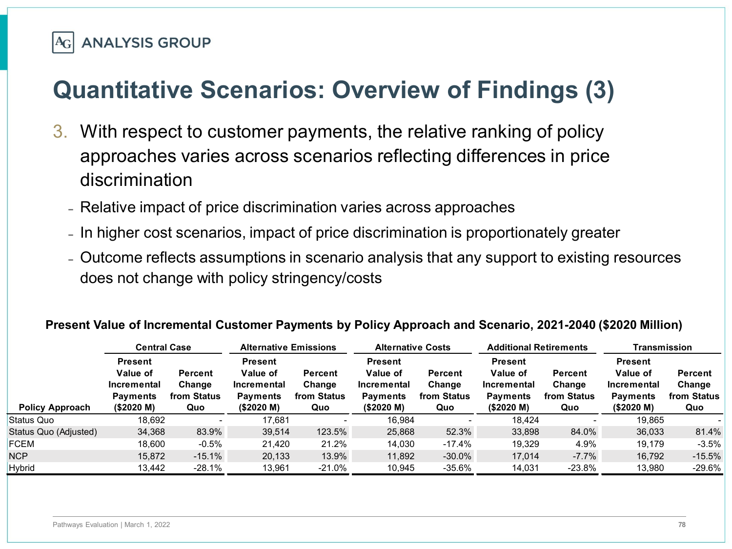# Quantitative Scenarios: Overview of Findings (3)

3. With respect to customer payments, the relative ranking of policy approaches varies across scenarios reflecting differences in price discrimination
   - Relative impact of price discrimination varies across approaches
   - In higher cost scenarios, impact of price discrimination is proportionately greater
   - Outcome reflects assumptions in scenario analysis that any support to existing resources does not change with policy stringency/costs

**Present Value of Incremental Customer Payments by Policy Approach and Scenario, 2021-2040 ($2020 Million)**

| | Central Case | | Alternative Emissions | | Alternative Costs | | Additional Retirements | | Transmission | |
|---|---|---|---|---|---|---|---|---|---|---|
| **Policy Approach** | **Present Value of Incremental Payments ($2020 M)** | **Percent Change from Status Quo** | **Present Value of Incremental Payments ($2020 M)** | **Percent Change from Status Quo** | **Present Value of Incremental Payments ($2020 M)** | **Percent Change from Status Quo** | **Present Value of Incremental Payments ($2020 M)** | **Percent Change from Status Quo** | **Present Value of Incremental Payments ($2020 M)** | **Percent Change from Status Quo** |
| Status Quo | 18,692 | - | 17,681 | - | 16,984 | - | 18,424 | - | 19,865 | - |
| Status Quo (Adjusted) | 34,368 | 83.9% | 39,514 | 123.5% | 25,868 | 52.3% | 33,898 | 84.0% | 36,033 | 81.4% |
| FCEM | 18,600 | -0.5% | 21,420 | 21.2% | 14,030 | -17.4% | 19,329 | 4.9% | 19,179 | -3.5% |
| NCP | 15,872 | -15.1% | 20,133 | 13.9% | 11,892 | -30.0% | 17,014 | -7.7% | 16,792 | -15.5% |
| Hybrid | 13,442 | -28.1% | 13,961 | -21.0% | 10,945 | -35.6% | 14,031 | -23.8% | 13,980 | -29.6% |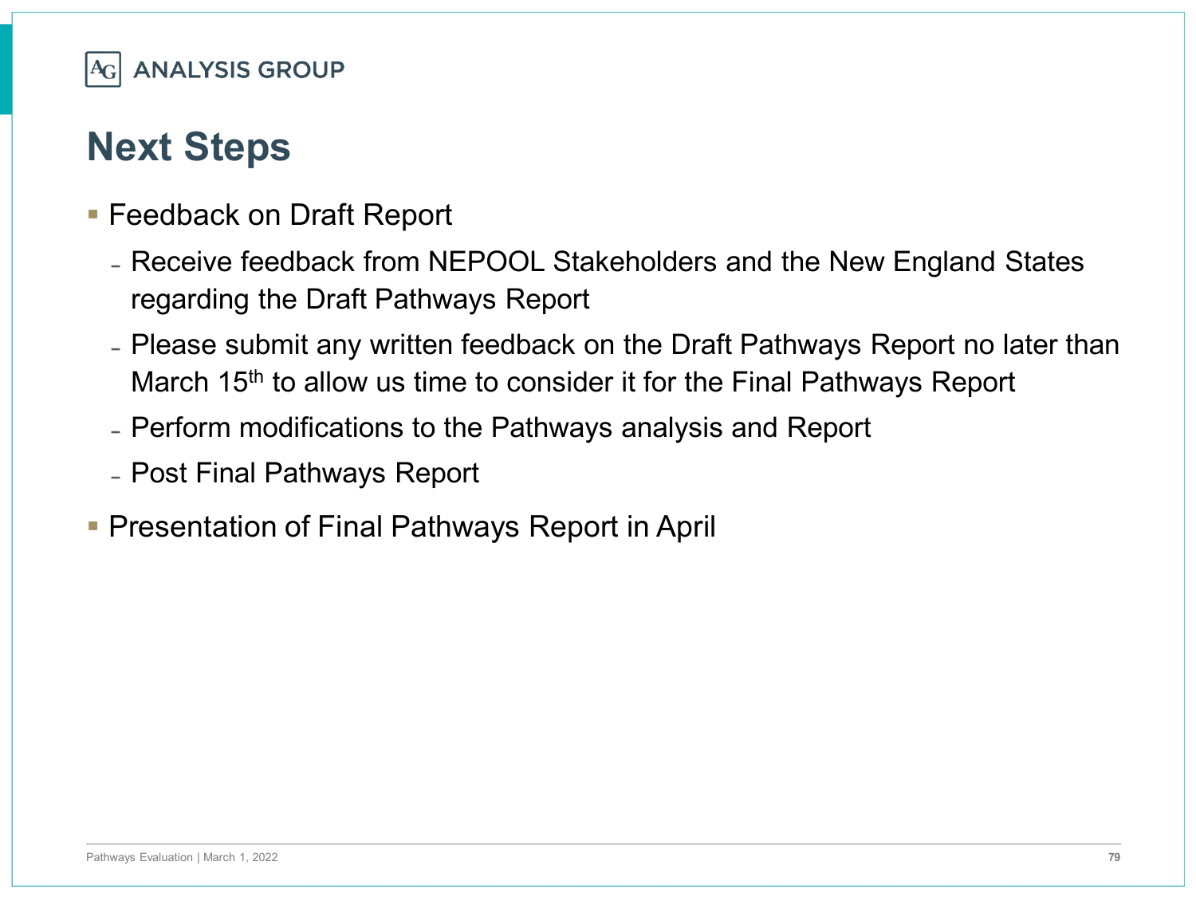# Next Steps

- Feedback on Draft Report
  - Receive feedback from NEPOOL Stakeholders and the New England States regarding the Draft Pathways Report
  - Please submit any written feedback on the Draft Pathways Report no later than March 15th to allow us time to consider it for the Final Pathways Report
  - Perform modifications to the Pathways analysis and Report
  - Post Final Pathways Report
- Presentation of Final Pathways Report in April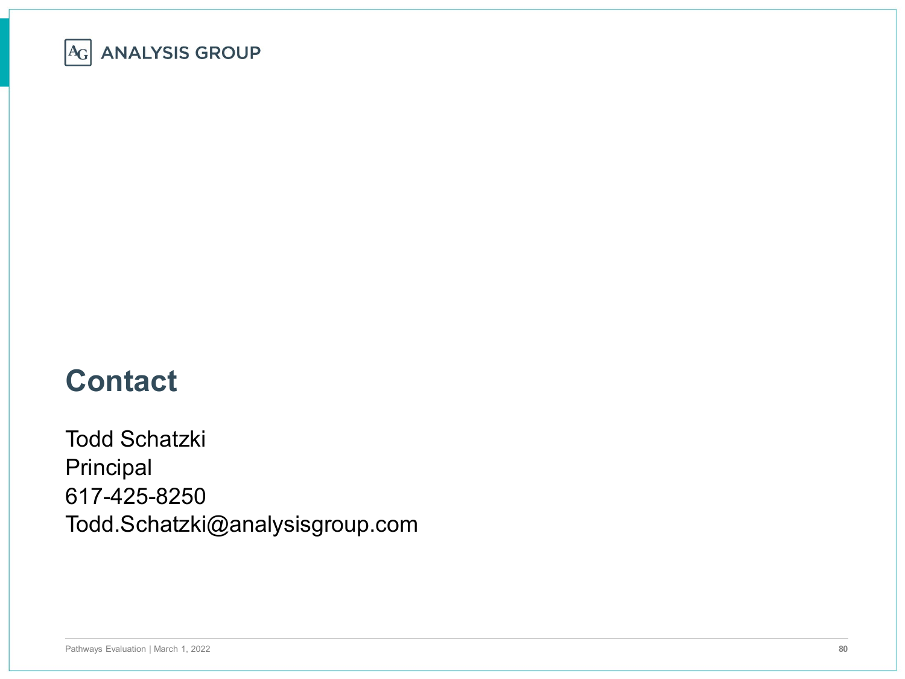## Contact

Todd Schatzki
Principal
617-425-8250
Todd.Schatzki@analysisgroup.com